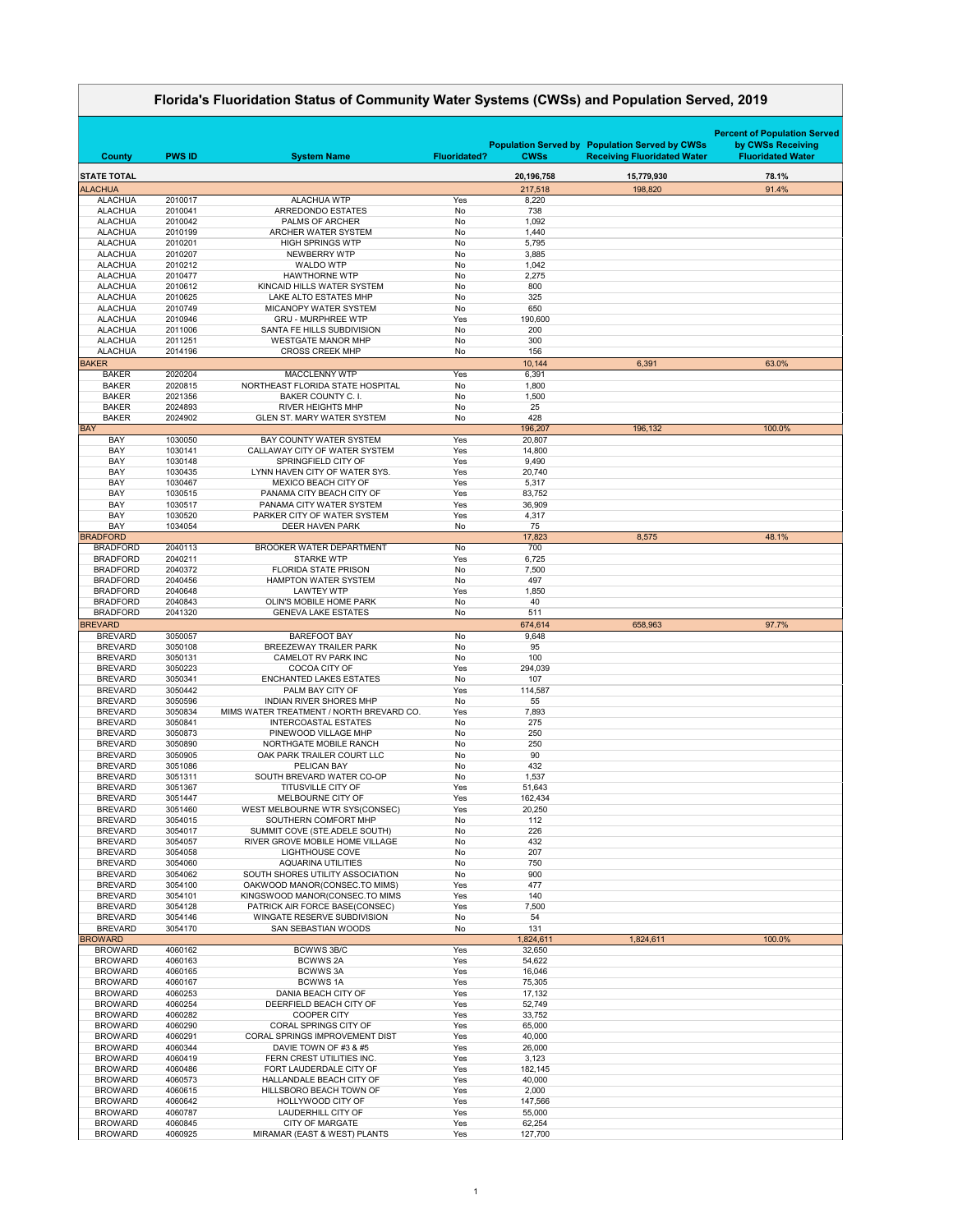# Florida's Fluoridation Status of Community Water Systems (CWSs) and Population Served, 2019

| County | PWS ID | System Name | Fluoridated? | Population Served by CWSs | Population Served by CWSs Receiving Fluoridated Water | Percent of Population Served by CWSs Receiving Fluoridated Water |
|---|---|---|---|---|---|---|
| **STATE TOTAL** | | | | **20,196,758** | **15,779,930** | **78.1%** |
| ALACHUA | | | | 217,518 | 198,820 | 91.4% |
| ALACHUA | 2010017 | ALACHUA WTP | Yes | 8,220 | | |
| ALACHUA | 2010041 | ARREDONDO ESTATES | No | 738 | | |
| ALACHUA | 2010042 | PALMS OF ARCHER | No | 1,092 | | |
| ALACHUA | 2010199 | ARCHER WATER SYSTEM | No | 1,440 | | |
| ALACHUA | 2010201 | HIGH SPRINGS WTP | No | 5,795 | | |
| ALACHUA | 2010207 | NEWBERRY WTP | No | 3,885 | | |
| ALACHUA | 2010212 | WALDO WTP | No | 1,042 | | |
| ALACHUA | 2010477 | HAWTHORNE WTP | No | 2,275 | | |
| ALACHUA | 2010612 | KINCAID HILLS WATER SYSTEM | No | 800 | | |
| ALACHUA | 2010625 | LAKE ALTO ESTATES MHP | No | 325 | | |
| ALACHUA | 2010749 | MICANOPY WATER SYSTEM | No | 650 | | |
| ALACHUA | 2010946 | GRU - MURPHREE WTP | Yes | 190,600 | | |
| ALACHUA | 2011006 | SANTA FE HILLS SUBDIVISION | No | 200 | | |
| ALACHUA | 2011251 | WESTGATE MANOR MHP | No | 300 | | |
| ALACHUA | 2014196 | CROSS CREEK MHP | No | 156 | | |
| BAKER | | | | 10,144 | 6,391 | 63.0% |
| BAKER | 2020204 | MACCLENNY WTP | Yes | 6,391 | | |
| BAKER | 2020815 | NORTHEAST FLORIDA STATE HOSPITAL | No | 1,800 | | |
| BAKER | 2021356 | BAKER COUNTY C. I. | No | 1,500 | | |
| BAKER | 2024893 | RIVER HEIGHTS MHP | No | 25 | | |
| BAKER | 2024902 | GLEN ST. MARY WATER SYSTEM | No | 428 | | |
| BAY | | | | 196,207 | 196,132 | 100.0% |
| BAY | 1030050 | BAY COUNTY WATER SYSTEM | Yes | 20,807 | | |
| BAY | 1030141 | CALLAWAY CITY OF WATER SYSTEM | Yes | 14,800 | | |
| BAY | 1030148 | SPRINGFIELD CITY OF | Yes | 9,490 | | |
| BAY | 1030435 | LYNN HAVEN CITY OF WATER SYS. | Yes | 20,740 | | |
| BAY | 1030467 | MEXICO BEACH CITY OF | Yes | 5,317 | | |
| BAY | 1030515 | PANAMA CITY BEACH CITY OF | Yes | 83,752 | | |
| BAY | 1030517 | PANAMA CITY WATER SYSTEM | Yes | 36,909 | | |
| BAY | 1030520 | PARKER CITY OF WATER SYSTEM | Yes | 4,317 | | |
| BAY | 1034054 | DEER HAVEN PARK | No | 75 | | |
| BRADFORD | | | | 17,823 | 8,575 | 48.1% |
| BRADFORD | 2040113 | BROOKER WATER DEPARTMENT | No | 700 | | |
| BRADFORD | 2040211 | STARKE WTP | Yes | 6,725 | | |
| BRADFORD | 2040372 | FLORIDA STATE PRISON | No | 7,500 | | |
| BRADFORD | 2040456 | HAMPTON WATER SYSTEM | No | 497 | | |
| BRADFORD | 2040648 | LAWTEY WTP | Yes | 1,850 | | |
| BRADFORD | 2040843 | OLIN'S MOBILE HOME PARK | No | 40 | | |
| BRADFORD | 2041320 | GENEVA LAKE ESTATES | No | 511 | | |
| BREVARD | | | | 674,614 | 658,963 | 97.7% |
| BREVARD | 3050057 | BAREFOOT BAY | No | 9,648 | | |
| BREVARD | 3050108 | BREEZEWAY TRAILER PARK | No | 95 | | |
| BREVARD | 3050131 | CAMELOT RV PARK INC | No | 100 | | |
| BREVARD | 3050223 | COCOA CITY OF | Yes | 294,039 | | |
| BREVARD | 3050341 | ENCHANTED LAKES ESTATES | No | 107 | | |
| BREVARD | 3050442 | PALM BAY CITY OF | Yes | 114,587 | | |
| BREVARD | 3050596 | INDIAN RIVER SHORES MHP | No | 55 | | |
| BREVARD | 3050834 | MIMS WATER TREATMENT / NORTH BREVARD CO. | Yes | 7,893 | | |
| BREVARD | 3050841 | INTERCOASTAL ESTATES | No | 275 | | |
| BREVARD | 3050873 | PINEWOOD VILLAGE MHP | No | 250 | | |
| BREVARD | 3050890 | NORTHGATE MOBILE RANCH | No | 250 | | |
| BREVARD | 3050905 | OAK PARK TRAILER COURT LLC | No | 90 | | |
| BREVARD | 3051086 | PELICAN BAY | No | 432 | | |
| BREVARD | 3051311 | SOUTH BREVARD WATER CO-OP | No | 1,537 | | |
| BREVARD | 3051367 | TITUSVILLE CITY OF | Yes | 51,643 | | |
| BREVARD | 3051447 | MELBOURNE CITY OF | Yes | 162,434 | | |
| BREVARD | 3051460 | WEST MELBOURNE WTR SYS(CONSEC) | Yes | 20,250 | | |
| BREVARD | 3054015 | SOUTHERN COMFORT MHP | No | 112 | | |
| BREVARD | 3054017 | SUMMIT COVE (STE.ADELE SOUTH) | No | 226 | | |
| BREVARD | 3054057 | RIVER GROVE MOBILE HOME VILLAGE | No | 432 | | |
| BREVARD | 3054058 | LIGHTHOUSE COVE | No | 207 | | |
| BREVARD | 3054060 | AQUARINA UTILITIES | No | 750 | | |
| BREVARD | 3054062 | SOUTH SHORES UTILITY ASSOCIATION | No | 900 | | |
| BREVARD | 3054100 | OAKWOOD MANOR(CONSEC.TO MIMS) | Yes | 477 | | |
| BREVARD | 3054101 | KINGSWOOD MANOR(CONSEC.TO MIMS | Yes | 140 | | |
| BREVARD | 3054128 | PATRICK AIR FORCE BASE(CONSEC) | Yes | 7,500 | | |
| BREVARD | 3054146 | WINGATE RESERVE SUBDIVISION | No | 54 | | |
| BREVARD | 3054170 | SAN SEBASTIAN WOODS | No | 131 | | |
| BROWARD | | | | 1,824,611 | 1,824,611 | 100.0% |
| BROWARD | 4060162 | BCWWS 3B/C | Yes | 32,650 | | |
| BROWARD | 4060163 | BCWWS 2A | Yes | 54,622 | | |
| BROWARD | 4060165 | BCWWS 3A | Yes | 16,046 | | |
| BROWARD | 4060167 | BCWWS 1A | Yes | 75,305 | | |
| BROWARD | 4060253 | DANIA BEACH CITY OF | Yes | 17,132 | | |
| BROWARD | 4060254 | DEERFIELD BEACH CITY OF | Yes | 52,749 | | |
| BROWARD | 4060282 | COOPER CITY | Yes | 33,752 | | |
| BROWARD | 4060290 | CORAL SPRINGS CITY OF | Yes | 65,000 | | |
| BROWARD | 4060291 | CORAL SPRINGS IMPROVEMENT DIST | Yes | 40,000 | | |
| BROWARD | 4060344 | DAVIE TOWN OF #3 & #5 | Yes | 26,000 | | |
| BROWARD | 4060419 | FERN CREST UTILITIES INC. | Yes | 3,123 | | |
| BROWARD | 4060486 | FORT LAUDERDALE CITY OF | Yes | 182,145 | | |
| BROWARD | 4060573 | HALLANDALE BEACH CITY OF | Yes | 40,000 | | |
| BROWARD | 4060615 | HILLSBORO BEACH TOWN OF | Yes | 2,000 | | |
| BROWARD | 4060642 | HOLLYWOOD CITY OF | Yes | 147,566 | | |
| BROWARD | 4060787 | LAUDERHILL CITY OF | Yes | 55,000 | | |
| BROWARD | 4060845 | CITY OF MARGATE | Yes | 62,254 | | |
| BROWARD | 4060925 | MIRAMAR (EAST & WEST) PLANTS | Yes | 127,700 | | |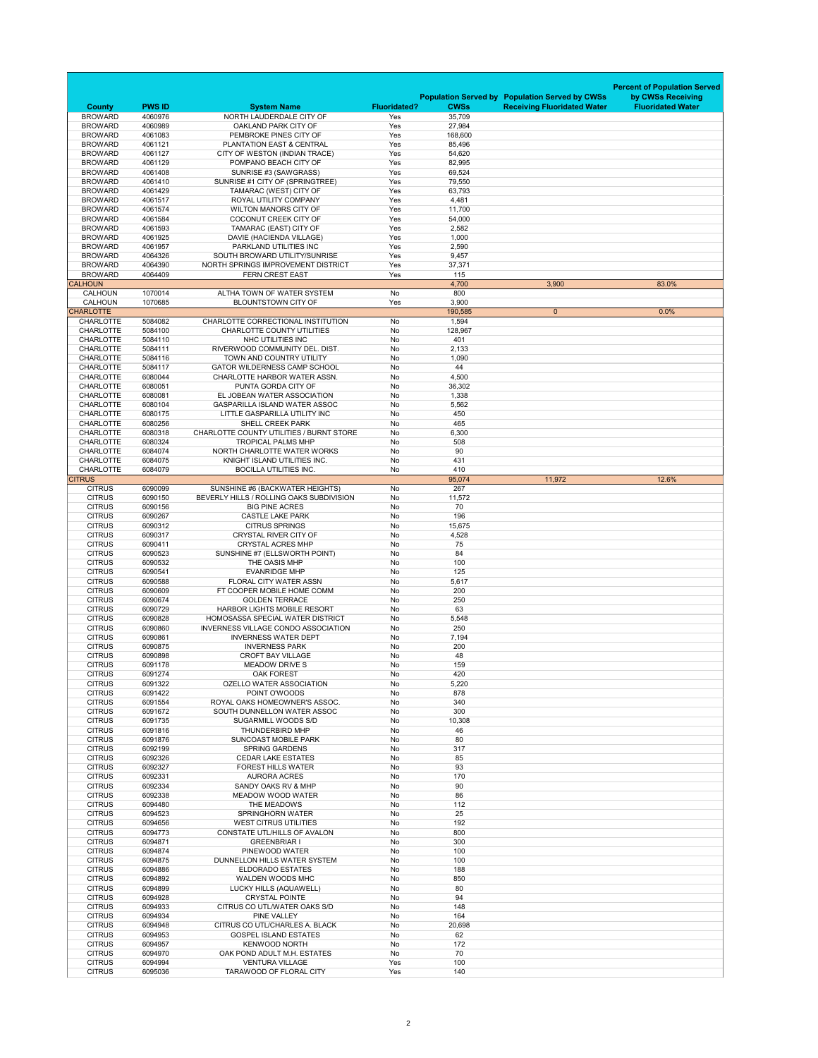| County | PWS ID | System Name | Fluoridated? | Population Served by CWSs | Population Served by CWSs Receiving Fluoridated Water | Percent of Population Served by CWSs Receiving Fluoridated Water |
|---|---|---|---|---|---|---|
| BROWARD | 4060976 | NORTH LAUDERDALE CITY OF | Yes | 35,709 | | |
| BROWARD | 4060989 | OAKLAND PARK CITY OF | Yes | 27,984 | | |
| BROWARD | 4061083 | PEMBROKE PINES CITY OF | Yes | 168,600 | | |
| BROWARD | 4061121 | PLANTATION EAST & CENTRAL | Yes | 85,496 | | |
| BROWARD | 4061127 | CITY OF WESTON (INDIAN TRACE) | Yes | 54,620 | | |
| BROWARD | 4061129 | POMPANO BEACH CITY OF | Yes | 82,995 | | |
| BROWARD | 4061408 | SUNRISE #3 (SAWGRASS) | Yes | 69,524 | | |
| BROWARD | 4061410 | SUNRISE #1 CITY OF (SPRINGTREE) | Yes | 79,550 | | |
| BROWARD | 4061429 | TAMARAC (WEST) CITY OF | Yes | 63,793 | | |
| BROWARD | 4061517 | ROYAL UTILITY COMPANY | Yes | 4,481 | | |
| BROWARD | 4061574 | WILTON MANORS CITY OF | Yes | 11,700 | | |
| BROWARD | 4061584 | COCONUT CREEK CITY OF | Yes | 54,000 | | |
| BROWARD | 4061593 | TAMARAC (EAST) CITY OF | Yes | 2,582 | | |
| BROWARD | 4061925 | DAVIE (HACIENDA VILLAGE) | Yes | 1,000 | | |
| BROWARD | 4061957 | PARKLAND UTILITIES INC | Yes | 2,590 | | |
| BROWARD | 4064326 | SOUTH BROWARD UTILITY/SUNRISE | Yes | 9,457 | | |
| BROWARD | 4064390 | NORTH SPRINGS IMPROVEMENT DISTRICT | Yes | 37,371 | | |
| BROWARD | 4064409 | FERN CREST EAST | Yes | 115 | | |
| CALHOUN | | | | 4,700 | 3,900 | 83.0% |
| CALHOUN | 1070014 | ALTHA TOWN OF WATER SYSTEM | No | 800 | | |
| CALHOUN | 1070685 | BLOUNTSTOWN CITY OF | Yes | 3,900 | | |
| CHARLOTTE | | | | 190,585 | 0 | 0.0% |
| CHARLOTTE | 5084082 | CHARLOTTE CORRECTIONAL INSTITUTION | No | 1,594 | | |
| CHARLOTTE | 5084100 | CHARLOTTE COUNTY UTILITIES | No | 128,967 | | |
| CHARLOTTE | 5084110 | NHC UTILITIES INC | No | 401 | | |
| CHARLOTTE | 5084111 | RIVERWOOD COMMUNITY DEL. DIST. | No | 2,133 | | |
| CHARLOTTE | 5084116 | TOWN AND COUNTRY UTILITY | No | 1,090 | | |
| CHARLOTTE | 5084117 | GATOR WILDERNESS CAMP SCHOOL | No | 44 | | |
| CHARLOTTE | 6080044 | CHARLOTTE HARBOR WATER ASSN. | No | 4,500 | | |
| CHARLOTTE | 6080051 | PUNTA GORDA CITY OF | No | 36,302 | | |
| CHARLOTTE | 6080081 | EL JOBEAN WATER ASSOCIATION | No | 1,338 | | |
| CHARLOTTE | 6080104 | GASPARILLA ISLAND WATER ASSOC | No | 5,562 | | |
| CHARLOTTE | 6080175 | LITTLE GASPARILLA UTILITY INC | No | 450 | | |
| CHARLOTTE | 6080256 | SHELL CREEK PARK | No | 465 | | |
| CHARLOTTE | 6080318 | CHARLOTTE COUNTY UTILITIES / BURNT STORE | No | 6,300 | | |
| CHARLOTTE | 6080324 | TROPICAL PALMS MHP | No | 508 | | |
| CHARLOTTE | 6084074 | NORTH CHARLOTTE WATER WORKS | No | 90 | | |
| CHARLOTTE | 6084075 | KNIGHT ISLAND UTILITIES INC. | No | 431 | | |
| CHARLOTTE | 6084079 | BOCILLA UTILITIES INC. | No | 410 | | |
| CITRUS | | | | 95,074 | 11,972 | 12.6% |
| CITRUS | 6090099 | SUNSHINE #6 (BACKWATER HEIGHTS) | No | 267 | | |
| CITRUS | 6090150 | BEVERLY HILLS / ROLLING OAKS SUBDIVISION | No | 11,572 | | |
| CITRUS | 6090156 | BIG PINE ACRES | No | 70 | | |
| CITRUS | 6090267 | CASTLE LAKE PARK | No | 196 | | |
| CITRUS | 6090312 | CITRUS SPRINGS | No | 15,675 | | |
| CITRUS | 6090317 | CRYSTAL RIVER CITY OF | No | 4,528 | | |
| CITRUS | 6090411 | CRYSTAL ACRES MHP | No | 75 | | |
| CITRUS | 6090523 | SUNSHINE #7 (ELLSWORTH POINT) | No | 84 | | |
| CITRUS | 6090532 | THE OASIS MHP | No | 100 | | |
| CITRUS | 6090541 | EVANRIDGE MHP | No | 125 | | |
| CITRUS | 6090588 | FLORAL CITY WATER ASSN | No | 5,617 | | |
| CITRUS | 6090609 | FT COOPER MOBILE HOME COMM | No | 200 | | |
| CITRUS | 6090674 | GOLDEN TERRACE | No | 250 | | |
| CITRUS | 6090729 | HARBOR LIGHTS MOBILE RESORT | No | 63 | | |
| CITRUS | 6090828 | HOMOSASSA SPECIAL WATER DISTRICT | No | 5,548 | | |
| CITRUS | 6090860 | INVERNESS VILLAGE CONDO ASSOCIATION | No | 250 | | |
| CITRUS | 6090861 | INVERNESS WATER DEPT | No | 7,194 | | |
| CITRUS | 6090875 | INVERNESS PARK | No | 200 | | |
| CITRUS | 6090898 | CROFT BAY VILLAGE | No | 48 | | |
| CITRUS | 6091178 | MEADOW DRIVE S | No | 159 | | |
| CITRUS | 6091274 | OAK FOREST | No | 420 | | |
| CITRUS | 6091322 | OZELLO WATER ASSOCIATION | No | 5,220 | | |
| CITRUS | 6091422 | POINT O'WOODS | No | 878 | | |
| CITRUS | 6091554 | ROYAL OAKS HOMEOWNER'S ASSOC. | No | 340 | | |
| CITRUS | 6091672 | SOUTH DUNNELLON WATER ASSOC | No | 300 | | |
| CITRUS | 6091735 | SUGARMILL WOODS S/D | No | 10,308 | | |
| CITRUS | 6091816 | THUNDERBIRD MHP | No | 46 | | |
| CITRUS | 6091876 | SUNCOAST MOBILE PARK | No | 80 | | |
| CITRUS | 6092199 | SPRING GARDENS | No | 317 | | |
| CITRUS | 6092326 | CEDAR LAKE ESTATES | No | 85 | | |
| CITRUS | 6092327 | FOREST HILLS WATER | No | 93 | | |
| CITRUS | 6092331 | AURORA ACRES | No | 170 | | |
| CITRUS | 6092334 | SANDY OAKS RV & MHP | No | 90 | | |
| CITRUS | 6092338 | MEADOW WOOD WATER | No | 86 | | |
| CITRUS | 6094480 | THE MEADOWS | No | 112 | | |
| CITRUS | 6094523 | SPRINGHORN WATER | No | 25 | | |
| CITRUS | 6094656 | WEST CITRUS UTILITIES | No | 192 | | |
| CITRUS | 6094773 | CONSTATE UTL/HILLS OF AVALON | No | 800 | | |
| CITRUS | 6094871 | GREENBRIAR I | No | 300 | | |
| CITRUS | 6094874 | PINEWOOD WATER | No | 100 | | |
| CITRUS | 6094875 | DUNNELLON HILLS WATER SYSTEM | No | 100 | | |
| CITRUS | 6094886 | ELDORADO ESTATES | No | 188 | | |
| CITRUS | 6094892 | WALDEN WOODS MHC | No | 850 | | |
| CITRUS | 6094899 | LUCKY HILLS (AQUAWELL) | No | 80 | | |
| CITRUS | 6094928 | CRYSTAL POINTE | No | 94 | | |
| CITRUS | 6094933 | CITRUS CO UTL/WATER OAKS S/D | No | 148 | | |
| CITRUS | 6094934 | PINE VALLEY | No | 164 | | |
| CITRUS | 6094948 | CITRUS CO UTL/CHARLES A. BLACK | No | 20,698 | | |
| CITRUS | 6094953 | GOSPEL ISLAND ESTATES | No | 62 | | |
| CITRUS | 6094957 | KENWOOD NORTH | No | 172 | | |
| CITRUS | 6094970 | OAK POND ADULT M.H. ESTATES | No | 70 | | |
| CITRUS | 6094994 | VENTURA VILLAGE | Yes | 100 | | |
| CITRUS | 6095036 | TARAWOOD OF FLORAL CITY | Yes | 140 | | |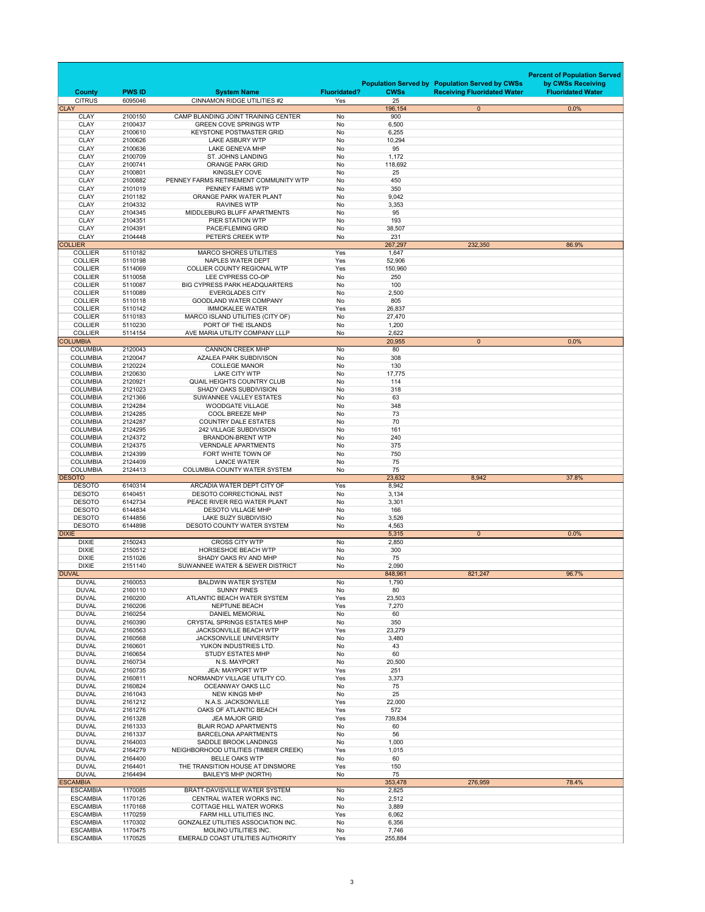| County | PWS ID | System Name | Fluoridated? | Population Served by CWSs | Population Served by CWSs Receiving Fluoridated Water | Percent of Population Served by CWSs Receiving Fluoridated Water |
|---|---|---|---|---|---|---|
| CITRUS | 6095046 | CINNAMON RIDGE UTILITIES #2 | Yes | 25 | | |
| CLAY | | | | 196,154 | 0 | 0.0% |
| CLAY | 2100150 | CAMP BLANDING JOINT TRAINING CENTER | No | 900 | | |
| CLAY | 2100437 | GREEN COVE SPRINGS WTP | No | 6,500 | | |
| CLAY | 2100610 | KEYSTONE POSTMASTER GRID | No | 6,255 | | |
| CLAY | 2100626 | LAKE ASBURY WTP | No | 10,294 | | |
| CLAY | 2100636 | LAKE GENEVA MHP | No | 95 | | |
| CLAY | 2100709 | ST. JOHNS LANDING | No | 1,172 | | |
| CLAY | 2100741 | ORANGE PARK GRID | No | 118,692 | | |
| CLAY | 2100801 | KINGSLEY COVE | No | 25 | | |
| CLAY | 2100882 | PENNEY FARMS RETIREMENT COMMUNITY WTP | No | 450 | | |
| CLAY | 2101019 | PENNEY FARMS WTP | No | 350 | | |
| CLAY | 2101182 | ORANGE PARK WATER PLANT | No | 9,042 | | |
| CLAY | 2104332 | RAVINES WTP | No | 3,353 | | |
| CLAY | 2104345 | MIDDLEBURG BLUFF APARTMENTS | No | 95 | | |
| CLAY | 2104351 | PIER STATION WTP | No | 193 | | |
| CLAY | 2104391 | PACE/FLEMING GRID | No | 38,507 | | |
| CLAY | 2104448 | PETER'S CREEK WTP | No | 231 | | |
| COLLIER | | | | 267,297 | 232,350 | 86.9% |
| COLLIER | 5110182 | MARCO SHORES UTILITIES | Yes | 1,647 | | |
| COLLIER | 5110198 | NAPLES WATER DEPT | Yes | 52,906 | | |
| COLLIER | 5114069 | COLLIER COUNTY REGIONAL WTP | Yes | 150,960 | | |
| COLLIER | 5110058 | LEE CYPRESS CO-OP | No | 250 | | |
| COLLIER | 5110087 | BIG CYPRESS PARK HEADQUARTERS | No | 100 | | |
| COLLIER | 5110089 | EVERGLADES CITY | No | 2,500 | | |
| COLLIER | 5110118 | GOODLAND WATER COMPANY | No | 805 | | |
| COLLIER | 5110142 | IMMOKALEE WATER | Yes | 26,837 | | |
| COLLIER | 5110183 | MARCO ISLAND UTILITIES (CITY OF) | No | 27,470 | | |
| COLLIER | 5110230 | PORT OF THE ISLANDS | No | 1,200 | | |
| COLLIER | 5114154 | AVE MARIA UTILITY COMPANY LLLP | No | 2,622 | | |
| COLUMBIA | | | | 20,955 | 0 | 0.0% |
| COLUMBIA | 2120043 | CANNON CREEK MHP | No | 80 | | |
| COLUMBIA | 2120047 | AZALEA PARK SUBDIVISON | No | 308 | | |
| COLUMBIA | 2120224 | COLLEGE MANOR | No | 130 | | |
| COLUMBIA | 2120630 | LAKE CITY WTP | No | 17,775 | | |
| COLUMBIA | 2120921 | QUAIL HEIGHTS COUNTRY CLUB | No | 114 | | |
| COLUMBIA | 2121023 | SHADY OAKS SUBDIVISION | No | 318 | | |
| COLUMBIA | 2121366 | SUWANNEE VALLEY ESTATES | No | 63 | | |
| COLUMBIA | 2124284 | WOODGATE VILLAGE | No | 348 | | |
| COLUMBIA | 2124285 | COOL BREEZE MHP | No | 73 | | |
| COLUMBIA | 2124287 | COUNTRY DALE ESTATES | No | 70 | | |
| COLUMBIA | 2124295 | 242 VILLAGE SUBDIVISION | No | 161 | | |
| COLUMBIA | 2124372 | BRANDON-BRENT WTP | No | 240 | | |
| COLUMBIA | 2124375 | VERNDALE APARTMENTS | No | 375 | | |
| COLUMBIA | 2124399 | FORT WHITE TOWN OF | No | 750 | | |
| COLUMBIA | 2124409 | LANCE WATER | No | 75 | | |
| COLUMBIA | 2124413 | COLUMBIA COUNTY WATER SYSTEM | No | 75 | | |
| DESOTO | | | | 23,632 | 8,942 | 37.8% |
| DESOTO | 6140314 | ARCADIA WATER DEPT CITY OF | Yes | 8,942 | | |
| DESOTO | 6140451 | DESOTO CORRECTIONAL INST | No | 3,134 | | |
| DESOTO | 6142734 | PEACE RIVER REG WATER PLANT | No | 3,301 | | |
| DESOTO | 6144834 | DESOTO VILLAGE MHP | No | 166 | | |
| DESOTO | 6144856 | LAKE SUZY SUBDIVISIO | No | 3,526 | | |
| DESOTO | 6144898 | DESOTO COUNTY WATER SYSTEM | No | 4,563 | | |
| DIXIE | | | | 5,315 | 0 | 0.0% |
| DIXIE | 2150243 | CROSS CITY WTP | No | 2,850 | | |
| DIXIE | 2150512 | HORSESHOE BEACH WTP | No | 300 | | |
| DIXIE | 2151026 | SHADY OAKS RV AND MHP | No | 75 | | |
| DIXIE | 2151140 | SUWANNEE WATER & SEWER DISTRICT | No | 2,090 | | |
| DUVAL | | | | 848,961 | 821,247 | 96.7% |
| DUVAL | 2160053 | BALDWIN WATER SYSTEM | No | 1,790 | | |
| DUVAL | 2160110 | SUNNY PINES | No | 80 | | |
| DUVAL | 2160200 | ATLANTIC BEACH WATER SYSTEM | Yes | 23,503 | | |
| DUVAL | 2160206 | NEPTUNE BEACH | Yes | 7,270 | | |
| DUVAL | 2160254 | DANIEL MEMORIAL | No | 60 | | |
| DUVAL | 2160390 | CRYSTAL SPRINGS ESTATES MHP | No | 350 | | |
| DUVAL | 2160563 | JACKSONVILLE BEACH WTP | Yes | 23,279 | | |
| DUVAL | 2160568 | JACKSONVILLE UNIVERSITY | No | 3,480 | | |
| DUVAL | 2160601 | YUKON INDUSTRIES LTD. | No | 43 | | |
| DUVAL | 2160654 | STUDY ESTATES MHP | No | 60 | | |
| DUVAL | 2160734 | N.S. MAYPORT | No | 20,500 | | |
| DUVAL | 2160735 | JEA: MAYPORT WTP | Yes | 251 | | |
| DUVAL | 2160811 | NORMANDY VILLAGE UTILITY CO. | Yes | 3,373 | | |
| DUVAL | 2160824 | OCEANWAY OAKS LLC | No | 75 | | |
| DUVAL | 2161043 | NEW KINGS MHP | No | 25 | | |
| DUVAL | 2161212 | N.A.S. JACKSONVILLE | Yes | 22,000 | | |
| DUVAL | 2161276 | OAKS OF ATLANTIC BEACH | Yes | 572 | | |
| DUVAL | 2161328 | JEA MAJOR GRID | Yes | 739,834 | | |
| DUVAL | 2161333 | BLAIR ROAD APARTMENTS | No | 60 | | |
| DUVAL | 2161337 | BARCELONA APARTMENTS | No | 56 | | |
| DUVAL | 2164003 | SADDLE BROOK LANDINGS | No | 1,000 | | |
| DUVAL | 2164279 | NEIGHBORHOOD UTILITIES (TIMBER CREEK) | Yes | 1,015 | | |
| DUVAL | 2164400 | BELLE OAKS WTP | No | 60 | | |
| DUVAL | 2164401 | THE TRANSITION HOUSE AT DINSMORE | Yes | 150 | | |
| DUVAL | 2164494 | BAILEY'S MHP (NORTH) | No | 75 | | |
| ESCAMBIA | | | | 353,478 | 276,959 | 78.4% |
| ESCAMBIA | 1170085 | BRATT-DAVISVILLE WATER SYSTEM | No | 2,825 | | |
| ESCAMBIA | 1170126 | CENTRAL WATER WORKS INC. | No | 2,512 | | |
| ESCAMBIA | 1170168 | COTTAGE HILL WATER WORKS | No | 3,889 | | |
| ESCAMBIA | 1170259 | FARM HILL UTILITIES INC. | Yes | 6,062 | | |
| ESCAMBIA | 1170302 | GONZALEZ UTILITIES ASSOCIATION INC. | No | 6,356 | | |
| ESCAMBIA | 1170475 | MOLINO UTILITIES INC. | No | 7,746 | | |
| ESCAMBIA | 1170525 | EMERALD COAST UTILITIES AUTHORITY | Yes | 255,884 | | |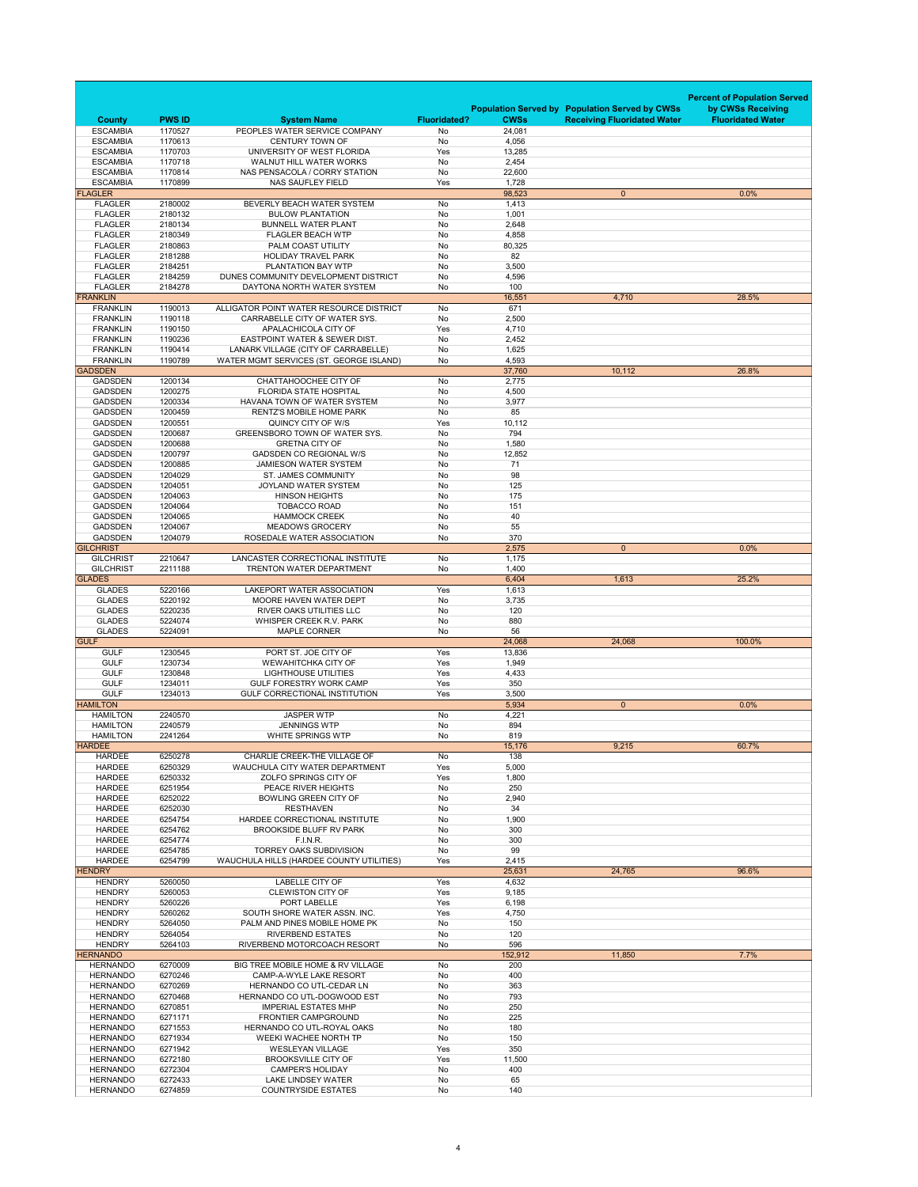| County | PWS ID | System Name | Fluoridated? | Population Served by CWSs | Population Served by CWSs Receiving Fluoridated Water | Percent of Population Served by CWSs Receiving Fluoridated Water |
|---|---|---|---|---|---|---|
| ESCAMBIA | 1170527 | PEOPLES WATER SERVICE COMPANY | No | 24,081 | | |
| ESCAMBIA | 1170613 | CENTURY TOWN OF | No | 4,056 | | |
| ESCAMBIA | 1170703 | UNIVERSITY OF WEST FLORIDA | Yes | 13,285 | | |
| ESCAMBIA | 1170718 | WALNUT HILL WATER WORKS | No | 2,454 | | |
| ESCAMBIA | 1170814 | NAS PENSACOLA / CORRY STATION | No | 22,600 | | |
| ESCAMBIA | 1170899 | NAS SAUFLEY FIELD | Yes | 1,728 | | |
| FLAGLER | | | | 98,523 | 0 | 0.0% |
| FLAGLER | 2180002 | BEVERLY BEACH WATER SYSTEM | No | 1,413 | | |
| FLAGLER | 2180132 | BULOW PLANTATION | No | 1,001 | | |
| FLAGLER | 2180134 | BUNNELL WATER PLANT | No | 2,648 | | |
| FLAGLER | 2180349 | FLAGLER BEACH WTP | No | 4,858 | | |
| FLAGLER | 2180863 | PALM COAST UTILITY | No | 80,325 | | |
| FLAGLER | 2181288 | HOLIDAY TRAVEL PARK | No | 82 | | |
| FLAGLER | 2184251 | PLANTATION BAY WTP | No | 3,500 | | |
| FLAGLER | 2184259 | DUNES COMMUNITY DEVELOPMENT DISTRICT | No | 4,596 | | |
| FLAGLER | 2184278 | DAYTONA NORTH WATER SYSTEM | No | 100 | | |
| FRANKLIN | | | | 16,551 | 4,710 | 28.5% |
| FRANKLIN | 1190013 | ALLIGATOR POINT WATER RESOURCE DISTRICT | No | 671 | | |
| FRANKLIN | 1190118 | CARRABELLE CITY OF WATER SYS. | No | 2,500 | | |
| FRANKLIN | 1190150 | APALACHICOLA CITY OF | Yes | 4,710 | | |
| FRANKLIN | 1190236 | EASTPOINT WATER & SEWER DIST. | No | 2,452 | | |
| FRANKLIN | 1190414 | LANARK VILLAGE (CITY OF CARRABELLE) | No | 1,625 | | |
| FRANKLIN | 1190789 | WATER MGMT SERVICES (ST. GEORGE ISLAND) | No | 4,593 | | |
| GADSDEN | | | | 37,760 | 10,112 | 26.8% |
| GADSDEN | 1200134 | CHATTAHOOCHEE CITY OF | No | 2,775 | | |
| GADSDEN | 1200275 | FLORIDA STATE HOSPITAL | No | 4,500 | | |
| GADSDEN | 1200334 | HAVANA TOWN OF WATER SYSTEM | No | 3,977 | | |
| GADSDEN | 1200459 | RENTZ'S MOBILE HOME PARK | No | 85 | | |
| GADSDEN | 1200551 | QUINCY CITY OF W/S | Yes | 10,112 | | |
| GADSDEN | 1200687 | GREENSBORO TOWN OF WATER SYS. | No | 794 | | |
| GADSDEN | 1200688 | GRETNA CITY OF | No | 1,580 | | |
| GADSDEN | 1200797 | GADSDEN CO REGIONAL W/S | No | 12,852 | | |
| GADSDEN | 1200885 | JAMIESON WATER SYSTEM | No | 71 | | |
| GADSDEN | 1204029 | ST. JAMES COMMUNITY | No | 98 | | |
| GADSDEN | 1204051 | JOYLAND WATER SYSTEM | No | 125 | | |
| GADSDEN | 1204063 | HINSON HEIGHTS | No | 175 | | |
| GADSDEN | 1204064 | TOBACCO ROAD | No | 151 | | |
| GADSDEN | 1204065 | HAMMOCK CREEK | No | 40 | | |
| GADSDEN | 1204067 | MEADOWS GROCERY | No | 55 | | |
| GADSDEN | 1204079 | ROSEDALE WATER ASSOCIATION | No | 370 | | |
| GILCHRIST | | | | 2,575 | 0 | 0.0% |
| GILCHRIST | 2210647 | LANCASTER CORRECTIONAL INSTITUTE | No | 1,175 | | |
| GILCHRIST | 2211188 | TRENTON WATER DEPARTMENT | No | 1,400 | | |
| GLADES | | | | 6,404 | 1,613 | 25.2% |
| GLADES | 5220166 | LAKEPORT WATER ASSOCIATION | Yes | 1,613 | | |
| GLADES | 5220192 | MOORE HAVEN WATER DEPT | No | 3,735 | | |
| GLADES | 5220235 | RIVER OAKS UTILITIES LLC | No | 120 | | |
| GLADES | 5224074 | WHISPER CREEK R.V. PARK | No | 880 | | |
| GLADES | 5224091 | MAPLE CORNER | No | 56 | | |
| GULF | | | | 24,068 | 24,068 | 100.0% |
| GULF | 1230545 | PORT ST. JOE CITY OF | Yes | 13,836 | | |
| GULF | 1230734 | WEWAHITCHKA CITY OF | Yes | 1,949 | | |
| GULF | 1230848 | LIGHTHOUSE UTILITIES | Yes | 4,433 | | |
| GULF | 1234011 | GULF FORESTRY WORK CAMP | Yes | 350 | | |
| GULF | 1234013 | GULF CORRECTIONAL INSTITUTION | Yes | 3,500 | | |
| HAMILTON | | | | 5,934 | 0 | 0.0% |
| HAMILTON | 2240570 | JASPER WTP | No | 4,221 | | |
| HAMILTON | 2240579 | JENNINGS WTP | No | 894 | | |
| HAMILTON | 2241264 | WHITE SPRINGS WTP | No | 819 | | |
| HARDEE | | | | 15,176 | 9,215 | 60.7% |
| HARDEE | 6250278 | CHARLIE CREEK-THE VILLAGE OF | No | 138 | | |
| HARDEE | 6250329 | WAUCHULA CITY WATER DEPARTMENT | Yes | 5,000 | | |
| HARDEE | 6250332 | ZOLFO SPRINGS CITY OF | Yes | 1,800 | | |
| HARDEE | 6251954 | PEACE RIVER HEIGHTS | No | 250 | | |
| HARDEE | 6252022 | BOWLING GREEN CITY OF | No | 2,940 | | |
| HARDEE | 6252030 | RESTHAVEN | No | 34 | | |
| HARDEE | 6254754 | HARDEE CORRECTIONAL INSTITUTE | No | 1,900 | | |
| HARDEE | 6254762 | BROOKSIDE BLUFF RV PARK | No | 300 | | |
| HARDEE | 6254774 | F.I.N.R. | No | 300 | | |
| HARDEE | 6254785 | TORREY OAKS SUBDIVISION | No | 99 | | |
| HARDEE | 6254799 | WAUCHULA HILLS (HARDEE COUNTY UTILITIES) | Yes | 2,415 | | |
| HENDRY | | | | 25,631 | 24,765 | 96.6% |
| HENDRY | 5260050 | LABELLE CITY OF | Yes | 4,632 | | |
| HENDRY | 5260053 | CLEWISTON CITY OF | Yes | 9,185 | | |
| HENDRY | 5260226 | PORT LABELLE | Yes | 6,198 | | |
| HENDRY | 5260262 | SOUTH SHORE WATER ASSN. INC. | Yes | 4,750 | | |
| HENDRY | 5264050 | PALM AND PINES MOBILE HOME PK | No | 150 | | |
| HENDRY | 5264054 | RIVERBEND ESTATES | No | 120 | | |
| HENDRY | 5264103 | RIVERBEND MOTORCOACH RESORT | No | 596 | | |
| HERNANDO | | | | 152,912 | 11,850 | 7.7% |
| HERNANDO | 6270009 | BIG TREE MOBILE HOME & RV VILLAGE | No | 200 | | |
| HERNANDO | 6270246 | CAMP-A-WYLE LAKE RESORT | No | 400 | | |
| HERNANDO | 6270269 | HERNANDO CO UTL-CEDAR LN | No | 363 | | |
| HERNANDO | 6270468 | HERNANDO CO UTL-DOGWOOD EST | No | 793 | | |
| HERNANDO | 6270851 | IMPERIAL ESTATES MHP | No | 250 | | |
| HERNANDO | 6271171 | FRONTIER CAMPGROUND | No | 225 | | |
| HERNANDO | 6271553 | HERNANDO CO UTL-ROYAL OAKS | No | 180 | | |
| HERNANDO | 6271934 | WEEKI WACHEE NORTH TP | No | 150 | | |
| HERNANDO | 6271942 | WESLEYAN VILLAGE | Yes | 350 | | |
| HERNANDO | 6272180 | BROOKSVILLE CITY OF | Yes | 11,500 | | |
| HERNANDO | 6272304 | CAMPER'S HOLIDAY | No | 400 | | |
| HERNANDO | 6272433 | LAKE LINDSEY WATER | No | 65 | | |
| HERNANDO | 6274859 | COUNTRYSIDE ESTATES | No | 140 | | |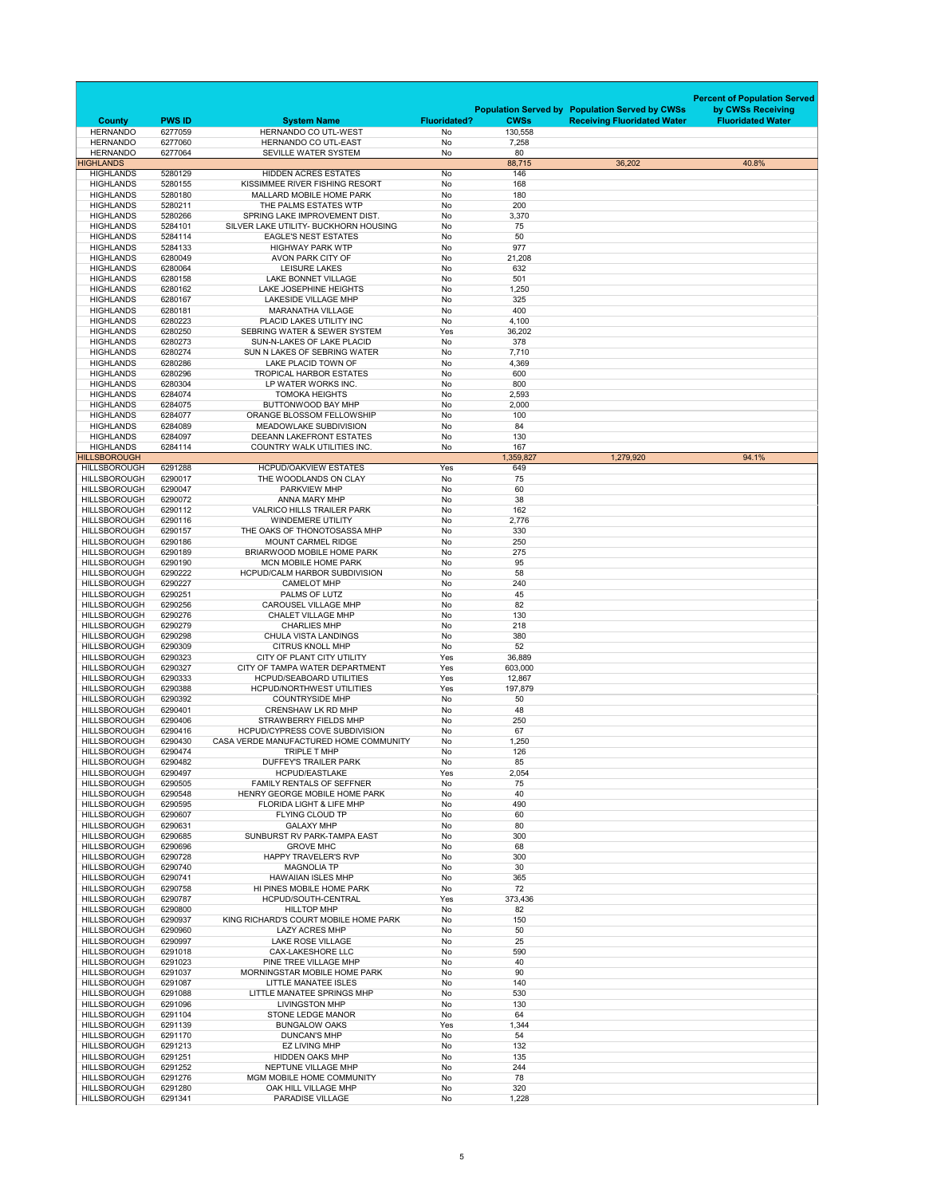| County | PWS ID | System Name | Fluoridated? | Population Served by CWSs | Population Served by CWSs Receiving Fluoridated Water | Percent of Population Served by CWSs Receiving Fluoridated Water |
|---|---|---|---|---|---|---|
| HERNANDO | 6277059 | HERNANDO CO UTL-WEST | No | 130,558 | | |
| HERNANDO | 6277060 | HERNANDO CO UTL-EAST | No | 7,258 | | |
| HERNANDO | 6277064 | SEVILLE WATER SYSTEM | No | 80 | | |
| HIGHLANDS | | | | 88,715 | 36,202 | 40.8% |
| HIGHLANDS | 5280129 | HIDDEN ACRES ESTATES | No | 146 | | |
| HIGHLANDS | 5280155 | KISSIMMEE RIVER FISHING RESORT | No | 168 | | |
| HIGHLANDS | 5280180 | MALLARD MOBILE HOME PARK | No | 180 | | |
| HIGHLANDS | 5280211 | THE PALMS ESTATES WTP | No | 200 | | |
| HIGHLANDS | 5280266 | SPRING LAKE IMPROVEMENT DIST. | No | 3,370 | | |
| HIGHLANDS | 5284101 | SILVER LAKE UTILITY- BUCKHORN HOUSING | No | 75 | | |
| HIGHLANDS | 5284114 | EAGLE'S NEST ESTATES | No | 50 | | |
| HIGHLANDS | 5284133 | HIGHWAY PARK WTP | No | 977 | | |
| HIGHLANDS | 6280049 | AVON PARK CITY OF | No | 21,208 | | |
| HIGHLANDS | 6280064 | LEISURE LAKES | No | 632 | | |
| HIGHLANDS | 6280158 | LAKE BONNET VILLAGE | No | 501 | | |
| HIGHLANDS | 6280162 | LAKE JOSEPHINE HEIGHTS | No | 1,250 | | |
| HIGHLANDS | 6280167 | LAKESIDE VILLAGE MHP | No | 325 | | |
| HIGHLANDS | 6280181 | MARANATHA VILLAGE | No | 400 | | |
| HIGHLANDS | 6280223 | PLACID LAKES UTILITY INC | No | 4,100 | | |
| HIGHLANDS | 6280250 | SEBRING WATER & SEWER SYSTEM | Yes | 36,202 | | |
| HIGHLANDS | 6280273 | SUN-N-LAKES OF LAKE PLACID | No | 378 | | |
| HIGHLANDS | 6280274 | SUN N LAKES OF SEBRING WATER | No | 7,710 | | |
| HIGHLANDS | 6280286 | LAKE PLACID TOWN OF | No | 4,369 | | |
| HIGHLANDS | 6280296 | TROPICAL HARBOR ESTATES | No | 600 | | |
| HIGHLANDS | 6280304 | LP WATER WORKS INC. | No | 800 | | |
| HIGHLANDS | 6284074 | TOMOKA HEIGHTS | No | 2,593 | | |
| HIGHLANDS | 6284075 | BUTTONWOOD BAY MHP | No | 2,000 | | |
| HIGHLANDS | 6284077 | ORANGE BLOSSOM FELLOWSHIP | No | 100 | | |
| HIGHLANDS | 6284089 | MEADOWLAKE SUBDIVISION | No | 84 | | |
| HIGHLANDS | 6284097 | DEEANN LAKEFRONT ESTATES | No | 130 | | |
| HIGHLANDS | 6284114 | COUNTRY WALK UTILITIES INC. | No | 167 | | |
| HILLSBOROUGH | | | | 1,359,827 | 1,279,920 | 94.1% |
| HILLSBOROUGH | 6291288 | HCPUD/OAKVIEW ESTATES | Yes | 649 | | |
| HILLSBOROUGH | 6290017 | THE WOODLANDS ON CLAY | No | 75 | | |
| HILLSBOROUGH | 6290047 | PARKVIEW MHP | No | 60 | | |
| HILLSBOROUGH | 6290072 | ANNA MARY MHP | No | 38 | | |
| HILLSBOROUGH | 6290112 | VALRICO HILLS TRAILER PARK | No | 162 | | |
| HILLSBOROUGH | 6290116 | WINDEMERE UTILITY | No | 2,776 | | |
| HILLSBOROUGH | 6290157 | THE OAKS OF THONOTOSASSA MHP | No | 330 | | |
| HILLSBOROUGH | 6290186 | MOUNT CARMEL RIDGE | No | 250 | | |
| HILLSBOROUGH | 6290189 | BRIARWOOD MOBILE HOME PARK | No | 275 | | |
| HILLSBOROUGH | 6290190 | MCN MOBILE HOME PARK | No | 95 | | |
| HILLSBOROUGH | 6290222 | HCPUD/CALM HARBOR SUBDIVISION | No | 58 | | |
| HILLSBOROUGH | 6290227 | CAMELOT MHP | No | 240 | | |
| HILLSBOROUGH | 6290251 | PALMS OF LUTZ | No | 45 | | |
| HILLSBOROUGH | 6290256 | CAROUSEL VILLAGE MHP | No | 82 | | |
| HILLSBOROUGH | 6290276 | CHALET VILLAGE MHP | No | 130 | | |
| HILLSBOROUGH | 6290279 | CHARLIES MHP | No | 218 | | |
| HILLSBOROUGH | 6290298 | CHULA VISTA LANDINGS | No | 380 | | |
| HILLSBOROUGH | 6290309 | CITRUS KNOLL MHP | No | 52 | | |
| HILLSBOROUGH | 6290323 | CITY OF PLANT CITY UTILITY | Yes | 36,889 | | |
| HILLSBOROUGH | 6290327 | CITY OF TAMPA WATER DEPARTMENT | Yes | 603,000 | | |
| HILLSBOROUGH | 6290333 | HCPUD/SEABOARD UTILITIES | Yes | 12,867 | | |
| HILLSBOROUGH | 6290388 | HCPUD/NORTHWEST UTILITIES | Yes | 197,879 | | |
| HILLSBOROUGH | 6290392 | COUNTRYSIDE MHP | No | 50 | | |
| HILLSBOROUGH | 6290401 | CRENSHAW LK RD MHP | No | 48 | | |
| HILLSBOROUGH | 6290406 | STRAWBERRY FIELDS MHP | No | 250 | | |
| HILLSBOROUGH | 6290416 | HCPUD/CYPRESS COVE SUBDIVISION | No | 67 | | |
| HILLSBOROUGH | 6290430 | CASA VERDE MANUFACTURED HOME COMMUNITY | No | 1,250 | | |
| HILLSBOROUGH | 6290474 | TRIPLE T MHP | No | 126 | | |
| HILLSBOROUGH | 6290482 | DUFFEY'S TRAILER PARK | No | 85 | | |
| HILLSBOROUGH | 6290497 | HCPUD/EASTLAKE | Yes | 2,054 | | |
| HILLSBOROUGH | 6290505 | FAMILY RENTALS OF SEFFNER | No | 75 | | |
| HILLSBOROUGH | 6290548 | HENRY GEORGE MOBILE HOME PARK | No | 40 | | |
| HILLSBOROUGH | 6290595 | FLORIDA LIGHT & LIFE MHP | No | 490 | | |
| HILLSBOROUGH | 6290607 | FLYING CLOUD TP | No | 60 | | |
| HILLSBOROUGH | 6290631 | GALAXY MHP | No | 80 | | |
| HILLSBOROUGH | 6290685 | SUNBURST RV PARK-TAMPA EAST | No | 300 | | |
| HILLSBOROUGH | 6290696 | GROVE MHC | No | 68 | | |
| HILLSBOROUGH | 6290728 | HAPPY TRAVELER'S RVP | No | 300 | | |
| HILLSBOROUGH | 6290740 | MAGNOLIA TP | No | 30 | | |
| HILLSBOROUGH | 6290741 | HAWAIIAN ISLES MHP | No | 365 | | |
| HILLSBOROUGH | 6290758 | HI PINES MOBILE HOME PARK | No | 72 | | |
| HILLSBOROUGH | 6290787 | HCPUD/SOUTH-CENTRAL | Yes | 373,436 | | |
| HILLSBOROUGH | 6290800 | HILLTOP MHP | No | 82 | | |
| HILLSBOROUGH | 6290937 | KING RICHARD'S COURT MOBILE HOME PARK | No | 150 | | |
| HILLSBOROUGH | 6290960 | LAZY ACRES MHP | No | 50 | | |
| HILLSBOROUGH | 6290997 | LAKE ROSE VILLAGE | No | 25 | | |
| HILLSBOROUGH | 6291018 | CAX-LAKESHORE LLC | No | 590 | | |
| HILLSBOROUGH | 6291023 | PINE TREE VILLAGE MHP | No | 40 | | |
| HILLSBOROUGH | 6291037 | MORNINGSTAR MOBILE HOME PARK | No | 90 | | |
| HILLSBOROUGH | 6291087 | LITTLE MANATEE ISLES | No | 140 | | |
| HILLSBOROUGH | 6291088 | LITTLE MANATEE SPRINGS MHP | No | 530 | | |
| HILLSBOROUGH | 6291096 | LIVINGSTON MHP | No | 130 | | |
| HILLSBOROUGH | 6291104 | STONE LEDGE MANOR | No | 64 | | |
| HILLSBOROUGH | 6291139 | BUNGALOW OAKS | Yes | 1,344 | | |
| HILLSBOROUGH | 6291170 | DUNCAN'S MHP | No | 54 | | |
| HILLSBOROUGH | 6291213 | EZ LIVING MHP | No | 132 | | |
| HILLSBOROUGH | 6291251 | HIDDEN OAKS MHP | No | 135 | | |
| HILLSBOROUGH | 6291252 | NEPTUNE VILLAGE MHP | No | 244 | | |
| HILLSBOROUGH | 6291276 | MGM MOBILE HOME COMMUNITY | No | 78 | | |
| HILLSBOROUGH | 6291280 | OAK HILL VILLAGE MHP | No | 320 | | |
| HILLSBOROUGH | 6291341 | PARADISE VILLAGE | No | 1,228 | | |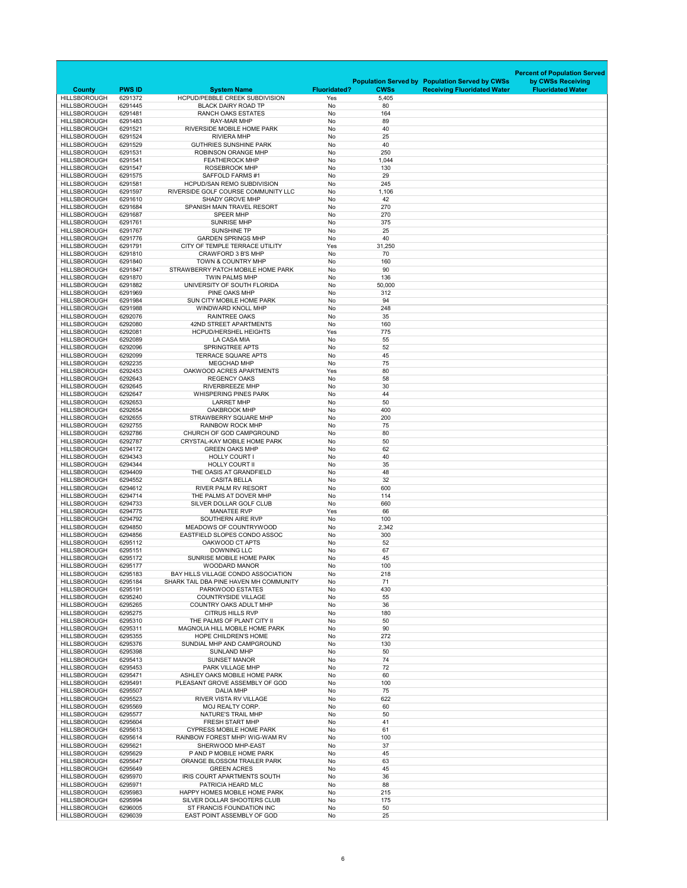| County | PWS ID | System Name | Fluoridated? | Population Served by CWSs | Population Served by CWSs Receiving Fluoridated Water | Percent of Population Served by CWSs Receiving Fluoridated Water |
|---|---|---|---|---|---|---|
| HILLSBOROUGH | 6291372 | HCPUD/PEBBLE CREEK SUBDIVISION | Yes | 5,405 | | |
| HILLSBOROUGH | 6291445 | BLACK DAIRY ROAD TP | No | 80 | | |
| HILLSBOROUGH | 6291481 | RANCH OAKS ESTATES | No | 164 | | |
| HILLSBOROUGH | 6291483 | RAY-MAR MHP | No | 89 | | |
| HILLSBOROUGH | 6291521 | RIVERSIDE MOBILE HOME PARK | No | 40 | | |
| HILLSBOROUGH | 6291524 | RIVIERA MHP | No | 25 | | |
| HILLSBOROUGH | 6291529 | GUTHRIES SUNSHINE PARK | No | 40 | | |
| HILLSBOROUGH | 6291531 | ROBINSON ORANGE MHP | No | 250 | | |
| HILLSBOROUGH | 6291541 | FEATHEROCK MHP | No | 1,044 | | |
| HILLSBOROUGH | 6291547 | ROSEBROOK MHP | No | 130 | | |
| HILLSBOROUGH | 6291575 | SAFFOLD FARMS #1 | No | 29 | | |
| HILLSBOROUGH | 6291581 | HCPUD/SAN REMO SUBDIVISION | No | 245 | | |
| HILLSBOROUGH | 6291597 | RIVERSIDE GOLF COURSE COMMUNITY LLC | No | 1,106 | | |
| HILLSBOROUGH | 6291610 | SHADY GROVE MHP | No | 42 | | |
| HILLSBOROUGH | 6291684 | SPANISH MAIN TRAVEL RESORT | No | 270 | | |
| HILLSBOROUGH | 6291687 | SPEER MHP | No | 270 | | |
| HILLSBOROUGH | 6291761 | SUNRISE MHP | No | 375 | | |
| HILLSBOROUGH | 6291767 | SUNSHINE TP | No | 25 | | |
| HILLSBOROUGH | 6291776 | GARDEN SPRINGS MHP | No | 40 | | |
| HILLSBOROUGH | 6291791 | CITY OF TEMPLE TERRACE UTILITY | Yes | 31,250 | | |
| HILLSBOROUGH | 6291810 | CRAWFORD 3 B'S MHP | No | 70 | | |
| HILLSBOROUGH | 6291840 | TOWN & COUNTRY MHP | No | 160 | | |
| HILLSBOROUGH | 6291847 | STRAWBERRY PATCH MOBILE HOME PARK | No | 90 | | |
| HILLSBOROUGH | 6291870 | TWIN PALMS MHP | No | 136 | | |
| HILLSBOROUGH | 6291882 | UNIVERSITY OF SOUTH FLORIDA | No | 50,000 | | |
| HILLSBOROUGH | 6291969 | PINE OAKS MHP | No | 312 | | |
| HILLSBOROUGH | 6291984 | SUN CITY MOBILE HOME PARK | No | 94 | | |
| HILLSBOROUGH | 6291988 | WINDWARD KNOLL MHP | No | 248 | | |
| HILLSBOROUGH | 6292076 | RAINTREE OAKS | No | 35 | | |
| HILLSBOROUGH | 6292080 | 42ND STREET APARTMENTS | No | 160 | | |
| HILLSBOROUGH | 6292081 | HCPUD/HERSHEL HEIGHTS | Yes | 775 | | |
| HILLSBOROUGH | 6292089 | LA CASA MIA | No | 55 | | |
| HILLSBOROUGH | 6292096 | SPRINGTREE APTS | No | 52 | | |
| HILLSBOROUGH | 6292099 | TERRACE SQUARE APTS | No | 45 | | |
| HILLSBOROUGH | 6292235 | MEGCHAD MHP | No | 75 | | |
| HILLSBOROUGH | 6292453 | OAKWOOD ACRES APARTMENTS | Yes | 80 | | |
| HILLSBOROUGH | 6292643 | REGENCY OAKS | No | 58 | | |
| HILLSBOROUGH | 6292645 | RIVERBREEZE MHP | No | 30 | | |
| HILLSBOROUGH | 6292647 | WHISPERING PINES PARK | No | 44 | | |
| HILLSBOROUGH | 6292653 | LARRET MHP | No | 50 | | |
| HILLSBOROUGH | 6292654 | OAKBROOK MHP | No | 400 | | |
| HILLSBOROUGH | 6292655 | STRAWBERRY SQUARE MHP | No | 200 | | |
| HILLSBOROUGH | 6292755 | RAINBOW ROCK MHP | No | 75 | | |
| HILLSBOROUGH | 6292786 | CHURCH OF GOD CAMPGROUND | No | 80 | | |
| HILLSBOROUGH | 6292787 | CRYSTAL-KAY MOBILE HOME PARK | No | 50 | | |
| HILLSBOROUGH | 6294172 | GREEN OAKS MHP | No | 62 | | |
| HILLSBOROUGH | 6294343 | HOLLY COURT I | No | 40 | | |
| HILLSBOROUGH | 6294344 | HOLLY COURT II | No | 35 | | |
| HILLSBOROUGH | 6294409 | THE OASIS AT GRANDFIELD | No | 48 | | |
| HILLSBOROUGH | 6294552 | CASITA BELLA | No | 32 | | |
| HILLSBOROUGH | 6294612 | RIVER PALM RV RESORT | No | 600 | | |
| HILLSBOROUGH | 6294714 | THE PALMS AT DOVER MHP | No | 114 | | |
| HILLSBOROUGH | 6294733 | SILVER DOLLAR GOLF CLUB | No | 660 | | |
| HILLSBOROUGH | 6294775 | MANATEE RVP | Yes | 66 | | |
| HILLSBOROUGH | 6294792 | SOUTHERN AIRE RVP | No | 100 | | |
| HILLSBOROUGH | 6294850 | MEADOWS OF COUNTRYWOOD | No | 2,342 | | |
| HILLSBOROUGH | 6294856 | EASTFIELD SLOPES CONDO ASSOC | No | 300 | | |
| HILLSBOROUGH | 6295112 | OAKWOOD CT APTS | No | 52 | | |
| HILLSBOROUGH | 6295151 | DOWNING LLC | No | 67 | | |
| HILLSBOROUGH | 6295172 | SUNRISE MOBILE HOME PARK | No | 45 | | |
| HILLSBOROUGH | 6295177 | WOODARD MANOR | No | 100 | | |
| HILLSBOROUGH | 6295183 | BAY HILLS VILLAGE CONDO ASSOCIATION | No | 218 | | |
| HILLSBOROUGH | 6295184 | SHARK TAIL DBA PINE HAVEN MH COMMUNITY | No | 71 | | |
| HILLSBOROUGH | 6295191 | PARKWOOD ESTATES | No | 430 | | |
| HILLSBOROUGH | 6295240 | COUNTRYSIDE VILLAGE | No | 55 | | |
| HILLSBOROUGH | 6295265 | COUNTRY OAKS ADULT MHP | No | 36 | | |
| HILLSBOROUGH | 6295275 | CITRUS HILLS RVP | No | 180 | | |
| HILLSBOROUGH | 6295310 | THE PALMS OF PLANT CITY II | No | 50 | | |
| HILLSBOROUGH | 6295311 | MAGNOLIA HILL MOBILE HOME PARK | No | 90 | | |
| HILLSBOROUGH | 6295355 | HOPE CHILDREN'S HOME | No | 272 | | |
| HILLSBOROUGH | 6295376 | SUNDIAL MHP AND CAMPGROUND | No | 130 | | |
| HILLSBOROUGH | 6295398 | SUNLAND MHP | No | 50 | | |
| HILLSBOROUGH | 6295413 | SUNSET MANOR | No | 74 | | |
| HILLSBOROUGH | 6295453 | PARK VILLAGE MHP | No | 72 | | |
| HILLSBOROUGH | 6295471 | ASHLEY OAKS MOBILE HOME PARK | No | 60 | | |
| HILLSBOROUGH | 6295491 | PLEASANT GROVE ASSEMBLY OF GOD | No | 100 | | |
| HILLSBOROUGH | 6295507 | DALIA MHP | No | 75 | | |
| HILLSBOROUGH | 6295523 | RIVER VISTA RV VILLAGE | No | 622 | | |
| HILLSBOROUGH | 6295569 | MOJ REALTY CORP. | No | 60 | | |
| HILLSBOROUGH | 6295577 | NATURE'S TRAIL MHP | No | 50 | | |
| HILLSBOROUGH | 6295604 | FRESH START MHP | No | 41 | | |
| HILLSBOROUGH | 6295613 | CYPRESS MOBILE HOME PARK | No | 61 | | |
| HILLSBOROUGH | 6295614 | RAINBOW FOREST MHP/ WIG-WAM RV | No | 100 | | |
| HILLSBOROUGH | 6295621 | SHERWOOD MHP-EAST | No | 37 | | |
| HILLSBOROUGH | 6295629 | P AND P MOBILE HOME PARK | No | 45 | | |
| HILLSBOROUGH | 6295647 | ORANGE BLOSSOM TRAILER PARK | No | 63 | | |
| HILLSBOROUGH | 6295649 | GREEN ACRES | No | 45 | | |
| HILLSBOROUGH | 6295970 | IRIS COURT APARTMENTS SOUTH | No | 36 | | |
| HILLSBOROUGH | 6295971 | PATRICIA HEARD MLC | No | 88 | | |
| HILLSBOROUGH | 6295983 | HAPPY HOMES MOBILE HOME PARK | No | 215 | | |
| HILLSBOROUGH | 6295994 | SILVER DOLLAR SHOOTERS CLUB | No | 175 | | |
| HILLSBOROUGH | 6296005 | ST FRANCIS FOUNDATION INC | No | 50 | | |
| HILLSBOROUGH | 6296039 | EAST POINT ASSEMBLY OF GOD | No | 25 | | |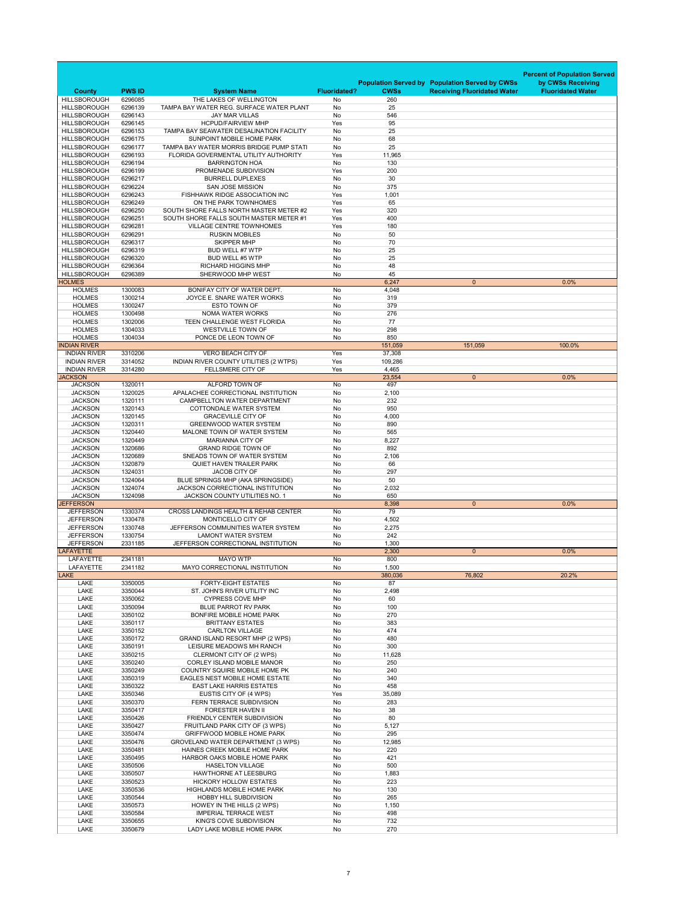| County | PWS ID | System Name | Fluoridated? | Population Served by CWSs | Population Served by CWSs Receiving Fluoridated Water | Percent of Population Served by CWSs Receiving Fluoridated Water |
|---|---|---|---|---|---|---|
| HILLSBOROUGH | 6296085 | THE LAKES OF WELLINGTON | No | 260 | | |
| HILLSBOROUGH | 6296139 | TAMPA BAY WATER REG. SURFACE WATER PLANT | No | 25 | | |
| HILLSBOROUGH | 6296143 | JAY MAR VILLAS | No | 546 | | |
| HILLSBOROUGH | 6296145 | HCPUD/FAIRVIEW MHP | Yes | 95 | | |
| HILLSBOROUGH | 6296153 | TAMPA BAY SEAWATER DESALINATION FACILITY | No | 25 | | |
| HILLSBOROUGH | 6296175 | SUNPOINT MOBILE HOME PARK | No | 68 | | |
| HILLSBOROUGH | 6296177 | TAMPA BAY WATER MORRIS BRIDGE PUMP STATI | No | 25 | | |
| HILLSBOROUGH | 6296193 | FLORIDA GOVERMENTAL UTILITY AUTHORITY | Yes | 11,965 | | |
| HILLSBOROUGH | 6296194 | BARRINGTON HOA | No | 130 | | |
| HILLSBOROUGH | 6296199 | PROMENADE SUBDIVISION | Yes | 200 | | |
| HILLSBOROUGH | 6296217 | BURRELL DUPLEXES | No | 30 | | |
| HILLSBOROUGH | 6296224 | SAN JOSE MISSION | No | 375 | | |
| HILLSBOROUGH | 6296243 | FISHHAWK RIDGE ASSOCIATION INC | Yes | 1,001 | | |
| HILLSBOROUGH | 6296249 | ON THE PARK TOWNHOMES | Yes | 65 | | |
| HILLSBOROUGH | 6296250 | SOUTH SHORE FALLS NORTH MASTER METER #2 | Yes | 320 | | |
| HILLSBOROUGH | 6296251 | SOUTH SHORE FALLS SOUTH MASTER METER #1 | Yes | 400 | | |
| HILLSBOROUGH | 6296281 | VILLAGE CENTRE TOWNHOMES | Yes | 180 | | |
| HILLSBOROUGH | 6296291 | RUSKIN MOBILES | No | 50 | | |
| HILLSBOROUGH | 6296317 | SKIPPER MHP | No | 70 | | |
| HILLSBOROUGH | 6296319 | BUD WELL #7 WTP | No | 25 | | |
| HILLSBOROUGH | 6296320 | BUD WELL #5 WTP | No | 25 | | |
| HILLSBOROUGH | 6296364 | RICHARD HIGGINS MHP | No | 48 | | |
| HILLSBOROUGH | 6296389 | SHERWOOD MHP WEST | No | 45 | | |
| HOLMES | | | | 6,247 | 0 | 0.0% |
| HOLMES | 1300083 | BONIFAY CITY OF WATER DEPT. | No | 4,048 | | |
| HOLMES | 1300214 | JOYCE E. SNARE WATER WORKS | No | 319 | | |
| HOLMES | 1300247 | ESTO TOWN OF | No | 379 | | |
| HOLMES | 1300498 | NOMA WATER WORKS | No | 276 | | |
| HOLMES | 1302006 | TEEN CHALLENGE WEST FLORIDA | No | 77 | | |
| HOLMES | 1304033 | WESTVILLE TOWN OF | No | 298 | | |
| HOLMES | 1304034 | PONCE DE LEON TOWN OF | No | 850 | | |
| INDIAN RIVER | | | | 151,059 | 151,059 | 100.0% |
| INDIAN RIVER | 3310206 | VERO BEACH CITY OF | Yes | 37,308 | | |
| INDIAN RIVER | 3314052 | INDIAN RIVER COUNTY UTILITIES (2 WTPS) | Yes | 109,286 | | |
| INDIAN RIVER | 3314280 | FELLSMERE CITY OF | Yes | 4,465 | | |
| JACKSON | | | | 23,554 | 0 | 0.0% |
| JACKSON | 1320011 | ALFORD TOWN OF | No | 497 | | |
| JACKSON | 1320025 | APALACHEE CORRECTIONAL INSTITUTION | No | 2,100 | | |
| JACKSON | 1320111 | CAMPBELLTON WATER DEPARTMENT | No | 232 | | |
| JACKSON | 1320143 | COTTONDALE WATER SYSTEM | No | 950 | | |
| JACKSON | 1320145 | GRACEVILLE CITY OF | No | 4,000 | | |
| JACKSON | 1320311 | GREENWOOD WATER SYSTEM | No | 890 | | |
| JACKSON | 1320440 | MALONE TOWN OF WATER SYSTEM | No | 565 | | |
| JACKSON | 1320449 | MARIANNA CITY OF | No | 8,227 | | |
| JACKSON | 1320686 | GRAND RIDGE TOWN OF | No | 892 | | |
| JACKSON | 1320689 | SNEADS TOWN OF WATER SYSTEM | No | 2,106 | | |
| JACKSON | 1320879 | QUIET HAVEN TRAILER PARK | No | 66 | | |
| JACKSON | 1324031 | JACOB CITY OF | No | 297 | | |
| JACKSON | 1324064 | BLUE SPRINGS MHP (AKA SPRINGSIDE) | No | 50 | | |
| JACKSON | 1324074 | JACKSON CORRECTIONAL INSTITUTION | No | 2,032 | | |
| JACKSON | 1324098 | JACKSON COUNTY UTILITIES NO. 1 | No | 650 | | |
| JEFFERSON | | | | 8,398 | 0 | 0.0% |
| JEFFERSON | 1330374 | CROSS LANDINGS HEALTH & REHAB CENTER | No | 79 | | |
| JEFFERSON | 1330478 | MONTICELLO CITY OF | No | 4,502 | | |
| JEFFERSON | 1330748 | JEFFERSON COMMUNITIES WATER SYSTEM | No | 2,275 | | |
| JEFFERSON | 1330754 | LAMONT WATER SYSTEM | No | 242 | | |
| JEFFERSON | 2331185 | JEFFERSON CORRECTIONAL INSTITUTION | No | 1,300 | | |
| LAFAYETTE | | | | 2,300 | 0 | 0.0% |
| LAFAYETTE | 2341181 | MAYO WTP | No | 800 | | |
| LAFAYETTE | 2341182 | MAYO CORRECTIONAL INSTITUTION | No | 1,500 | | |
| LAKE | | | | 380,036 | 76,802 | 20.2% |
| LAKE | 3350005 | FORTY-EIGHT ESTATES | No | 87 | | |
| LAKE | 3350044 | ST. JOHN'S RIVER UTILITY INC | No | 2,498 | | |
| LAKE | 3350062 | CYPRESS COVE MHP | No | 60 | | |
| LAKE | 3350094 | BLUE PARROT RV PARK | No | 100 | | |
| LAKE | 3350102 | BONFIRE MOBILE HOME PARK | No | 270 | | |
| LAKE | 3350117 | BRITTANY ESTATES | No | 383 | | |
| LAKE | 3350152 | CARLTON VILLAGE | No | 474 | | |
| LAKE | 3350172 | GRAND ISLAND RESORT MHP (2 WPS) | No | 480 | | |
| LAKE | 3350191 | LEISURE MEADOWS MH RANCH | No | 300 | | |
| LAKE | 3350215 | CLERMONT CITY OF (2 WPS) | No | 11,628 | | |
| LAKE | 3350240 | CORLEY ISLAND MOBILE MANOR | No | 250 | | |
| LAKE | 3350249 | COUNTRY SQUIRE MOBILE HOME PK | No | 240 | | |
| LAKE | 3350319 | EAGLES NEST MOBILE HOME ESTATE | No | 340 | | |
| LAKE | 3350322 | EAST LAKE HARRIS ESTATES | No | 458 | | |
| LAKE | 3350346 | EUSTIS CITY OF (4 WPS) | Yes | 35,089 | | |
| LAKE | 3350370 | FERN TERRACE SUBDIVISION | No | 283 | | |
| LAKE | 3350417 | FORESTER HAVEN II | No | 38 | | |
| LAKE | 3350426 | FRIENDLY CENTER SUBDIVISION | No | 80 | | |
| LAKE | 3350427 | FRUITLAND PARK CITY OF (3 WPS) | No | 5,127 | | |
| LAKE | 3350474 | GRIFFWOOD MOBILE HOME PARK | No | 295 | | |
| LAKE | 3350476 | GROVELAND WATER DEPARTMENT (3 WPS) | No | 12,985 | | |
| LAKE | 3350481 | HAINES CREEK MOBILE HOME PARK | No | 220 | | |
| LAKE | 3350495 | HARBOR OAKS MOBILE HOME PARK | No | 421 | | |
| LAKE | 3350506 | HASELTON VILLAGE | No | 500 | | |
| LAKE | 3350507 | HAWTHORNE AT LEESBURG | No | 1,883 | | |
| LAKE | 3350523 | HICKORY HOLLOW ESTATES | No | 223 | | |
| LAKE | 3350536 | HIGHLANDS MOBILE HOME PARK | No | 130 | | |
| LAKE | 3350544 | HOBBY HILL SUBDIVISION | No | 265 | | |
| LAKE | 3350573 | HOWEY IN THE HILLS (2 WPS) | No | 1,150 | | |
| LAKE | 3350584 | IMPERIAL TERRACE WEST | No | 498 | | |
| LAKE | 3350655 | KING'S COVE SUBDIVISION | No | 732 | | |
| LAKE | 3350679 | LADY LAKE MOBILE HOME PARK | No | 270 | | |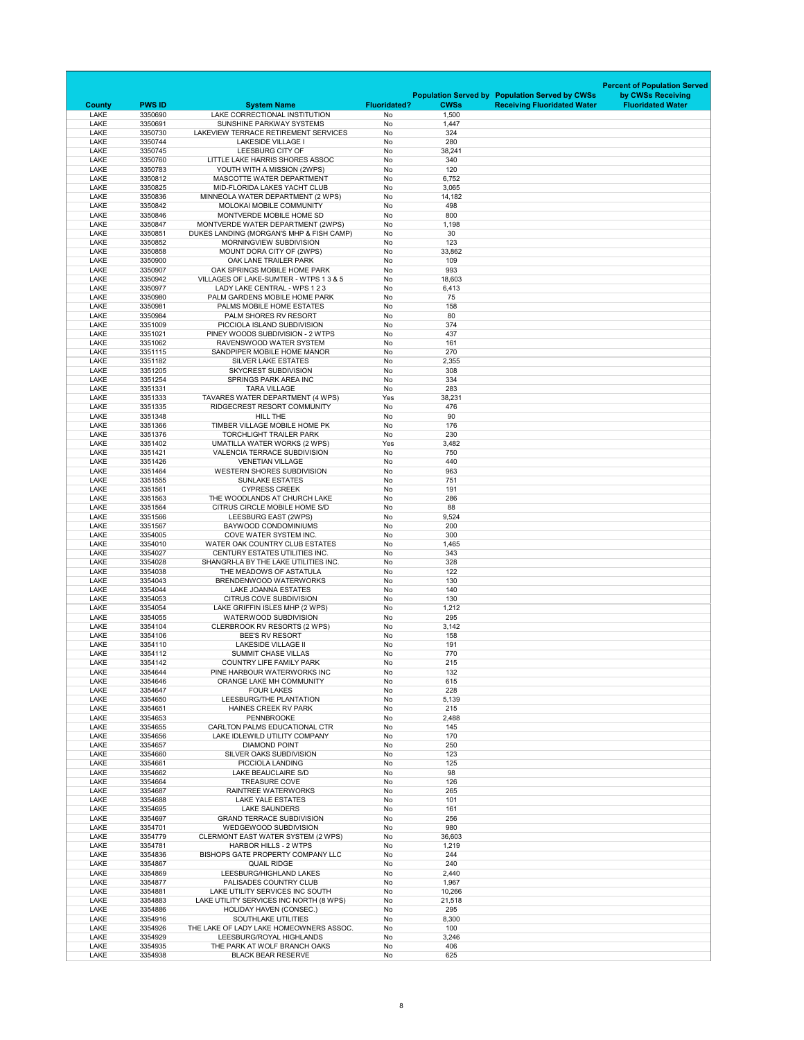| County | PWS ID | System Name | Fluoridated? | Population Served by CWSs | Population Served by CWSs Receiving Fluoridated Water | Percent of Population Served by CWSs Receiving Fluoridated Water |
|---|---|---|---|---|---|---|
| LAKE | 3350690 | LAKE CORRECTIONAL INSTITUTION | No | 1,500 | | |
| LAKE | 3350691 | SUNSHINE PARKWAY SYSTEMS | No | 1,447 | | |
| LAKE | 3350730 | LAKEVIEW TERRACE RETIREMENT SERVICES | No | 324 | | |
| LAKE | 3350744 | LAKESIDE VILLAGE I | No | 280 | | |
| LAKE | 3350745 | LEESBURG CITY OF | No | 38,241 | | |
| LAKE | 3350760 | LITTLE LAKE HARRIS SHORES ASSOC | No | 340 | | |
| LAKE | 3350783 | YOUTH WITH A MISSION (2WPS) | No | 120 | | |
| LAKE | 3350812 | MASCOTTE WATER DEPARTMENT | No | 6,752 | | |
| LAKE | 3350825 | MID-FLORIDA LAKES YACHT CLUB | No | 3,065 | | |
| LAKE | 3350836 | MINNEOLA WATER DEPARTMENT (2 WPS) | No | 14,182 | | |
| LAKE | 3350842 | MOLOKAI MOBILE COMMUNITY | No | 498 | | |
| LAKE | 3350846 | MONTVERDE MOBILE HOME SD | No | 800 | | |
| LAKE | 3350847 | MONTVERDE WATER DEPARTMENT (2WPS) | No | 1,198 | | |
| LAKE | 3350851 | DUKES LANDING (MORGAN'S MHP & FISH CAMP) | No | 30 | | |
| LAKE | 3350852 | MORNINGVIEW SUBDIVISION | No | 123 | | |
| LAKE | 3350858 | MOUNT DORA CITY OF (2WPS) | No | 33,862 | | |
| LAKE | 3350900 | OAK LANE TRAILER PARK | No | 109 | | |
| LAKE | 3350907 | OAK SPRINGS MOBILE HOME PARK | No | 993 | | |
| LAKE | 3350942 | VILLAGES OF LAKE-SUMTER - WTPS 1 3 & 5 | No | 18,603 | | |
| LAKE | 3350977 | LADY LAKE CENTRAL - WPS 1 2 3 | No | 6,413 | | |
| LAKE | 3350980 | PALM GARDENS MOBILE HOME PARK | No | 75 | | |
| LAKE | 3350981 | PALMS MOBILE HOME ESTATES | No | 158 | | |
| LAKE | 3350984 | PALM SHORES RV RESORT | No | 80 | | |
| LAKE | 3351009 | PICCIOLA ISLAND SUBDIVISION | No | 374 | | |
| LAKE | 3351021 | PINEY WOODS SUBDIVISION - 2 WTPS | No | 437 | | |
| LAKE | 3351062 | RAVENSWOOD WATER SYSTEM | No | 161 | | |
| LAKE | 3351115 | SANDPIPER MOBILE HOME MANOR | No | 270 | | |
| LAKE | 3351182 | SILVER LAKE ESTATES | No | 2,355 | | |
| LAKE | 3351205 | SKYCREST SUBDIVISION | No | 308 | | |
| LAKE | 3351254 | SPRINGS PARK AREA INC | No | 334 | | |
| LAKE | 3351331 | TARA VILLAGE | No | 283 | | |
| LAKE | 3351333 | TAVARES WATER DEPARTMENT (4 WPS) | Yes | 38,231 | | |
| LAKE | 3351335 | RIDGECREST RESORT COMMUNITY | No | 476 | | |
| LAKE | 3351348 | HILL THE | No | 90 | | |
| LAKE | 3351366 | TIMBER VILLAGE MOBILE HOME PK | No | 176 | | |
| LAKE | 3351376 | TORCHLIGHT TRAILER PARK | No | 230 | | |
| LAKE | 3351402 | UMATILLA WATER WORKS (2 WPS) | Yes | 3,482 | | |
| LAKE | 3351421 | VALENCIA TERRACE SUBDIVISION | No | 750 | | |
| LAKE | 3351426 | VENETIAN VILLAGE | No | 440 | | |
| LAKE | 3351464 | WESTERN SHORES SUBDIVISION | No | 963 | | |
| LAKE | 3351555 | SUNLAKE ESTATES | No | 751 | | |
| LAKE | 3351561 | CYPRESS CREEK | No | 191 | | |
| LAKE | 3351563 | THE WOODLANDS AT CHURCH LAKE | No | 286 | | |
| LAKE | 3351564 | CITRUS CIRCLE MOBILE HOME S/D | No | 88 | | |
| LAKE | 3351566 | LEESBURG EAST (2WPS) | No | 9,524 | | |
| LAKE | 3351567 | BAYWOOD CONDOMINIUMS | No | 200 | | |
| LAKE | 3354005 | COVE WATER SYSTEM INC. | No | 300 | | |
| LAKE | 3354010 | WATER OAK COUNTRY CLUB ESTATES | No | 1,465 | | |
| LAKE | 3354027 | CENTURY ESTATES UTILITIES INC. | No | 343 | | |
| LAKE | 3354028 | SHANGRI-LA BY THE LAKE UTILITIES INC. | No | 328 | | |
| LAKE | 3354038 | THE MEADOWS OF ASTATULA | No | 122 | | |
| LAKE | 3354043 | BRENDENWOOD WATERWORKS | No | 130 | | |
| LAKE | 3354044 | LAKE JOANNA ESTATES | No | 140 | | |
| LAKE | 3354053 | CITRUS COVE SUBDIVISION | No | 130 | | |
| LAKE | 3354054 | LAKE GRIFFIN ISLES MHP (2 WPS) | No | 1,212 | | |
| LAKE | 3354055 | WATERWOOD SUBDIVISION | No | 295 | | |
| LAKE | 3354104 | CLERBROOK RV RESORTS (2 WPS) | No | 3,142 | | |
| LAKE | 3354106 | BEE'S RV RESORT | No | 158 | | |
| LAKE | 3354110 | LAKESIDE VILLAGE II | No | 191 | | |
| LAKE | 3354112 | SUMMIT CHASE VILLAS | No | 770 | | |
| LAKE | 3354142 | COUNTRY LIFE FAMILY PARK | No | 215 | | |
| LAKE | 3354644 | PINE HARBOUR WATERWORKS INC | No | 132 | | |
| LAKE | 3354646 | ORANGE LAKE MH COMMUNITY | No | 615 | | |
| LAKE | 3354647 | FOUR LAKES | No | 228 | | |
| LAKE | 3354650 | LEESBURG/THE PLANTATION | No | 5,139 | | |
| LAKE | 3354651 | HAINES CREEK RV PARK | No | 215 | | |
| LAKE | 3354653 | PENNBROOKE | No | 2,488 | | |
| LAKE | 3354655 | CARLTON PALMS EDUCATIONAL CTR | No | 145 | | |
| LAKE | 3354656 | LAKE IDLEWILD UTILITY COMPANY | No | 170 | | |
| LAKE | 3354657 | DIAMOND POINT | No | 250 | | |
| LAKE | 3354660 | SILVER OAKS SUBDIVISION | No | 123 | | |
| LAKE | 3354661 | PICCIOLA LANDING | No | 125 | | |
| LAKE | 3354662 | LAKE BEAUCLAIRE S/D | No | 98 | | |
| LAKE | 3354664 | TREASURE COVE | No | 126 | | |
| LAKE | 3354687 | RAINTREE WATERWORKS | No | 265 | | |
| LAKE | 3354688 | LAKE YALE ESTATES | No | 101 | | |
| LAKE | 3354695 | LAKE SAUNDERS | No | 161 | | |
| LAKE | 3354697 | GRAND TERRACE SUBDIVISION | No | 256 | | |
| LAKE | 3354701 | WEDGEWOOD SUBDIVISION | No | 980 | | |
| LAKE | 3354779 | CLERMONT EAST WATER SYSTEM (2 WPS) | No | 36,603 | | |
| LAKE | 3354781 | HARBOR HILLS - 2 WTPS | No | 1,219 | | |
| LAKE | 3354836 | BISHOPS GATE PROPERTY COMPANY LLC | No | 244 | | |
| LAKE | 3354867 | QUAIL RIDGE | No | 240 | | |
| LAKE | 3354869 | LEESBURG/HIGHLAND LAKES | No | 2,440 | | |
| LAKE | 3354877 | PALISADES COUNTRY CLUB | No | 1,967 | | |
| LAKE | 3354881 | LAKE UTILITY SERVICES INC SOUTH | No | 10,266 | | |
| LAKE | 3354883 | LAKE UTILITY SERVICES INC NORTH (8 WPS) | No | 21,518 | | |
| LAKE | 3354886 | HOLIDAY HAVEN (CONSEC.) | No | 295 | | |
| LAKE | 3354916 | SOUTHLAKE UTILITIES | No | 8,300 | | |
| LAKE | 3354926 | THE LAKE OF LADY LAKE HOMEOWNERS ASSOC. | No | 100 | | |
| LAKE | 3354929 | LEESBURG/ROYAL HIGHLANDS | No | 3,246 | | |
| LAKE | 3354935 | THE PARK AT WOLF BRANCH OAKS | No | 406 | | |
| LAKE | 3354938 | BLACK BEAR RESERVE | No | 625 | | |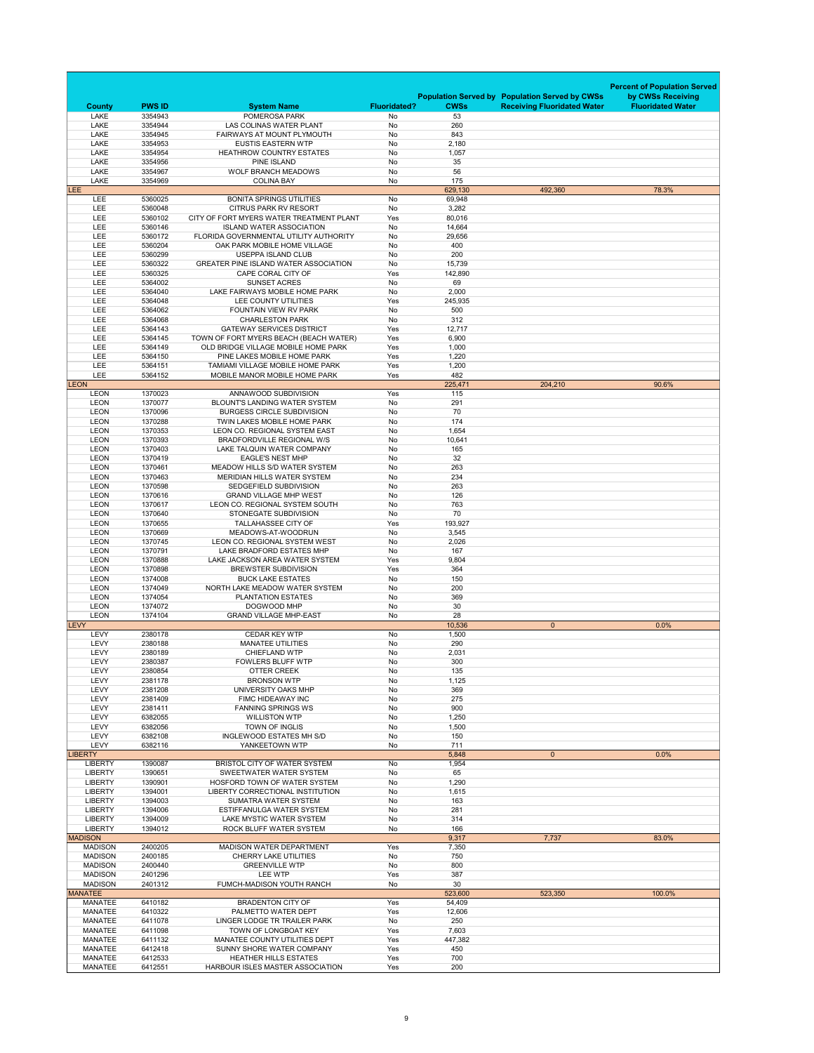| County | PWS ID | System Name | Fluoridated? | Population Served by CWSs | Population Served by CWSs Receiving Fluoridated Water | Percent of Population Served by CWSs Receiving Fluoridated Water |
|---|---|---|---|---|---|---|
| LAKE | 3354943 | POMEROSA PARK | No | 53 | | |
| LAKE | 3354944 | LAS COLINAS WATER PLANT | No | 260 | | |
| LAKE | 3354945 | FAIRWAYS AT MOUNT PLYMOUTH | No | 843 | | |
| LAKE | 3354953 | EUSTIS EASTERN WTP | No | 2,180 | | |
| LAKE | 3354954 | HEATHROW COUNTRY ESTATES | No | 1,057 | | |
| LAKE | 3354956 | PINE ISLAND | No | 35 | | |
| LAKE | 3354967 | WOLF BRANCH MEADOWS | No | 56 | | |
| LAKE | 3354969 | COLINA BAY | No | 175 | | |
| LEE | | | | 629,130 | 492,360 | 78.3% |
| LEE | 5360025 | BONITA SPRINGS UTILITIES | No | 69,948 | | |
| LEE | 5360048 | CITRUS PARK RV RESORT | No | 3,282 | | |
| LEE | 5360102 | CITY OF FORT MYERS WATER TREATMENT PLANT | Yes | 80,016 | | |
| LEE | 5360146 | ISLAND WATER ASSOCIATION | No | 14,664 | | |
| LEE | 5360172 | FLORIDA GOVERNMENTAL UTILITY AUTHORITY | No | 29,656 | | |
| LEE | 5360204 | OAK PARK MOBILE HOME VILLAGE | No | 400 | | |
| LEE | 5360299 | USEPPA ISLAND CLUB | No | 200 | | |
| LEE | 5360322 | GREATER PINE ISLAND WATER ASSOCIATION | No | 15,739 | | |
| LEE | 5360325 | CAPE CORAL CITY OF | Yes | 142,890 | | |
| LEE | 5364002 | SUNSET ACRES | No | 69 | | |
| LEE | 5364040 | LAKE FAIRWAYS MOBILE HOME PARK | No | 2,000 | | |
| LEE | 5364048 | LEE COUNTY UTILITIES | Yes | 245,935 | | |
| LEE | 5364062 | FOUNTAIN VIEW RV PARK | No | 500 | | |
| LEE | 5364068 | CHARLESTON PARK | No | 312 | | |
| LEE | 5364143 | GATEWAY SERVICES DISTRICT | Yes | 12,717 | | |
| LEE | 5364145 | TOWN OF FORT MYERS BEACH (BEACH WATER) | Yes | 6,900 | | |
| LEE | 5364149 | OLD BRIDGE VILLAGE MOBILE HOME PARK | Yes | 1,000 | | |
| LEE | 5364150 | PINE LAKES MOBILE HOME PARK | Yes | 1,220 | | |
| LEE | 5364151 | TAMIAMI VILLAGE MOBILE HOME PARK | Yes | 1,200 | | |
| LEE | 5364152 | MOBILE MANOR MOBILE HOME PARK | Yes | 482 | | |
| LEON | | | | 225,471 | 204,210 | 90.6% |
| LEON | 1370023 | ANNAWOOD SUBDIVISION | Yes | 115 | | |
| LEON | 1370077 | BLOUNT'S LANDING WATER SYSTEM | No | 291 | | |
| LEON | 1370096 | BURGESS CIRCLE SUBDIVISION | No | 70 | | |
| LEON | 1370288 | TWIN LAKES MOBILE HOME PARK | No | 174 | | |
| LEON | 1370353 | LEON CO. REGIONAL SYSTEM EAST | No | 1,654 | | |
| LEON | 1370393 | BRADFORDVILLE REGIONAL W/S | No | 10,641 | | |
| LEON | 1370403 | LAKE TALQUIN WATER COMPANY | No | 165 | | |
| LEON | 1370419 | EAGLE'S NEST MHP | No | 32 | | |
| LEON | 1370461 | MEADOW HILLS S/D WATER SYSTEM | No | 263 | | |
| LEON | 1370463 | MERIDIAN HILLS WATER SYSTEM | No | 234 | | |
| LEON | 1370598 | SEDGEFIELD SUBDIVISION | No | 263 | | |
| LEON | 1370616 | GRAND VILLAGE MHP WEST | No | 126 | | |
| LEON | 1370617 | LEON CO. REGIONAL SYSTEM SOUTH | No | 763 | | |
| LEON | 1370640 | STONEGATE SUBDIVISION | No | 70 | | |
| LEON | 1370655 | TALLAHASSEE CITY OF | Yes | 193,927 | | |
| LEON | 1370669 | MEADOWS-AT-WOODRUN | No | 3,545 | | |
| LEON | 1370745 | LEON CO. REGIONAL SYSTEM WEST | No | 2,026 | | |
| LEON | 1370791 | LAKE BRADFORD ESTATES MHP | No | 167 | | |
| LEON | 1370888 | LAKE JACKSON AREA WATER SYSTEM | Yes | 9,804 | | |
| LEON | 1370898 | BREWSTER SUBDIVISION | Yes | 364 | | |
| LEON | 1374008 | BUCK LAKE ESTATES | No | 150 | | |
| LEON | 1374049 | NORTH LAKE MEADOW WATER SYSTEM | No | 200 | | |
| LEON | 1374054 | PLANTATION ESTATES | No | 369 | | |
| LEON | 1374072 | DOGWOOD MHP | No | 30 | | |
| LEON | 1374104 | GRAND VILLAGE MHP-EAST | No | 28 | | |
| LEVY | | | | 10,536 | 0 | 0.0% |
| LEVY | 2380178 | CEDAR KEY WTP | No | 1,500 | | |
| LEVY | 2380188 | MANATEE UTILITIES | No | 290 | | |
| LEVY | 2380189 | CHIEFLAND WTP | No | 2,031 | | |
| LEVY | 2380387 | FOWLERS BLUFF WTP | No | 300 | | |
| LEVY | 2380854 | OTTER CREEK | No | 135 | | |
| LEVY | 2381178 | BRONSON WTP | No | 1,125 | | |
| LEVY | 2381208 | UNIVERSITY OAKS MHP | No | 369 | | |
| LEVY | 2381409 | FIMC HIDEAWAY INC | No | 275 | | |
| LEVY | 2381411 | FANNING SPRINGS WS | No | 900 | | |
| LEVY | 6382055 | WILLISTON WTP | No | 1,250 | | |
| LEVY | 6382056 | TOWN OF INGLIS | No | 1,500 | | |
| LEVY | 6382108 | INGLEWOOD ESTATES MH S/D | No | 150 | | |
| LEVY | 6382116 | YANKEETOWN WTP | No | 711 | | |
| LIBERTY | | | | 5,848 | 0 | 0.0% |
| LIBERTY | 1390087 | BRISTOL CITY OF WATER SYSTEM | No | 1,954 | | |
| LIBERTY | 1390651 | SWEETWATER WATER SYSTEM | No | 65 | | |
| LIBERTY | 1390901 | HOSFORD TOWN OF WATER SYSTEM | No | 1,290 | | |
| LIBERTY | 1394001 | LIBERTY CORRECTIONAL INSTITUTION | No | 1,615 | | |
| LIBERTY | 1394003 | SUMATRA WATER SYSTEM | No | 163 | | |
| LIBERTY | 1394006 | ESTIFFANULGA WATER SYSTEM | No | 281 | | |
| LIBERTY | 1394009 | LAKE MYSTIC WATER SYSTEM | No | 314 | | |
| LIBERTY | 1394012 | ROCK BLUFF WATER SYSTEM | No | 166 | | |
| MADISON | | | | 9,317 | 7,737 | 83.0% |
| MADISON | 2400205 | MADISON WATER DEPARTMENT | Yes | 7,350 | | |
| MADISON | 2400185 | CHERRY LAKE UTILITIES | No | 750 | | |
| MADISON | 2400440 | GREENVILLE WTP | No | 800 | | |
| MADISON | 2401296 | LEE WTP | Yes | 387 | | |
| MADISON | 2401312 | FUMCH-MADISON YOUTH RANCH | No | 30 | | |
| MANATEE | | | | 523,600 | 523,350 | 100.0% |
| MANATEE | 6410182 | BRADENTON CITY OF | Yes | 54,409 | | |
| MANATEE | 6410322 | PALMETTO WATER DEPT | Yes | 12,606 | | |
| MANATEE | 6411078 | LINGER LODGE TR TRAILER PARK | No | 250 | | |
| MANATEE | 6411098 | TOWN OF LONGBOAT KEY | Yes | 7,603 | | |
| MANATEE | 6411132 | MANATEE COUNTY UTILITIES DEPT | Yes | 447,382 | | |
| MANATEE | 6412418 | SUNNY SHORE WATER COMPANY | Yes | 450 | | |
| MANATEE | 6412533 | HEATHER HILLS ESTATES | Yes | 700 | | |
| MANATEE | 6412551 | HARBOUR ISLES MASTER ASSOCIATION | Yes | 200 | | |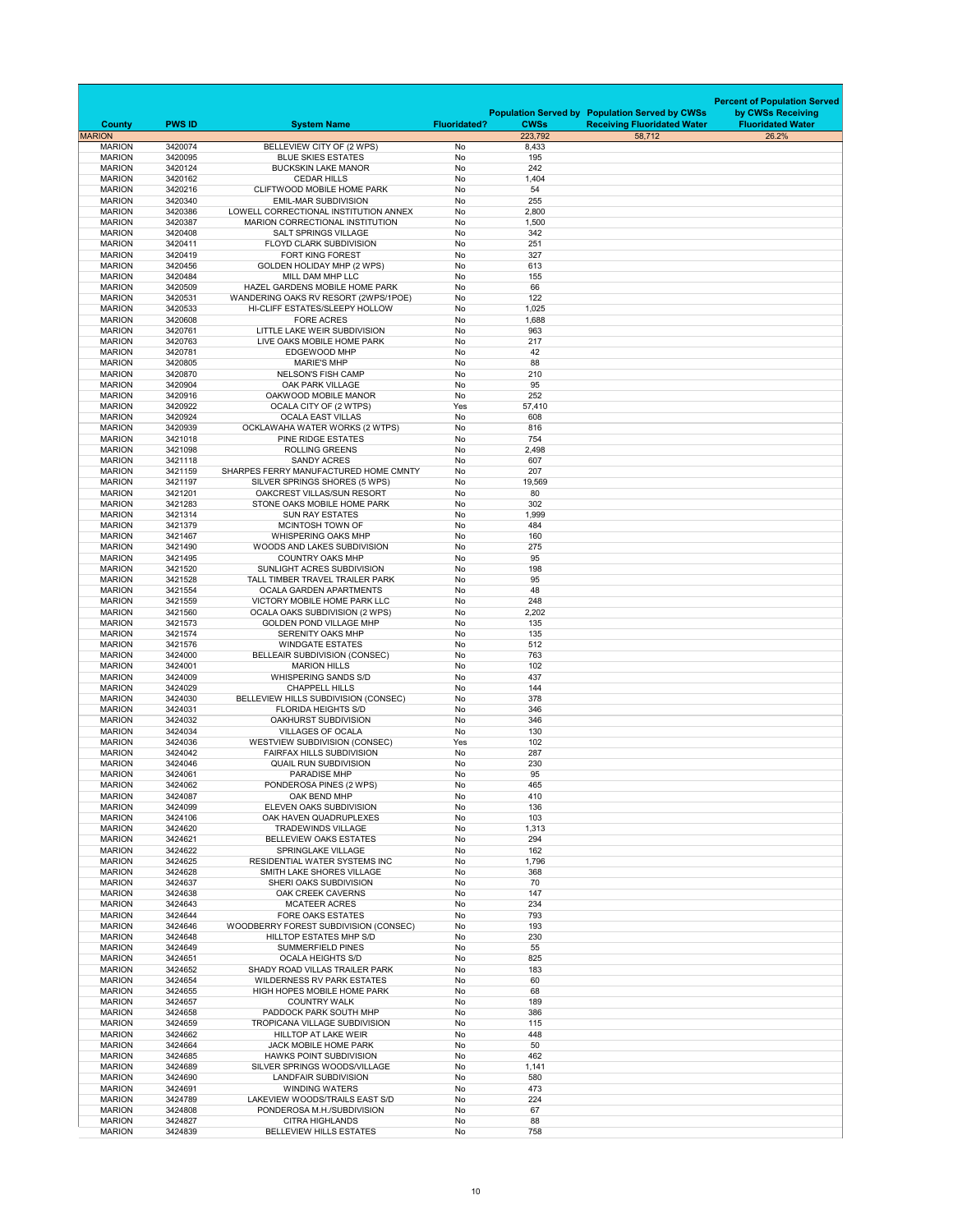| County | PWS ID | System Name | Fluoridated? | Population Served by CWSs | Population Served by CWSs Receiving Fluoridated Water | Percent of Population Served by CWSs Receiving Fluoridated Water |
|---|---|---|---|---|---|---|
| MARION | | | | 223,792 | 58,712 | 26.2% |
| MARION | 3420074 | BELLEVIEW CITY OF (2 WPS) | No | 8,433 | | |
| MARION | 3420095 | BLUE SKIES ESTATES | No | 195 | | |
| MARION | 3420124 | BUCKSKIN LAKE MANOR | No | 242 | | |
| MARION | 3420162 | CEDAR HILLS | No | 1,404 | | |
| MARION | 3420216 | CLIFTWOOD MOBILE HOME PARK | No | 54 | | |
| MARION | 3420340 | EMIL-MAR SUBDIVISION | No | 255 | | |
| MARION | 3420386 | LOWELL CORRECTIONAL INSTITUTION ANNEX | No | 2,800 | | |
| MARION | 3420387 | MARION CORRECTIONAL INSTITUTION | No | 1,500 | | |
| MARION | 3420408 | SALT SPRINGS VILLAGE | No | 342 | | |
| MARION | 3420411 | FLOYD CLARK SUBDIVISION | No | 251 | | |
| MARION | 3420419 | FORT KING FOREST | No | 327 | | |
| MARION | 3420456 | GOLDEN HOLIDAY MHP (2 WPS) | No | 613 | | |
| MARION | 3420484 | MILL DAM MHP LLC | No | 155 | | |
| MARION | 3420509 | HAZEL GARDENS MOBILE HOME PARK | No | 66 | | |
| MARION | 3420531 | WANDERING OAKS RV RESORT (2WPS/1POE) | No | 122 | | |
| MARION | 3420533 | HI-CLIFF ESTATES/SLEEPY HOLLOW | No | 1,025 | | |
| MARION | 3420608 | FORE ACRES | No | 1,688 | | |
| MARION | 3420761 | LITTLE LAKE WEIR SUBDIVISION | No | 963 | | |
| MARION | 3420763 | LIVE OAKS MOBILE HOME PARK | No | 217 | | |
| MARION | 3420781 | EDGEWOOD MHP | No | 42 | | |
| MARION | 3420805 | MARIE'S MHP | No | 88 | | |
| MARION | 3420870 | NELSON'S FISH CAMP | No | 210 | | |
| MARION | 3420904 | OAK PARK VILLAGE | No | 95 | | |
| MARION | 3420916 | OAKWOOD MOBILE MANOR | No | 252 | | |
| MARION | 3420922 | OCALA CITY OF (2 WTPS) | Yes | 57,410 | | |
| MARION | 3420924 | OCALA EAST VILLAS | No | 608 | | |
| MARION | 3420939 | OCKLAWAHA WATER WORKS (2 WTPS) | No | 816 | | |
| MARION | 3421018 | PINE RIDGE ESTATES | No | 754 | | |
| MARION | 3421098 | ROLLING GREENS | No | 2,498 | | |
| MARION | 3421118 | SANDY ACRES | No | 607 | | |
| MARION | 3421159 | SHARPES FERRY MANUFACTURED HOME CMNTY | No | 207 | | |
| MARION | 3421197 | SILVER SPRINGS SHORES (5 WPS) | No | 19,569 | | |
| MARION | 3421201 | OAKCREST VILLAS/SUN RESORT | No | 80 | | |
| MARION | 3421283 | STONE OAKS MOBILE HOME PARK | No | 302 | | |
| MARION | 3421314 | SUN RAY ESTATES | No | 1,999 | | |
| MARION | 3421379 | MCINTOSH TOWN OF | No | 484 | | |
| MARION | 3421467 | WHISPERING OAKS MHP | No | 160 | | |
| MARION | 3421490 | WOODS AND LAKES SUBDIVISION | No | 275 | | |
| MARION | 3421495 | COUNTRY OAKS MHP | No | 95 | | |
| MARION | 3421520 | SUNLIGHT ACRES SUBDIVISION | No | 198 | | |
| MARION | 3421528 | TALL TIMBER TRAVEL TRAILER PARK | No | 95 | | |
| MARION | 3421554 | OCALA GARDEN APARTMENTS | No | 48 | | |
| MARION | 3421559 | VICTORY MOBILE HOME PARK LLC | No | 248 | | |
| MARION | 3421560 | OCALA OAKS SUBDIVISION (2 WPS) | No | 2,202 | | |
| MARION | 3421573 | GOLDEN POND VILLAGE MHP | No | 135 | | |
| MARION | 3421574 | SERENITY OAKS MHP | No | 135 | | |
| MARION | 3421576 | WINDGATE ESTATES | No | 512 | | |
| MARION | 3424000 | BELLEAIR SUBDIVISION (CONSEC) | No | 763 | | |
| MARION | 3424001 | MARION HILLS | No | 102 | | |
| MARION | 3424009 | WHISPERING SANDS S/D | No | 437 | | |
| MARION | 3424029 | CHAPPELL HILLS | No | 144 | | |
| MARION | 3424030 | BELLEVIEW HILLS SUBDIVISION (CONSEC) | No | 378 | | |
| MARION | 3424031 | FLORIDA HEIGHTS S/D | No | 346 | | |
| MARION | 3424032 | OAKHURST SUBDIVISION | No | 346 | | |
| MARION | 3424034 | VILLAGES OF OCALA | No | 130 | | |
| MARION | 3424036 | WESTVIEW SUBDIVISION (CONSEC) | Yes | 102 | | |
| MARION | 3424042 | FAIRFAX HILLS SUBDIVISION | No | 287 | | |
| MARION | 3424046 | QUAIL RUN SUBDIVISION | No | 230 | | |
| MARION | 3424061 | PARADISE MHP | No | 95 | | |
| MARION | 3424062 | PONDEROSA PINES (2 WPS) | No | 465 | | |
| MARION | 3424087 | OAK BEND MHP | No | 410 | | |
| MARION | 3424099 | ELEVEN OAKS SUBDIVISION | No | 136 | | |
| MARION | 3424106 | OAK HAVEN QUADRUPLEXES | No | 103 | | |
| MARION | 3424620 | TRADEWINDS VILLAGE | No | 1,313 | | |
| MARION | 3424621 | BELLEVIEW OAKS ESTATES | No | 294 | | |
| MARION | 3424622 | SPRINGLAKE VILLAGE | No | 162 | | |
| MARION | 3424625 | RESIDENTIAL WATER SYSTEMS INC | No | 1,796 | | |
| MARION | 3424628 | SMITH LAKE SHORES VILLAGE | No | 368 | | |
| MARION | 3424637 | SHERI OAKS SUBDIVISION | No | 70 | | |
| MARION | 3424638 | OAK CREEK CAVERNS | No | 147 | | |
| MARION | 3424643 | MCATEER ACRES | No | 234 | | |
| MARION | 3424644 | FORE OAKS ESTATES | No | 793 | | |
| MARION | 3424646 | WOODBERRY FOREST SUBDIVISION (CONSEC) | No | 193 | | |
| MARION | 3424648 | HILLTOP ESTATES MHP S/D | No | 230 | | |
| MARION | 3424649 | SUMMERFIELD PINES | No | 55 | | |
| MARION | 3424651 | OCALA HEIGHTS S/D | No | 825 | | |
| MARION | 3424652 | SHADY ROAD VILLAS TRAILER PARK | No | 183 | | |
| MARION | 3424654 | WILDERNESS RV PARK ESTATES | No | 60 | | |
| MARION | 3424655 | HIGH HOPES MOBILE HOME PARK | No | 68 | | |
| MARION | 3424657 | COUNTRY WALK | No | 189 | | |
| MARION | 3424658 | PADDOCK PARK SOUTH MHP | No | 386 | | |
| MARION | 3424659 | TROPICANA VILLAGE SUBDIVISION | No | 115 | | |
| MARION | 3424662 | HILLTOP AT LAKE WEIR | No | 448 | | |
| MARION | 3424664 | JACK MOBILE HOME PARK | No | 50 | | |
| MARION | 3424685 | HAWKS POINT SUBDIVISION | No | 462 | | |
| MARION | 3424689 | SILVER SPRINGS WOODS/VILLAGE | No | 1,141 | | |
| MARION | 3424690 | LANDFAIR SUBDIVISION | No | 580 | | |
| MARION | 3424691 | WINDING WATERS | No | 473 | | |
| MARION | 3424789 | LAKEVIEW WOODS/TRAILS EAST S/D | No | 224 | | |
| MARION | 3424808 | PONDEROSA M.H./SUBDIVISION | No | 67 | | |
| MARION | 3424827 | CITRA HIGHLANDS | No | 88 | | |
| MARION | 3424839 | BELLEVIEW HILLS ESTATES | No | 758 | | |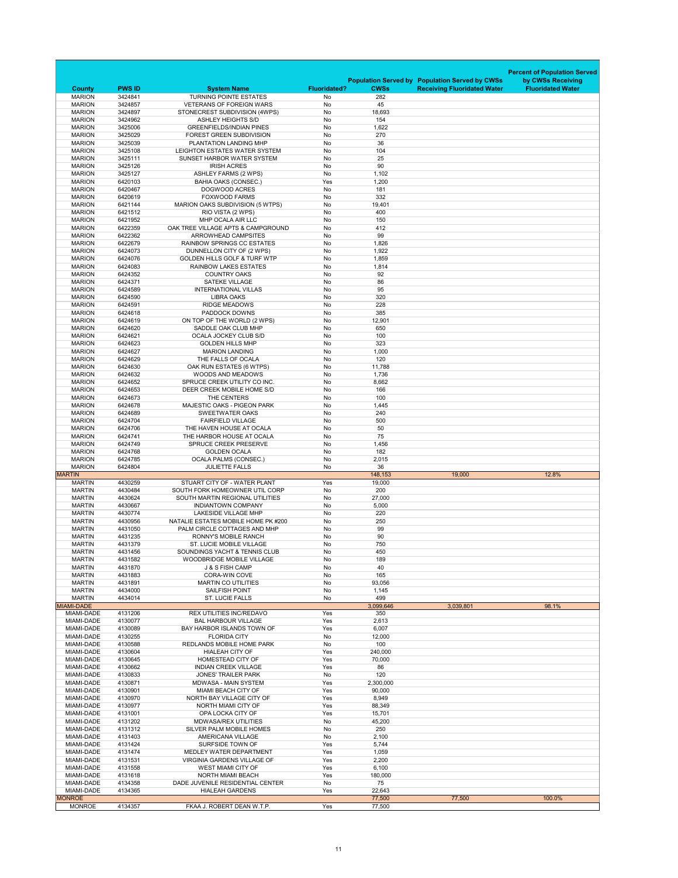| County | PWS ID | System Name | Fluoridated? | Population Served by CWSs | Population Served by CWSs Receiving Fluoridated Water | Percent of Population Served by CWSs Receiving Fluoridated Water |
|---|---|---|---|---|---|---|
| MARION | 3424841 | TURNING POINTE ESTATES | No | 282 | | |
| MARION | 3424857 | VETERANS OF FOREIGN WARS | No | 45 | | |
| MARION | 3424897 | STONECREST SUBDIVISION (4WPS) | No | 18,693 | | |
| MARION | 3424962 | ASHLEY HEIGHTS S/D | No | 154 | | |
| MARION | 3425006 | GREENFIELDS/INDIAN PINES | No | 1,622 | | |
| MARION | 3425029 | FOREST GREEN SUBDIVISION | No | 270 | | |
| MARION | 3425039 | PLANTATION LANDING MHP | No | 36 | | |
| MARION | 3425108 | LEIGHTON ESTATES WATER SYSTEM | No | 104 | | |
| MARION | 3425111 | SUNSET HARBOR WATER SYSTEM | No | 25 | | |
| MARION | 3425126 | IRISH ACRES | No | 90 | | |
| MARION | 3425127 | ASHLEY FARMS (2 WPS) | No | 1,102 | | |
| MARION | 6420103 | BAHIA OAKS (CONSEC.) | Yes | 1,200 | | |
| MARION | 6420467 | DOGWOOD ACRES | No | 181 | | |
| MARION | 6420619 | FOXWOOD FARMS | No | 332 | | |
| MARION | 6421144 | MARION OAKS SUBDIVISION (5 WTPS) | No | 19,401 | | |
| MARION | 6421512 | RIO VISTA (2 WPS) | No | 400 | | |
| MARION | 6421952 | MHP OCALA AIR LLC | No | 150 | | |
| MARION | 6422359 | OAK TREE VILLAGE APTS & CAMPGROUND | No | 412 | | |
| MARION | 6422362 | ARROWHEAD CAMPSITES | No | 99 | | |
| MARION | 6422679 | RAINBOW SPRINGS CC ESTATES | No | 1,826 | | |
| MARION | 6424073 | DUNNELLON CITY OF (2 WPS) | No | 1,922 | | |
| MARION | 6424076 | GOLDEN HILLS GOLF & TURF WTP | No | 1,859 | | |
| MARION | 6424083 | RAINBOW LAKES ESTATES | No | 1,814 | | |
| MARION | 6424352 | COUNTRY OAKS | No | 92 | | |
| MARION | 6424371 | SATEKE VILLAGE | No | 86 | | |
| MARION | 6424589 | INTERNATIONAL VILLAS | No | 95 | | |
| MARION | 6424590 | LIBRA OAKS | No | 320 | | |
| MARION | 6424591 | RIDGE MEADOWS | No | 228 | | |
| MARION | 6424618 | PADDOCK DOWNS | No | 385 | | |
| MARION | 6424619 | ON TOP OF THE WORLD (2 WPS) | No | 12,901 | | |
| MARION | 6424620 | SADDLE OAK CLUB MHP | No | 650 | | |
| MARION | 6424621 | OCALA JOCKEY CLUB S/D | No | 100 | | |
| MARION | 6424623 | GOLDEN HILLS MHP | No | 323 | | |
| MARION | 6424627 | MARION LANDING | No | 1,000 | | |
| MARION | 6424629 | THE FALLS OF OCALA | No | 120 | | |
| MARION | 6424630 | OAK RUN ESTATES (6 WTPS) | No | 11,788 | | |
| MARION | 6424632 | WOODS AND MEADOWS | No | 1,736 | | |
| MARION | 6424652 | SPRUCE CREEK UTILITY CO INC. | No | 8,662 | | |
| MARION | 6424653 | DEER CREEK MOBILE HOME S/D | No | 166 | | |
| MARION | 6424673 | THE CENTERS | No | 100 | | |
| MARION | 6424678 | MAJESTIC OAKS - PIGEON PARK | No | 1,445 | | |
| MARION | 6424689 | SWEETWATER OAKS | No | 240 | | |
| MARION | 6424704 | FAIRFIELD VILLAGE | No | 500 | | |
| MARION | 6424706 | THE HAVEN HOUSE AT OCALA | No | 50 | | |
| MARION | 6424741 | THE HARBOR HOUSE AT OCALA | No | 75 | | |
| MARION | 6424749 | SPRUCE CREEK PRESERVE | No | 1,456 | | |
| MARION | 6424768 | GOLDEN OCALA | No | 182 | | |
| MARION | 6424785 | OCALA PALMS (CONSEC.) | No | 2,015 | | |
| MARION | 6424804 | JULIETTE FALLS | No | 36 | | |
| MARTIN | | | | 148,153 | 19,000 | 12.8% |
| MARTIN | 4430259 | STUART CITY OF - WATER PLANT | Yes | 19,000 | | |
| MARTIN | 4430484 | SOUTH FORK HOMEOWNER UTIL CORP | No | 200 | | |
| MARTIN | 4430624 | SOUTH MARTIN REGIONAL UTILITIES | No | 27,000 | | |
| MARTIN | 4430667 | INDIANTOWN COMPANY | No | 5,000 | | |
| MARTIN | 4430774 | LAKESIDE VILLAGE MHP | No | 220 | | |
| MARTIN | 4430956 | NATALIE ESTATES MOBILE HOME PK #200 | No | 250 | | |
| MARTIN | 4431050 | PALM CIRCLE COTTAGES AND MHP | No | 99 | | |
| MARTIN | 4431235 | RONNY'S MOBILE RANCH | No | 90 | | |
| MARTIN | 4431379 | ST. LUCIE MOBILE VILLAGE | No | 750 | | |
| MARTIN | 4431456 | SOUNDINGS YACHT & TENNIS CLUB | No | 450 | | |
| MARTIN | 4431582 | WOODBRIDGE MOBILE VILLAGE | No | 189 | | |
| MARTIN | 4431870 | J & S FISH CAMP | No | 40 | | |
| MARTIN | 4431883 | CORA-WIN COVE | No | 165 | | |
| MARTIN | 4431891 | MARTIN CO UTILITIES | No | 93,056 | | |
| MARTIN | 4434000 | SAILFISH POINT | No | 1,145 | | |
| MARTIN | 4434014 | ST. LUCIE FALLS | No | 499 | | |
| MIAMI-DADE | | | | 3,099,646 | 3,039,801 | 98.1% |
| MIAMI-DADE | 4131206 | REX UTILITIES INC/REDAVO | Yes | 350 | | |
| MIAMI-DADE | 4130077 | BAL HARBOUR VILLAGE | Yes | 2,613 | | |
| MIAMI-DADE | 4130089 | BAY HARBOR ISLANDS TOWN OF | Yes | 6,007 | | |
| MIAMI-DADE | 4130255 | FLORIDA CITY | No | 12,000 | | |
| MIAMI-DADE | 4130588 | REDLANDS MOBILE HOME PARK | No | 100 | | |
| MIAMI-DADE | 4130604 | HIALEAH CITY OF | Yes | 240,000 | | |
| MIAMI-DADE | 4130645 | HOMESTEAD CITY OF | Yes | 70,000 | | |
| MIAMI-DADE | 4130662 | INDIAN CREEK VILLAGE | Yes | 86 | | |
| MIAMI-DADE | 4130833 | JONES' TRAILER PARK | No | 120 | | |
| MIAMI-DADE | 4130871 | MDWASA - MAIN SYSTEM | Yes | 2,300,000 | | |
| MIAMI-DADE | 4130901 | MIAMI BEACH CITY OF | Yes | 90,000 | | |
| MIAMI-DADE | 4130970 | NORTH BAY VILLAGE CITY OF | Yes | 8,949 | | |
| MIAMI-DADE | 4130977 | NORTH MIAMI CITY OF | Yes | 88,349 | | |
| MIAMI-DADE | 4131001 | OPA LOCKA CITY OF | Yes | 15,701 | | |
| MIAMI-DADE | 4131202 | MDWASA/REX UTILITIES | No | 45,200 | | |
| MIAMI-DADE | 4131312 | SILVER PALM MOBILE HOMES | No | 250 | | |
| MIAMI-DADE | 4131403 | AMERICANA VILLAGE | No | 2,100 | | |
| MIAMI-DADE | 4131424 | SURFSIDE TOWN OF | Yes | 5,744 | | |
| MIAMI-DADE | 4131474 | MEDLEY WATER DEPARTMENT | Yes | 1,059 | | |
| MIAMI-DADE | 4131531 | VIRGINIA GARDENS VILLAGE OF | Yes | 2,200 | | |
| MIAMI-DADE | 4131558 | WEST MIAMI CITY OF | Yes | 6,100 | | |
| MIAMI-DADE | 4131618 | NORTH MIAMI BEACH | Yes | 180,000 | | |
| MIAMI-DADE | 4134358 | DADE JUVENILE RESIDENTIAL CENTER | No | 75 | | |
| MIAMI-DADE | 4134365 | HIALEAH GARDENS | Yes | 22,643 | | |
| MONROE | | | | 77,500 | 77,500 | 100.0% |
| MONROE | 4134357 | FKAA J. ROBERT DEAN W.T.P. | Yes | 77,500 | | |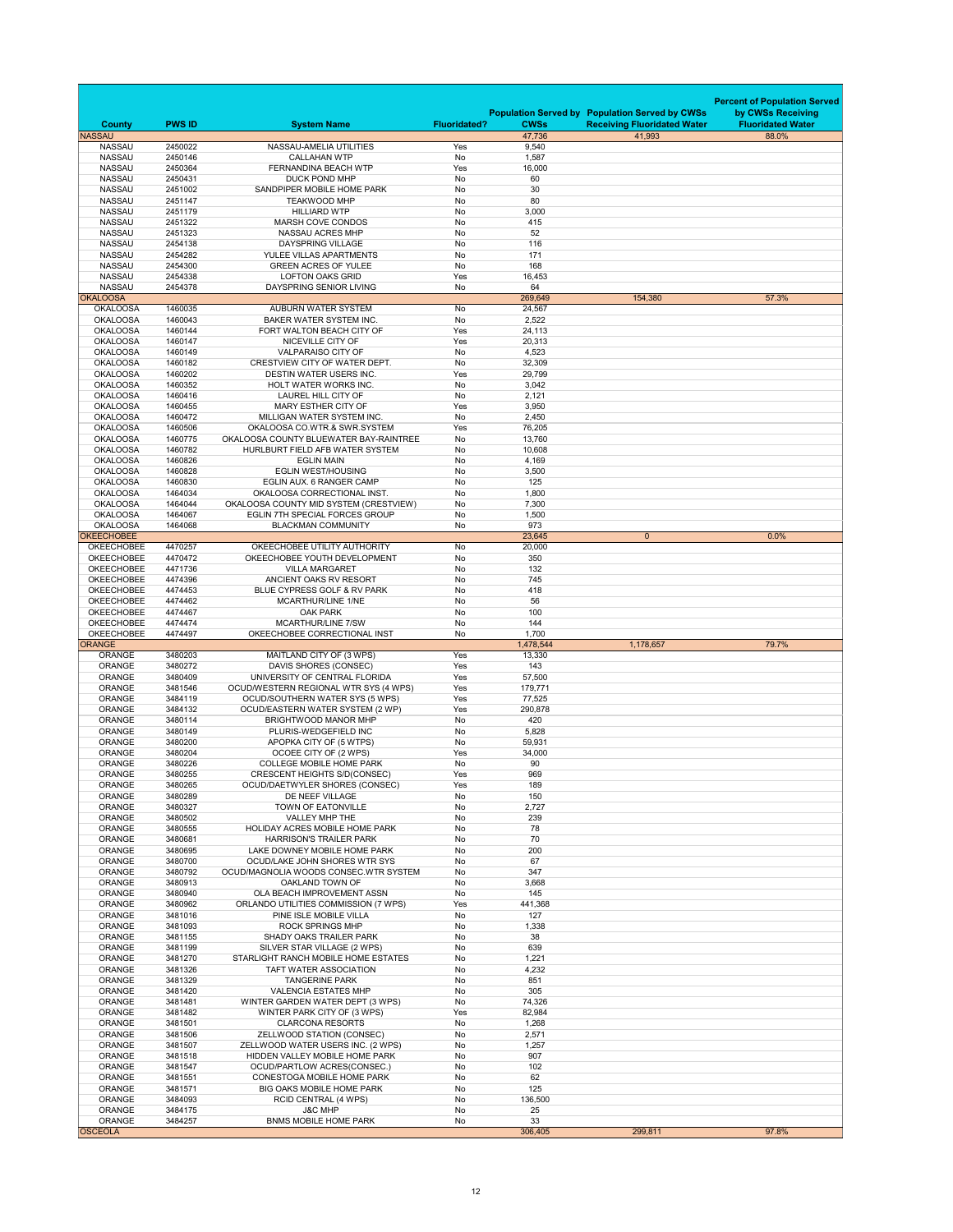| County | PWS ID | System Name | Fluoridated? | Population Served by CWSs | Population Served by CWSs Receiving Fluoridated Water | Percent of Population Served by CWSs Receiving Fluoridated Water |
|---|---|---|---|---|---|---|
| NASSAU | | | | 47,736 | 41,993 | 88.0% |
| NASSAU | 2450022 | NASSAU-AMELIA UTILITIES | Yes | 9,540 | | |
| NASSAU | 2450146 | CALLAHAN WTP | No | 1,587 | | |
| NASSAU | 2450364 | FERNANDINA BEACH WTP | Yes | 16,000 | | |
| NASSAU | 2450431 | DUCK POND MHP | No | 60 | | |
| NASSAU | 2451002 | SANDPIPER MOBILE HOME PARK | No | 30 | | |
| NASSAU | 2451147 | TEAKWOOD MHP | No | 80 | | |
| NASSAU | 2451179 | HILLIARD WTP | No | 3,000 | | |
| NASSAU | 2451322 | MARSH COVE CONDOS | No | 415 | | |
| NASSAU | 2451323 | NASSAU ACRES MHP | No | 52 | | |
| NASSAU | 2454138 | DAYSPRING VILLAGE | No | 116 | | |
| NASSAU | 2454282 | YULEE VILLAS APARTMENTS | No | 171 | | |
| NASSAU | 2454300 | GREEN ACRES OF YULEE | No | 168 | | |
| NASSAU | 2454338 | LOFTON OAKS GRID | Yes | 16,453 | | |
| NASSAU | 2454378 | DAYSPRING SENIOR LIVING | No | 64 | | |
| OKALOOSA | | | | 269,649 | 154,380 | 57.3% |
| OKALOOSA | 1460035 | AUBURN WATER SYSTEM | No | 24,567 | | |
| OKALOOSA | 1460043 | BAKER WATER SYSTEM INC. | No | 2,522 | | |
| OKALOOSA | 1460144 | FORT WALTON BEACH CITY OF | Yes | 24,113 | | |
| OKALOOSA | 1460147 | NICEVILLE CITY OF | Yes | 20,313 | | |
| OKALOOSA | 1460149 | VALPARAISO CITY OF | No | 4,523 | | |
| OKALOOSA | 1460182 | CRESTVIEW CITY OF WATER DEPT. | No | 32,309 | | |
| OKALOOSA | 1460202 | DESTIN WATER USERS INC. | Yes | 29,799 | | |
| OKALOOSA | 1460352 | HOLT WATER WORKS INC. | No | 3,042 | | |
| OKALOOSA | 1460416 | LAUREL HILL CITY OF | No | 2,121 | | |
| OKALOOSA | 1460455 | MARY ESTHER CITY OF | Yes | 3,950 | | |
| OKALOOSA | 1460472 | MILLIGAN WATER SYSTEM INC. | No | 2,450 | | |
| OKALOOSA | 1460506 | OKALOOSA CO.WTR.& SWR.SYSTEM | Yes | 76,205 | | |
| OKALOOSA | 1460775 | OKALOOSA COUNTY BLUEWATER BAY-RAINTREE | No | 13,760 | | |
| OKALOOSA | 1460782 | HURLBURT FIELD AFB WATER SYSTEM | No | 10,608 | | |
| OKALOOSA | 1460826 | EGLIN MAIN | No | 4,169 | | |
| OKALOOSA | 1460828 | EGLIN WEST/HOUSING | No | 3,500 | | |
| OKALOOSA | 1460830 | EGLIN AUX. 6 RANGER CAMP | No | 125 | | |
| OKALOOSA | 1464034 | OKALOOSA CORRECTIONAL INST. | No | 1,800 | | |
| OKALOOSA | 1464044 | OKALOOSA COUNTY MID SYSTEM (CRESTVIEW) | No | 7,300 | | |
| OKALOOSA | 1464067 | EGLIN 7TH SPECIAL FORCES GROUP | No | 1,500 | | |
| OKALOOSA | 1464068 | BLACKMAN COMMUNITY | No | 973 | | |
| OKEECHOBEE | | | | 23,645 | 0 | 0.0% |
| OKEECHOBEE | 4470257 | OKEECHOBEE UTILITY AUTHORITY | No | 20,000 | | |
| OKEECHOBEE | 4470472 | OKEECHOBEE YOUTH DEVELOPMENT | No | 350 | | |
| OKEECHOBEE | 4471736 | VILLA MARGARET | No | 132 | | |
| OKEECHOBEE | 4474396 | ANCIENT OAKS RV RESORT | No | 745 | | |
| OKEECHOBEE | 4474453 | BLUE CYPRESS GOLF & RV PARK | No | 418 | | |
| OKEECHOBEE | 4474462 | MCARTHUR/LINE 1/NE | No | 56 | | |
| OKEECHOBEE | 4474467 | OAK PARK | No | 100 | | |
| OKEECHOBEE | 4474474 | MCARTHUR/LINE 7/SW | No | 144 | | |
| OKEECHOBEE | 4474497 | OKEECHOBEE CORRECTIONAL INST | No | 1,700 | | |
| ORANGE | | | | 1,478,544 | 1,178,657 | 79.7% |
| ORANGE | 3480203 | MAITLAND CITY OF (3 WPS) | Yes | 13,330 | | |
| ORANGE | 3480272 | DAVIS SHORES (CONSEC) | Yes | 143 | | |
| ORANGE | 3480409 | UNIVERSITY OF CENTRAL FLORIDA | Yes | 57,500 | | |
| ORANGE | 3481546 | OCUD/WESTERN REGIONAL WTR SYS (4 WPS) | Yes | 179,771 | | |
| ORANGE | 3484119 | OCUD/SOUTHERN WATER SYS (5 WPS) | Yes | 77,525 | | |
| ORANGE | 3484132 | OCUD/EASTERN WATER SYSTEM (2 WP) | Yes | 290,878 | | |
| ORANGE | 3480114 | BRIGHTWOOD MANOR MHP | No | 420 | | |
| ORANGE | 3480149 | PLURIS-WEDGEFIELD INC | No | 5,828 | | |
| ORANGE | 3480200 | APOPKA CITY OF (5 WTPS) | No | 59,931 | | |
| ORANGE | 3480204 | OCOEE CITY OF (2 WPS) | Yes | 34,000 | | |
| ORANGE | 3480226 | COLLEGE MOBILE HOME PARK | No | 90 | | |
| ORANGE | 3480255 | CRESCENT HEIGHTS S/D(CONSEC) | Yes | 969 | | |
| ORANGE | 3480265 | OCUD/DAETWYLER SHORES (CONSEC) | Yes | 189 | | |
| ORANGE | 3480289 | DE NEEF VILLAGE | No | 150 | | |
| ORANGE | 3480327 | TOWN OF EATONVILLE | No | 2,727 | | |
| ORANGE | 3480502 | VALLEY MHP THE | No | 239 | | |
| ORANGE | 3480555 | HOLIDAY ACRES MOBILE HOME PARK | No | 78 | | |
| ORANGE | 3480681 | HARRISON'S TRAILER PARK | No | 70 | | |
| ORANGE | 3480695 | LAKE DOWNEY MOBILE HOME PARK | No | 200 | | |
| ORANGE | 3480700 | OCUD/LAKE JOHN SHORES WTR SYS | No | 67 | | |
| ORANGE | 3480792 | OCUD/MAGNOLIA WOODS CONSEC.WTR SYSTEM | No | 347 | | |
| ORANGE | 3480913 | OAKLAND TOWN OF | No | 3,668 | | |
| ORANGE | 3480940 | OLA BEACH IMPROVEMENT ASSN | No | 145 | | |
| ORANGE | 3480962 | ORLANDO UTILITIES COMMISSION (7 WPS) | Yes | 441,368 | | |
| ORANGE | 3481016 | PINE ISLE MOBILE VILLA | No | 127 | | |
| ORANGE | 3481093 | ROCK SPRINGS MHP | No | 1,338 | | |
| ORANGE | 3481155 | SHADY OAKS TRAILER PARK | No | 38 | | |
| ORANGE | 3481199 | SILVER STAR VILLAGE (2 WPS) | No | 639 | | |
| ORANGE | 3481270 | STARLIGHT RANCH MOBILE HOME ESTATES | No | 1,221 | | |
| ORANGE | 3481326 | TAFT WATER ASSOCIATION | No | 4,232 | | |
| ORANGE | 3481329 | TANGERINE PARK | No | 851 | | |
| ORANGE | 3481420 | VALENCIA ESTATES MHP | No | 305 | | |
| ORANGE | 3481481 | WINTER GARDEN WATER DEPT (3 WPS) | No | 74,326 | | |
| ORANGE | 3481482 | WINTER PARK CITY OF (3 WPS) | Yes | 82,984 | | |
| ORANGE | 3481501 | CLARCONA RESORTS | No | 1,268 | | |
| ORANGE | 3481506 | ZELLWOOD STATION (CONSEC) | No | 2,571 | | |
| ORANGE | 3481507 | ZELLWOOD WATER USERS INC. (2 WPS) | No | 1,257 | | |
| ORANGE | 3481518 | HIDDEN VALLEY MOBILE HOME PARK | No | 907 | | |
| ORANGE | 3481547 | OCUD/PARTLOW ACRES(CONSEC.) | No | 102 | | |
| ORANGE | 3481551 | CONESTOGA MOBILE HOME PARK | No | 62 | | |
| ORANGE | 3481571 | BIG OAKS MOBILE HOME PARK | No | 125 | | |
| ORANGE | 3484093 | RCID CENTRAL (4 WPS) | No | 136,500 | | |
| ORANGE | 3484175 | J&C MHP | No | 25 | | |
| ORANGE | 3484257 | BNMS MOBILE HOME PARK | No | 33 | | |
| OSCEOLA | | | | 306,405 | 299,811 | 97.8% |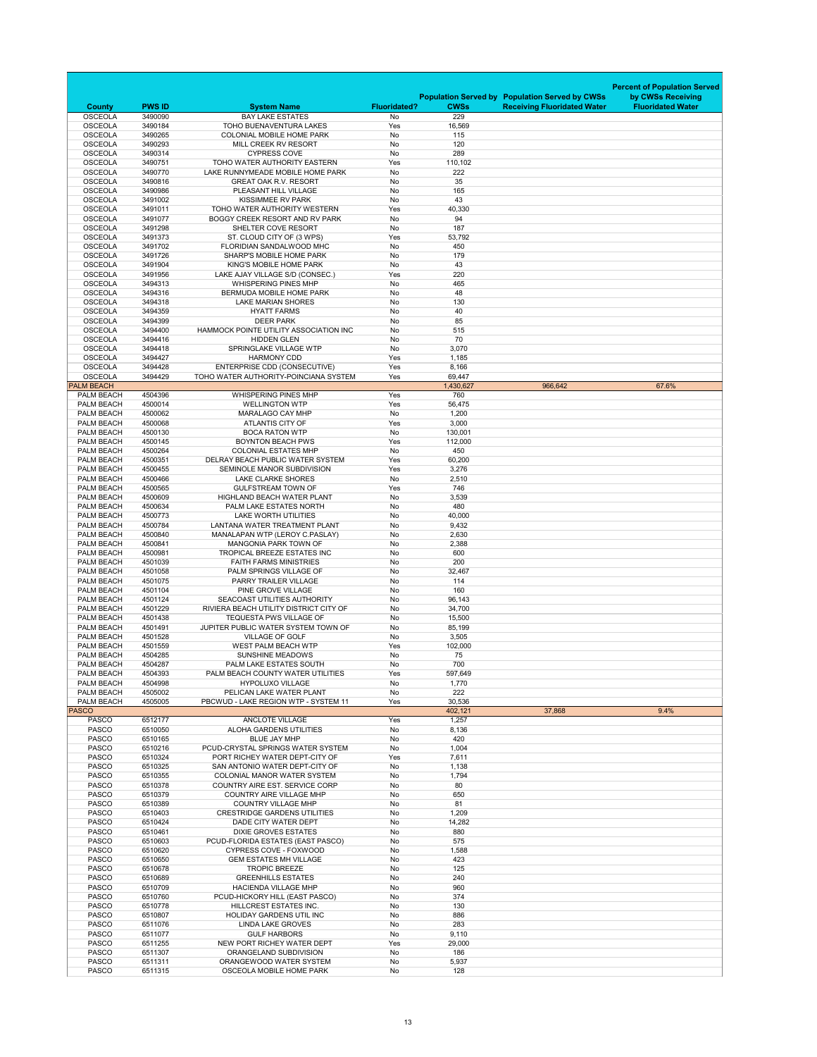| County | PWS ID | System Name | Fluoridated? | Population Served by CWSs | Population Served by CWSs Receiving Fluoridated Water | Percent of Population Served by CWSs Receiving Fluoridated Water |
|---|---|---|---|---|---|---|
| OSCEOLA | 3490090 | BAY LAKE ESTATES | No | 229 | | |
| OSCEOLA | 3490184 | TOHO BUENAVENTURA LAKES | Yes | 16,569 | | |
| OSCEOLA | 3490265 | COLONIAL MOBILE HOME PARK | No | 115 | | |
| OSCEOLA | 3490293 | MILL CREEK RV RESORT | No | 120 | | |
| OSCEOLA | 3490314 | CYPRESS COVE | No | 289 | | |
| OSCEOLA | 3490751 | TOHO WATER AUTHORITY EASTERN | Yes | 110,102 | | |
| OSCEOLA | 3490770 | LAKE RUNNYMEADE MOBILE HOME PARK | No | 222 | | |
| OSCEOLA | 3490816 | GREAT OAK R.V. RESORT | No | 35 | | |
| OSCEOLA | 3490986 | PLEASANT HILL VILLAGE | No | 165 | | |
| OSCEOLA | 3491002 | KISSIMMEE RV PARK | No | 43 | | |
| OSCEOLA | 3491011 | TOHO WATER AUTHORITY WESTERN | Yes | 40,330 | | |
| OSCEOLA | 3491077 | BOGGY CREEK RESORT AND RV PARK | No | 94 | | |
| OSCEOLA | 3491298 | SHELTER COVE RESORT | No | 187 | | |
| OSCEOLA | 3491373 | ST. CLOUD CITY OF (3 WPS) | Yes | 53,792 | | |
| OSCEOLA | 3491702 | FLORIDIAN SANDALWOOD MHC | No | 450 | | |
| OSCEOLA | 3491726 | SHARP'S MOBILE HOME PARK | No | 179 | | |
| OSCEOLA | 3491904 | KING'S MOBILE HOME PARK | No | 43 | | |
| OSCEOLA | 3491956 | LAKE AJAY VILLAGE S/D (CONSEC.) | Yes | 220 | | |
| OSCEOLA | 3494313 | WHISPERING PINES MHP | No | 465 | | |
| OSCEOLA | 3494316 | BERMUDA MOBILE HOME PARK | No | 48 | | |
| OSCEOLA | 3494318 | LAKE MARIAN SHORES | No | 130 | | |
| OSCEOLA | 3494359 | HYATT FARMS | No | 40 | | |
| OSCEOLA | 3494399 | DEER PARK | No | 85 | | |
| OSCEOLA | 3494400 | HAMMOCK POINTE UTILITY ASSOCIATION INC | No | 515 | | |
| OSCEOLA | 3494416 | HIDDEN GLEN | No | 70 | | |
| OSCEOLA | 3494418 | SPRINGLAKE VILLAGE WTP | No | 3,070 | | |
| OSCEOLA | 3494427 | HARMONY CDD | Yes | 1,185 | | |
| OSCEOLA | 3494428 | ENTERPRISE CDD (CONSECUTIVE) | Yes | 8,166 | | |
| OSCEOLA | 3494429 | TOHO WATER AUTHORITY-POINCIANA SYSTEM | Yes | 69,447 | | |
| PALM BEACH | | | | 1,430,627 | 966,642 | 67.6% |
| PALM BEACH | 4504396 | WHISPERING PINES MHP | Yes | 760 | | |
| PALM BEACH | 4500014 | WELLINGTON WTP | Yes | 56,475 | | |
| PALM BEACH | 4500062 | MARALAGO CAY MHP | No | 1,200 | | |
| PALM BEACH | 4500068 | ATLANTIS CITY OF | Yes | 3,000 | | |
| PALM BEACH | 4500130 | BOCA RATON WTP | No | 130,001 | | |
| PALM BEACH | 4500145 | BOYNTON BEACH PWS | Yes | 112,000 | | |
| PALM BEACH | 4500264 | COLONIAL ESTATES MHP | No | 450 | | |
| PALM BEACH | 4500351 | DELRAY BEACH PUBLIC WATER SYSTEM | Yes | 60,200 | | |
| PALM BEACH | 4500455 | SEMINOLE MANOR SUBDIVISION | Yes | 3,276 | | |
| PALM BEACH | 4500466 | LAKE CLARKE SHORES | No | 2,510 | | |
| PALM BEACH | 4500565 | GULFSTREAM TOWN OF | Yes | 746 | | |
| PALM BEACH | 4500609 | HIGHLAND BEACH WATER PLANT | No | 3,539 | | |
| PALM BEACH | 4500634 | PALM LAKE ESTATES NORTH | No | 480 | | |
| PALM BEACH | 4500773 | LAKE WORTH UTILITIES | No | 40,000 | | |
| PALM BEACH | 4500784 | LANTANA WATER TREATMENT PLANT | No | 9,432 | | |
| PALM BEACH | 4500840 | MANALAPAN WTP (LEROY C.PASLAY) | No | 2,630 | | |
| PALM BEACH | 4500841 | MANGONIA PARK TOWN OF | No | 2,388 | | |
| PALM BEACH | 4500981 | TROPICAL BREEZE ESTATES INC | No | 600 | | |
| PALM BEACH | 4501039 | FAITH FARMS MINISTRIES | No | 200 | | |
| PALM BEACH | 4501058 | PALM SPRINGS VILLAGE OF | No | 32,467 | | |
| PALM BEACH | 4501075 | PARRY TRAILER VILLAGE | No | 114 | | |
| PALM BEACH | 4501104 | PINE GROVE VILLAGE | No | 160 | | |
| PALM BEACH | 4501124 | SEACOAST UTILITIES AUTHORITY | No | 96,143 | | |
| PALM BEACH | 4501229 | RIVIERA BEACH UTILITY DISTRICT CITY OF | No | 34,700 | | |
| PALM BEACH | 4501438 | TEQUESTA PWS VILLAGE OF | No | 15,500 | | |
| PALM BEACH | 4501491 | JUPITER PUBLIC WATER SYSTEM TOWN OF | No | 85,199 | | |
| PALM BEACH | 4501528 | VILLAGE OF GOLF | No | 3,505 | | |
| PALM BEACH | 4501559 | WEST PALM BEACH WTP | Yes | 102,000 | | |
| PALM BEACH | 4504285 | SUNSHINE MEADOWS | No | 75 | | |
| PALM BEACH | 4504287 | PALM LAKE ESTATES SOUTH | No | 700 | | |
| PALM BEACH | 4504393 | PALM BEACH COUNTY WATER UTILITIES | Yes | 597,649 | | |
| PALM BEACH | 4504998 | HYPOLUXO VILLAGE | No | 1,770 | | |
| PALM BEACH | 4505002 | PELICAN LAKE WATER PLANT | No | 222 | | |
| PALM BEACH | 4505005 | PBCWUD - LAKE REGION WTP - SYSTEM 11 | Yes | 30,536 | | |
| PASCO | | | | 402,121 | 37,868 | 9.4% |
| PASCO | 6512177 | ANCLOTE VILLAGE | Yes | 1,257 | | |
| PASCO | 6510050 | ALOHA GARDENS UTILITIES | No | 8,136 | | |
| PASCO | 6510165 | BLUE JAY MHP | No | 420 | | |
| PASCO | 6510216 | PCUD-CRYSTAL SPRINGS WATER SYSTEM | No | 1,004 | | |
| PASCO | 6510324 | PORT RICHEY WATER DEPT-CITY OF | Yes | 7,611 | | |
| PASCO | 6510325 | SAN ANTONIO WATER DEPT-CITY OF | No | 1,138 | | |
| PASCO | 6510355 | COLONIAL MANOR WATER SYSTEM | No | 1,794 | | |
| PASCO | 6510378 | COUNTRY AIRE EST. SERVICE CORP | No | 80 | | |
| PASCO | 6510379 | COUNTRY AIRE VILLAGE MHP | No | 650 | | |
| PASCO | 6510389 | COUNTRY VILLAGE MHP | No | 81 | | |
| PASCO | 6510403 | CRESTRIDGE GARDENS UTILITIES | No | 1,209 | | |
| PASCO | 6510424 | DADE CITY WATER DEPT | No | 14,282 | | |
| PASCO | 6510461 | DIXIE GROVES ESTATES | No | 880 | | |
| PASCO | 6510603 | PCUD-FLORIDA ESTATES (EAST PASCO) | No | 575 | | |
| PASCO | 6510620 | CYPRESS COVE - FOXWOOD | No | 1,588 | | |
| PASCO | 6510650 | GEM ESTATES MH VILLAGE | No | 423 | | |
| PASCO | 6510678 | TROPIC BREEZE | No | 125 | | |
| PASCO | 6510689 | GREENHILLS ESTATES | No | 240 | | |
| PASCO | 6510709 | HACIENDA VILLAGE MHP | No | 960 | | |
| PASCO | 6510760 | PCUD-HICKORY HILL (EAST PASCO) | No | 374 | | |
| PASCO | 6510778 | HILLCREST ESTATES INC. | No | 130 | | |
| PASCO | 6510807 | HOLIDAY GARDENS UTIL INC | No | 886 | | |
| PASCO | 6511076 | LINDA LAKE GROVES | No | 283 | | |
| PASCO | 6511077 | GULF HARBORS | No | 9,110 | | |
| PASCO | 6511255 | NEW PORT RICHEY WATER DEPT | Yes | 29,000 | | |
| PASCO | 6511307 | ORANGELAND SUBDIVISION | No | 186 | | |
| PASCO | 6511311 | ORANGEWOOD WATER SYSTEM | No | 5,937 | | |
| PASCO | 6511315 | OSCEOLA MOBILE HOME PARK | No | 128 | | |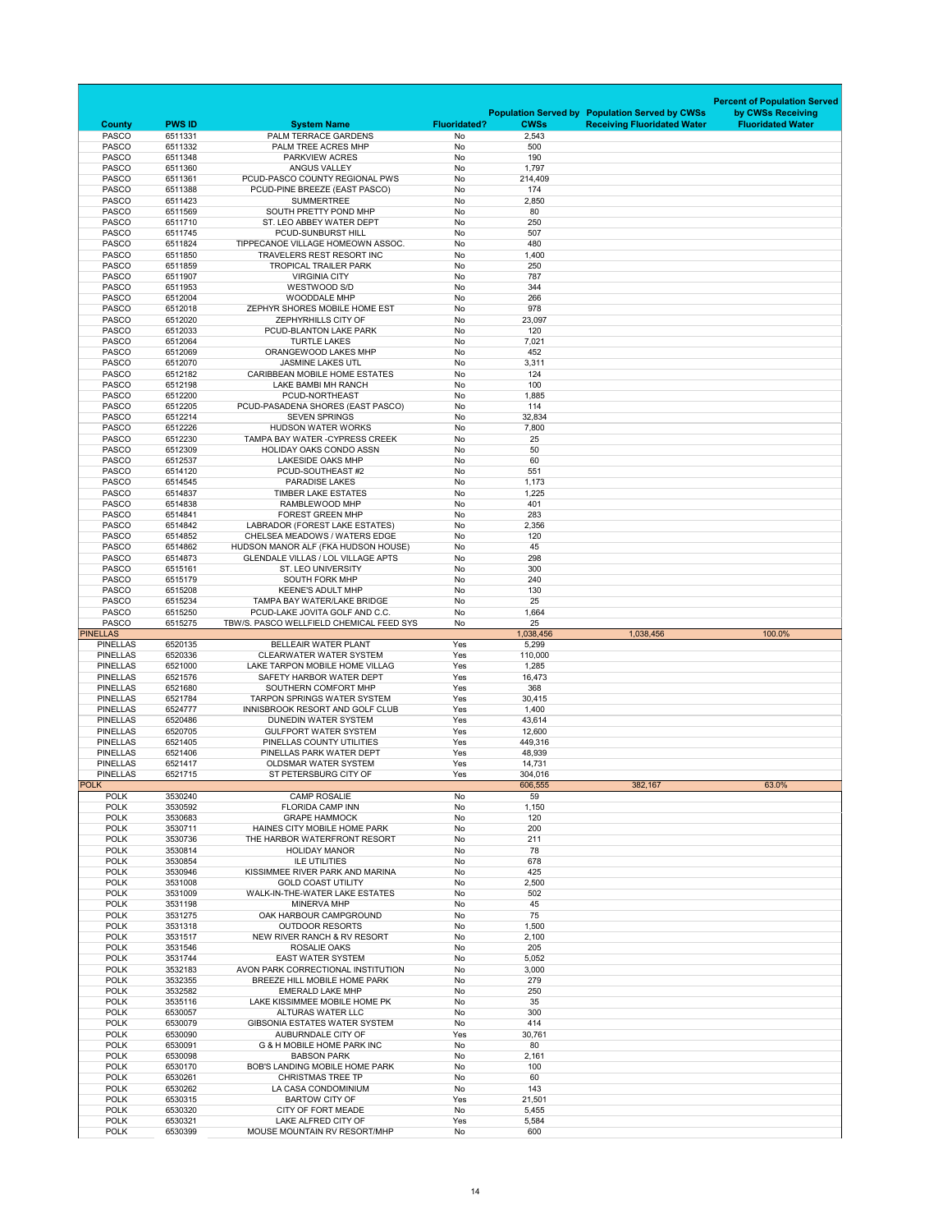| County | PWS ID | System Name | Fluoridated? | Population Served by CWSs | Population Served by CWSs Receiving Fluoridated Water | Percent of Population Served by CWSs Receiving Fluoridated Water |
|---|---|---|---|---|---|---|
| PASCO | 6511331 | PALM TERRACE GARDENS | No | 2,543 | | |
| PASCO | 6511332 | PALM TREE ACRES MHP | No | 500 | | |
| PASCO | 6511348 | PARKVIEW ACRES | No | 190 | | |
| PASCO | 6511360 | ANGUS VALLEY | No | 1,797 | | |
| PASCO | 6511361 | PCUD-PASCO COUNTY REGIONAL PWS | No | 214,409 | | |
| PASCO | 6511388 | PCUD-PINE BREEZE (EAST PASCO) | No | 174 | | |
| PASCO | 6511423 | SUMMERTREE | No | 2,850 | | |
| PASCO | 6511569 | SOUTH PRETTY POND MHP | No | 80 | | |
| PASCO | 6511710 | ST. LEO ABBEY WATER DEPT | No | 250 | | |
| PASCO | 6511745 | PCUD-SUNBURST HILL | No | 507 | | |
| PASCO | 6511824 | TIPPECANOE VILLAGE HOMEOWN ASSOC. | No | 480 | | |
| PASCO | 6511850 | TRAVELERS REST RESORT INC | No | 1,400 | | |
| PASCO | 6511859 | TROPICAL TRAILER PARK | No | 250 | | |
| PASCO | 6511907 | VIRGINIA CITY | No | 787 | | |
| PASCO | 6511953 | WESTWOOD S/D | No | 344 | | |
| PASCO | 6512004 | WOODDALE MHP | No | 266 | | |
| PASCO | 6512018 | ZEPHYR SHORES MOBILE HOME EST | No | 978 | | |
| PASCO | 6512020 | ZEPHYRHILLS CITY OF | No | 23,097 | | |
| PASCO | 6512033 | PCUD-BLANTON LAKE PARK | No | 120 | | |
| PASCO | 6512064 | TURTLE LAKES | No | 7,021 | | |
| PASCO | 6512069 | ORANGEWOOD LAKES MHP | No | 452 | | |
| PASCO | 6512070 | JASMINE LAKES UTL | No | 3,311 | | |
| PASCO | 6512182 | CARIBBEAN MOBILE HOME ESTATES | No | 124 | | |
| PASCO | 6512198 | LAKE BAMBI MH RANCH | No | 100 | | |
| PASCO | 6512200 | PCUD-NORTHEAST | No | 1,885 | | |
| PASCO | 6512205 | PCUD-PASADENA SHORES (EAST PASCO) | No | 114 | | |
| PASCO | 6512214 | SEVEN SPRINGS | No | 32,834 | | |
| PASCO | 6512226 | HUDSON WATER WORKS | No | 7,800 | | |
| PASCO | 6512230 | TAMPA BAY WATER -CYPRESS CREEK | No | 25 | | |
| PASCO | 6512309 | HOLIDAY OAKS CONDO ASSN | No | 50 | | |
| PASCO | 6512537 | LAKESIDE OAKS MHP | No | 60 | | |
| PASCO | 6514120 | PCUD-SOUTHEAST #2 | No | 551 | | |
| PASCO | 6514545 | PARADISE LAKES | No | 1,173 | | |
| PASCO | 6514837 | TIMBER LAKE ESTATES | No | 1,225 | | |
| PASCO | 6514838 | RAMBLEWOOD MHP | No | 401 | | |
| PASCO | 6514841 | FOREST GREEN MHP | No | 283 | | |
| PASCO | 6514842 | LABRADOR (FOREST LAKE ESTATES) | No | 2,356 | | |
| PASCO | 6514852 | CHELSEA MEADOWS / WATERS EDGE | No | 120 | | |
| PASCO | 6514862 | HUDSON MANOR ALF (FKA HUDSON HOUSE) | No | 45 | | |
| PASCO | 6514873 | GLENDALE VILLAS / LOL VILLAGE APTS | No | 298 | | |
| PASCO | 6515161 | ST. LEO UNIVERSITY | No | 300 | | |
| PASCO | 6515179 | SOUTH FORK MHP | No | 240 | | |
| PASCO | 6515208 | KEENE'S ADULT MHP | No | 130 | | |
| PASCO | 6515234 | TAMPA BAY WATER/LAKE BRIDGE | No | 25 | | |
| PASCO | 6515250 | PCUD-LAKE JOVITA GOLF AND C.C. | No | 1,664 | | |
| PASCO | 6515275 | TBW/S. PASCO WELLFIELD CHEMICAL FEED SYS | No | 25 | | |
| PINELLAS | | | | 1,038,456 | 1,038,456 | 100.0% |
| PINELLAS | 6520135 | BELLEAIR WATER PLANT | Yes | 5,299 | | |
| PINELLAS | 6520336 | CLEARWATER WATER SYSTEM | Yes | 110,000 | | |
| PINELLAS | 6521000 | LAKE TARPON MOBILE HOME VILLAG | Yes | 1,285 | | |
| PINELLAS | 6521576 | SAFETY HARBOR WATER DEPT | Yes | 16,473 | | |
| PINELLAS | 6521680 | SOUTHERN COMFORT MHP | Yes | 368 | | |
| PINELLAS | 6521784 | TARPON SPRINGS WATER SYSTEM | Yes | 30,415 | | |
| PINELLAS | 6524777 | INNISBROOK RESORT AND GOLF CLUB | Yes | 1,400 | | |
| PINELLAS | 6520486 | DUNEDIN WATER SYSTEM | Yes | 43,614 | | |
| PINELLAS | 6520705 | GULFPORT WATER SYSTEM | Yes | 12,600 | | |
| PINELLAS | 6521405 | PINELLAS COUNTY UTILITIES | Yes | 449,316 | | |
| PINELLAS | 6521406 | PINELLAS PARK WATER DEPT | Yes | 48,939 | | |
| PINELLAS | 6521417 | OLDSMAR WATER SYSTEM | Yes | 14,731 | | |
| PINELLAS | 6521715 | ST PETERSBURG CITY OF | Yes | 304,016 | | |
| POLK | | | | 606,555 | 382,167 | 63.0% |
| POLK | 3530240 | CAMP ROSALIE | No | 59 | | |
| POLK | 3530592 | FLORIDA CAMP INN | No | 1,150 | | |
| POLK | 3530683 | GRAPE HAMMOCK | No | 120 | | |
| POLK | 3530711 | HAINES CITY MOBILE HOME PARK | No | 200 | | |
| POLK | 3530736 | THE HARBOR WATERFRONT RESORT | No | 211 | | |
| POLK | 3530814 | HOLIDAY MANOR | No | 78 | | |
| POLK | 3530854 | ILE UTILITIES | No | 678 | | |
| POLK | 3530946 | KISSIMMEE RIVER PARK AND MARINA | No | 425 | | |
| POLK | 3531008 | GOLD COAST UTILITY | No | 2,500 | | |
| POLK | 3531009 | WALK-IN-THE-WATER LAKE ESTATES | No | 502 | | |
| POLK | 3531198 | MINERVA MHP | No | 45 | | |
| POLK | 3531275 | OAK HARBOUR CAMPGROUND | No | 75 | | |
| POLK | 3531318 | OUTDOOR RESORTS | No | 1,500 | | |
| POLK | 3531517 | NEW RIVER RANCH & RV RESORT | No | 2,100 | | |
| POLK | 3531546 | ROSALIE OAKS | No | 205 | | |
| POLK | 3531744 | EAST WATER SYSTEM | No | 5,052 | | |
| POLK | 3532183 | AVON PARK CORRECTIONAL INSTITUTION | No | 3,000 | | |
| POLK | 3532355 | BREEZE HILL MOBILE HOME PARK | No | 279 | | |
| POLK | 3532582 | EMERALD LAKE MHP | No | 250 | | |
| POLK | 3535116 | LAKE KISSIMMEE MOBILE HOME PK | No | 35 | | |
| POLK | 6530057 | ALTURAS WATER LLC | No | 300 | | |
| POLK | 6530079 | GIBSONIA ESTATES WATER SYSTEM | No | 414 | | |
| POLK | 6530090 | AUBURNDALE CITY OF | Yes | 30,761 | | |
| POLK | 6530091 | G & H MOBILE HOME PARK INC | No | 80 | | |
| POLK | 6530098 | BABSON PARK | No | 2,161 | | |
| POLK | 6530170 | BOB'S LANDING MOBILE HOME PARK | No | 100 | | |
| POLK | 6530261 | CHRISTMAS TREE TP | No | 60 | | |
| POLK | 6530262 | LA CASA CONDOMINIUM | No | 143 | | |
| POLK | 6530315 | BARTOW CITY OF | Yes | 21,501 | | |
| POLK | 6530320 | CITY OF FORT MEADE | No | 5,455 | | |
| POLK | 6530321 | LAKE ALFRED CITY OF | Yes | 5,584 | | |
| POLK | 6530399 | MOUSE MOUNTAIN RV RESORT/MHP | No | 600 | | |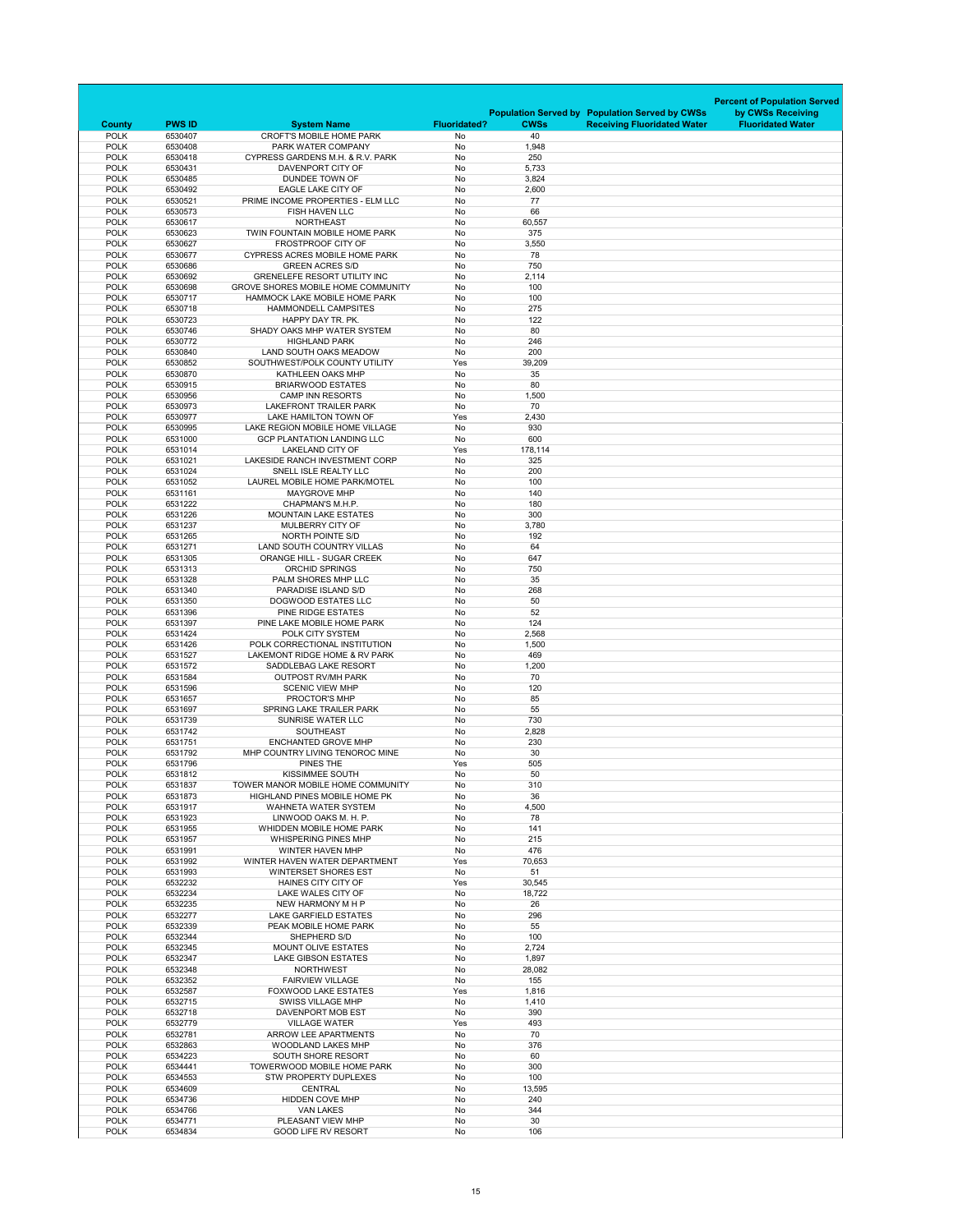| County | PWS ID | System Name | Fluoridated? | Population Served by CWSs | Population Served by CWSs Receiving Fluoridated Water | Percent of Population Served by CWSs Receiving Fluoridated Water |
|---|---|---|---|---|---|---|
| POLK | 6530407 | CROFT'S MOBILE HOME PARK | No | 40 | | |
| POLK | 6530408 | PARK WATER COMPANY | No | 1,948 | | |
| POLK | 6530418 | CYPRESS GARDENS M.H. & R.V. PARK | No | 250 | | |
| POLK | 6530431 | DAVENPORT CITY OF | No | 5,733 | | |
| POLK | 6530485 | DUNDEE TOWN OF | No | 3,824 | | |
| POLK | 6530492 | EAGLE LAKE CITY OF | No | 2,600 | | |
| POLK | 6530521 | PRIME INCOME PROPERTIES - ELM LLC | No | 77 | | |
| POLK | 6530573 | FISH HAVEN LLC | No | 66 | | |
| POLK | 6530617 | NORTHEAST | No | 60,557 | | |
| POLK | 6530623 | TWIN FOUNTAIN MOBILE HOME PARK | No | 375 | | |
| POLK | 6530627 | FROSTPROOF CITY OF | No | 3,550 | | |
| POLK | 6530677 | CYPRESS ACRES MOBILE HOME PARK | No | 78 | | |
| POLK | 6530686 | GREEN ACRES S/D | No | 750 | | |
| POLK | 6530692 | GRENELEFE RESORT UTILITY INC | No | 2,114 | | |
| POLK | 6530698 | GROVE SHORES MOBILE HOME COMMUNITY | No | 100 | | |
| POLK | 6530717 | HAMMOCK LAKE MOBILE HOME PARK | No | 100 | | |
| POLK | 6530718 | HAMMONDELL CAMPSITES | No | 275 | | |
| POLK | 6530723 | HAPPY DAY TR. PK. | No | 122 | | |
| POLK | 6530746 | SHADY OAKS MHP WATER SYSTEM | No | 80 | | |
| POLK | 6530772 | HIGHLAND PARK | No | 246 | | |
| POLK | 6530840 | LAND SOUTH OAKS MEADOW | No | 200 | | |
| POLK | 6530852 | SOUTHWEST/POLK COUNTY UTILITY | Yes | 39,209 | | |
| POLK | 6530870 | KATHLEEN OAKS MHP | No | 35 | | |
| POLK | 6530915 | BRIARWOOD ESTATES | No | 80 | | |
| POLK | 6530956 | CAMP INN RESORTS | No | 1,500 | | |
| POLK | 6530973 | LAKEFRONT TRAILER PARK | No | 70 | | |
| POLK | 6530977 | LAKE HAMILTON TOWN OF | Yes | 2,430 | | |
| POLK | 6530995 | LAKE REGION MOBILE HOME VILLAGE | No | 930 | | |
| POLK | 6531000 | GCP PLANTATION LANDING LLC | No | 600 | | |
| POLK | 6531014 | LAKELAND CITY OF | Yes | 178,114 | | |
| POLK | 6531021 | LAKESIDE RANCH INVESTMENT CORP | No | 325 | | |
| POLK | 6531024 | SNELL ISLE REALTY LLC | No | 200 | | |
| POLK | 6531052 | LAUREL MOBILE HOME PARK/MOTEL | No | 100 | | |
| POLK | 6531161 | MAYGROVE MHP | No | 140 | | |
| POLK | 6531222 | CHAPMAN'S M.H.P. | No | 180 | | |
| POLK | 6531226 | MOUNTAIN LAKE ESTATES | No | 300 | | |
| POLK | 6531237 | MULBERRY CITY OF | No | 3,780 | | |
| POLK | 6531265 | NORTH POINTE S/D | No | 192 | | |
| POLK | 6531271 | LAND SOUTH COUNTRY VILLAS | No | 64 | | |
| POLK | 6531305 | ORANGE HILL - SUGAR CREEK | No | 647 | | |
| POLK | 6531313 | ORCHID SPRINGS | No | 750 | | |
| POLK | 6531328 | PALM SHORES MHP LLC | No | 35 | | |
| POLK | 6531340 | PARADISE ISLAND S/D | No | 268 | | |
| POLK | 6531350 | DOGWOOD ESTATES LLC | No | 50 | | |
| POLK | 6531396 | PINE RIDGE ESTATES | No | 52 | | |
| POLK | 6531397 | PINE LAKE MOBILE HOME PARK | No | 124 | | |
| POLK | 6531424 | POLK CITY SYSTEM | No | 2,568 | | |
| POLK | 6531426 | POLK CORRECTIONAL INSTITUTION | No | 1,500 | | |
| POLK | 6531527 | LAKEMONT RIDGE HOME & RV PARK | No | 469 | | |
| POLK | 6531572 | SADDLEBAG LAKE RESORT | No | 1,200 | | |
| POLK | 6531584 | OUTPOST RV/MH PARK | No | 70 | | |
| POLK | 6531596 | SCENIC VIEW MHP | No | 120 | | |
| POLK | 6531657 | PROCTOR'S MHP | No | 85 | | |
| POLK | 6531697 | SPRING LAKE TRAILER PARK | No | 55 | | |
| POLK | 6531739 | SUNRISE WATER LLC | No | 730 | | |
| POLK | 6531742 | SOUTHEAST | No | 2,828 | | |
| POLK | 6531751 | ENCHANTED GROVE MHP | No | 230 | | |
| POLK | 6531792 | MHP COUNTRY LIVING TENOROC MINE | No | 30 | | |
| POLK | 6531796 | PINES THE | Yes | 505 | | |
| POLK | 6531812 | KISSIMMEE SOUTH | No | 50 | | |
| POLK | 6531837 | TOWER MANOR MOBILE HOME COMMUNITY | No | 310 | | |
| POLK | 6531873 | HIGHLAND PINES MOBILE HOME PK | No | 36 | | |
| POLK | 6531917 | WAHNETA WATER SYSTEM | No | 4,500 | | |
| POLK | 6531923 | LINWOOD OAKS M. H. P. | No | 78 | | |
| POLK | 6531955 | WHIDDEN MOBILE HOME PARK | No | 141 | | |
| POLK | 6531957 | WHISPERING PINES MHP | No | 215 | | |
| POLK | 6531991 | WINTER HAVEN MHP | No | 476 | | |
| POLK | 6531992 | WINTER HAVEN WATER DEPARTMENT | Yes | 70,653 | | |
| POLK | 6531993 | WINTERSET SHORES EST | No | 51 | | |
| POLK | 6532232 | HAINES CITY CITY OF | Yes | 30,545 | | |
| POLK | 6532234 | LAKE WALES CITY OF | No | 18,722 | | |
| POLK | 6532235 | NEW HARMONY M H P | No | 26 | | |
| POLK | 6532277 | LAKE GARFIELD ESTATES | No | 296 | | |
| POLK | 6532339 | PEAK MOBILE HOME PARK | No | 55 | | |
| POLK | 6532344 | SHEPHERD S/D | No | 100 | | |
| POLK | 6532345 | MOUNT OLIVE ESTATES | No | 2,724 | | |
| POLK | 6532347 | LAKE GIBSON ESTATES | No | 1,897 | | |
| POLK | 6532348 | NORTHWEST | No | 28,082 | | |
| POLK | 6532352 | FAIRVIEW VILLAGE | No | 155 | | |
| POLK | 6532587 | FOXWOOD LAKE ESTATES | Yes | 1,816 | | |
| POLK | 6532715 | SWISS VILLAGE MHP | No | 1,410 | | |
| POLK | 6532718 | DAVENPORT MOB EST | No | 390 | | |
| POLK | 6532779 | VILLAGE WATER | Yes | 493 | | |
| POLK | 6532781 | ARROW LEE APARTMENTS | No | 70 | | |
| POLK | 6532863 | WOODLAND LAKES MHP | No | 376 | | |
| POLK | 6534223 | SOUTH SHORE RESORT | No | 60 | | |
| POLK | 6534441 | TOWERWOOD MOBILE HOME PARK | No | 300 | | |
| POLK | 6534553 | STW PROPERTY DUPLEXES | No | 100 | | |
| POLK | 6534609 | CENTRAL | No | 13,595 | | |
| POLK | 6534736 | HIDDEN COVE MHP | No | 240 | | |
| POLK | 6534766 | VAN LAKES | No | 344 | | |
| POLK | 6534771 | PLEASANT VIEW MHP | No | 30 | | |
| POLK | 6534834 | GOOD LIFE RV RESORT | No | 106 | | |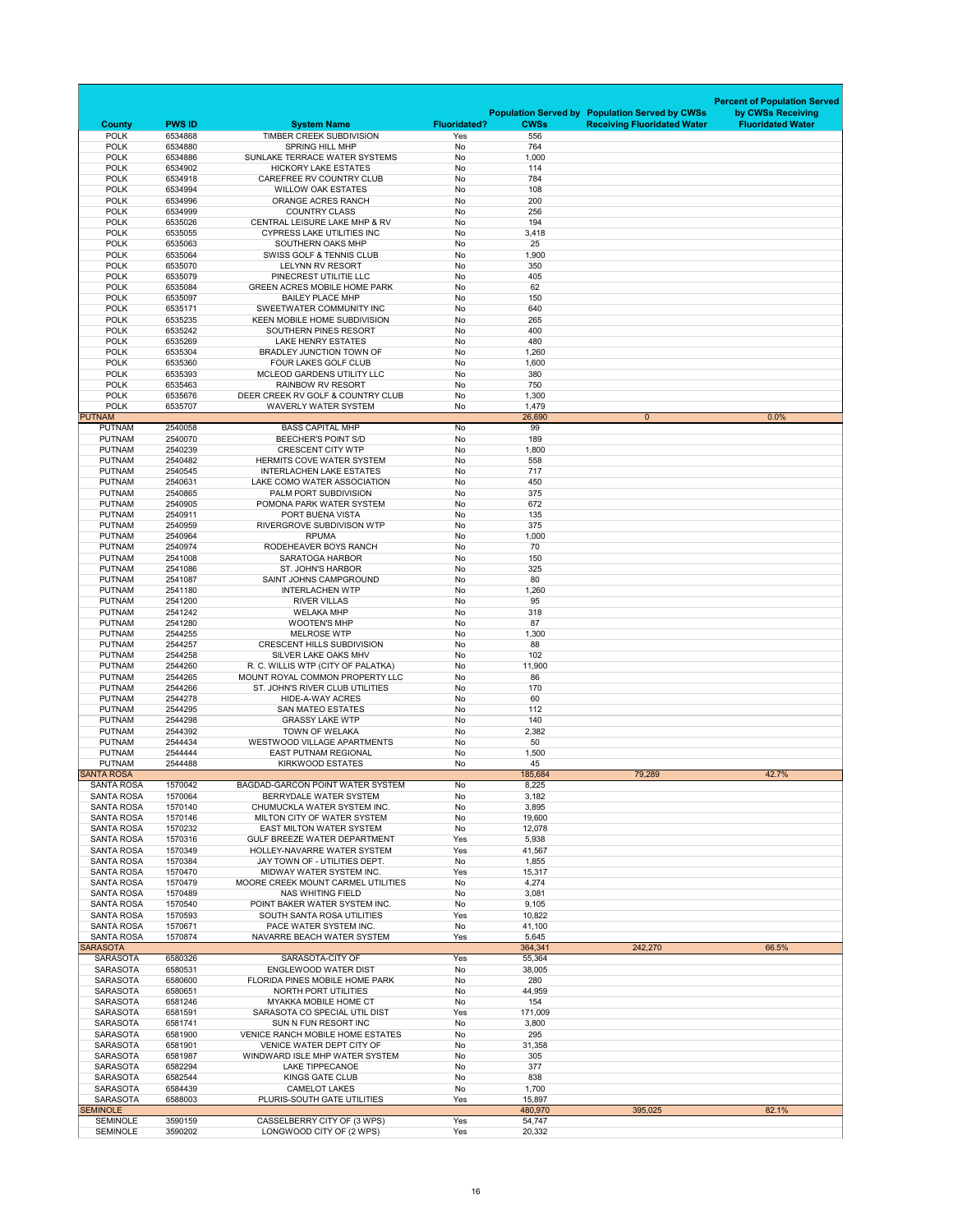| County | PWS ID | System Name | Fluoridated? | Population Served by CWSs | Population Served by CWSs Receiving Fluoridated Water | Percent of Population Served by CWSs Receiving Fluoridated Water |
|---|---|---|---|---|---|---|
| POLK | 6534868 | TIMBER CREEK SUBDIVISION | Yes | 556 | | |
| POLK | 6534880 | SPRING HILL MHP | No | 764 | | |
| POLK | 6534886 | SUNLAKE TERRACE WATER SYSTEMS | No | 1,000 | | |
| POLK | 6534902 | HICKORY LAKE ESTATES | No | 114 | | |
| POLK | 6534918 | CAREFREE RV COUNTRY CLUB | No | 784 | | |
| POLK | 6534994 | WILLOW OAK ESTATES | No | 108 | | |
| POLK | 6534996 | ORANGE ACRES RANCH | No | 200 | | |
| POLK | 6534999 | COUNTRY CLASS | No | 256 | | |
| POLK | 6535026 | CENTRAL LEISURE LAKE MHP & RV | No | 194 | | |
| POLK | 6535055 | CYPRESS LAKE UTILITIES INC | No | 3,418 | | |
| POLK | 6535063 | SOUTHERN OAKS MHP | No | 25 | | |
| POLK | 6535064 | SWISS GOLF & TENNIS CLUB | No | 1,900 | | |
| POLK | 6535070 | LELYNN RV RESORT | No | 350 | | |
| POLK | 6535079 | PINECREST UTILITIE LLC | No | 405 | | |
| POLK | 6535084 | GREEN ACRES MOBILE HOME PARK | No | 62 | | |
| POLK | 6535097 | BAILEY PLACE MHP | No | 150 | | |
| POLK | 6535171 | SWEETWATER COMMUNITY INC | No | 640 | | |
| POLK | 6535235 | KEEN MOBILE HOME SUBDIVISION | No | 265 | | |
| POLK | 6535242 | SOUTHERN PINES RESORT | No | 400 | | |
| POLK | 6535269 | LAKE HENRY ESTATES | No | 480 | | |
| POLK | 6535304 | BRADLEY JUNCTION TOWN OF | No | 1,260 | | |
| POLK | 6535360 | FOUR LAKES GOLF CLUB | No | 1,600 | | |
| POLK | 6535393 | MCLEOD GARDENS UTILITY LLC | No | 380 | | |
| POLK | 6535463 | RAINBOW RV RESORT | No | 750 | | |
| POLK | 6535676 | DEER CREEK RV GOLF & COUNTRY CLUB | No | 1,300 | | |
| POLK | 6535707 | WAVERLY WATER SYSTEM | No | 1,479 | | |
| PUTNAM | | | | 26,690 | 0 | 0.0% |
| PUTNAM | 2540058 | BASS CAPITAL MHP | No | 99 | | |
| PUTNAM | 2540070 | BEECHER'S POINT S/D | No | 189 | | |
| PUTNAM | 2540239 | CRESCENT CITY WTP | No | 1,800 | | |
| PUTNAM | 2540482 | HERMITS COVE WATER SYSTEM | No | 558 | | |
| PUTNAM | 2540545 | INTERLACHEN LAKE ESTATES | No | 717 | | |
| PUTNAM | 2540631 | LAKE COMO WATER ASSOCIATION | No | 450 | | |
| PUTNAM | 2540865 | PALM PORT SUBDIVISION | No | 375 | | |
| PUTNAM | 2540905 | POMONA PARK WATER SYSTEM | No | 672 | | |
| PUTNAM | 2540911 | PORT BUENA VISTA | No | 135 | | |
| PUTNAM | 2540959 | RIVERGROVE SUBDIVISON WTP | No | 375 | | |
| PUTNAM | 2540964 | RPUMA | No | 1,000 | | |
| PUTNAM | 2540974 | RODEHEAVER BOYS RANCH | No | 70 | | |
| PUTNAM | 2541008 | SARATOGA HARBOR | No | 150 | | |
| PUTNAM | 2541086 | ST. JOHN'S HARBOR | No | 325 | | |
| PUTNAM | 2541087 | SAINT JOHNS CAMPGROUND | No | 80 | | |
| PUTNAM | 2541180 | INTERLACHEN WTP | No | 1,260 | | |
| PUTNAM | 2541200 | RIVER VILLAS | No | 95 | | |
| PUTNAM | 2541242 | WELAKA MHP | No | 318 | | |
| PUTNAM | 2541280 | WOOTEN'S MHP | No | 87 | | |
| PUTNAM | 2544255 | MELROSE WTP | No | 1,300 | | |
| PUTNAM | 2544257 | CRESCENT HILLS SUBDIVISION | No | 88 | | |
| PUTNAM | 2544258 | SILVER LAKE OAKS MHV | No | 102 | | |
| PUTNAM | 2544260 | R. C. WILLIS WTP (CITY OF PALATKA) | No | 11,900 | | |
| PUTNAM | 2544265 | MOUNT ROYAL COMMON PROPERTY LLC | No | 86 | | |
| PUTNAM | 2544266 | ST. JOHN'S RIVER CLUB UTILITIES | No | 170 | | |
| PUTNAM | 2544278 | HIDE-A-WAY ACRES | No | 60 | | |
| PUTNAM | 2544295 | SAN MATEO ESTATES | No | 112 | | |
| PUTNAM | 2544298 | GRASSY LAKE WTP | No | 140 | | |
| PUTNAM | 2544392 | TOWN OF WELAKA | No | 2,382 | | |
| PUTNAM | 2544434 | WESTWOOD VILLAGE APARTMENTS | No | 50 | | |
| PUTNAM | 2544444 | EAST PUTNAM REGIONAL | No | 1,500 | | |
| PUTNAM | 2544488 | KIRKWOOD ESTATES | No | 45 | | |
| SANTA ROSA | | | | 185,684 | 79,289 | 42.7% |
| SANTA ROSA | 1570042 | BAGDAD-GARCON POINT WATER SYSTEM | No | 8,225 | | |
| SANTA ROSA | 1570064 | BERRYDALE WATER SYSTEM | No | 3,182 | | |
| SANTA ROSA | 1570140 | CHUMUCKLA WATER SYSTEM INC. | No | 3,895 | | |
| SANTA ROSA | 1570146 | MILTON CITY OF WATER SYSTEM | No | 19,600 | | |
| SANTA ROSA | 1570232 | EAST MILTON WATER SYSTEM | No | 12,078 | | |
| SANTA ROSA | 1570316 | GULF BREEZE WATER DEPARTMENT | Yes | 5,938 | | |
| SANTA ROSA | 1570349 | HOLLEY-NAVARRE WATER SYSTEM | Yes | 41,567 | | |
| SANTA ROSA | 1570384 | JAY TOWN OF - UTILITIES DEPT. | No | 1,855 | | |
| SANTA ROSA | 1570470 | MIDWAY WATER SYSTEM INC. | Yes | 15,317 | | |
| SANTA ROSA | 1570479 | MOORE CREEK MOUNT CARMEL UTILITIES | No | 4,274 | | |
| SANTA ROSA | 1570489 | NAS WHITING FIELD | No | 3,081 | | |
| SANTA ROSA | 1570540 | POINT BAKER WATER SYSTEM INC. | No | 9,105 | | |
| SANTA ROSA | 1570593 | SOUTH SANTA ROSA UTILITIES | Yes | 10,822 | | |
| SANTA ROSA | 1570671 | PACE WATER SYSTEM INC. | No | 41,100 | | |
| SANTA ROSA | 1570874 | NAVARRE BEACH WATER SYSTEM | Yes | 5,645 | | |
| SARASOTA | | | | 364,341 | 242,270 | 66.5% |
| SARASOTA | 6580326 | SARASOTA-CITY OF | Yes | 55,364 | | |
| SARASOTA | 6580531 | ENGLEWOOD WATER DIST | No | 38,005 | | |
| SARASOTA | 6580600 | FLORIDA PINES MOBILE HOME PARK | No | 280 | | |
| SARASOTA | 6580651 | NORTH PORT UTILITIES | No | 44,959 | | |
| SARASOTA | 6581246 | MYAKKA MOBILE HOME CT | No | 154 | | |
| SARASOTA | 6581591 | SARASOTA CO SPECIAL UTIL DIST | Yes | 171,009 | | |
| SARASOTA | 6581741 | SUN N FUN RESORT INC | No | 3,800 | | |
| SARASOTA | 6581900 | VENICE RANCH MOBILE HOME ESTATES | No | 295 | | |
| SARASOTA | 6581901 | VENICE WATER DEPT CITY OF | No | 31,358 | | |
| SARASOTA | 6581987 | WINDWARD ISLE MHP WATER SYSTEM | No | 305 | | |
| SARASOTA | 6582294 | LAKE TIPPECANOE | No | 377 | | |
| SARASOTA | 6582544 | KINGS GATE CLUB | No | 838 | | |
| SARASOTA | 6584439 | CAMELOT LAKES | No | 1,700 | | |
| SARASOTA | 6588003 | PLURIS-SOUTH GATE UTILITIES | Yes | 15,897 | | |
| SEMINOLE | | | | 480,970 | 395,025 | 82.1% |
| SEMINOLE | 3590159 | CASSELBERRY CITY OF (3 WPS) | Yes | 54,747 | | |
| SEMINOLE | 3590202 | LONGWOOD CITY OF (2 WPS) | Yes | 20,332 | | |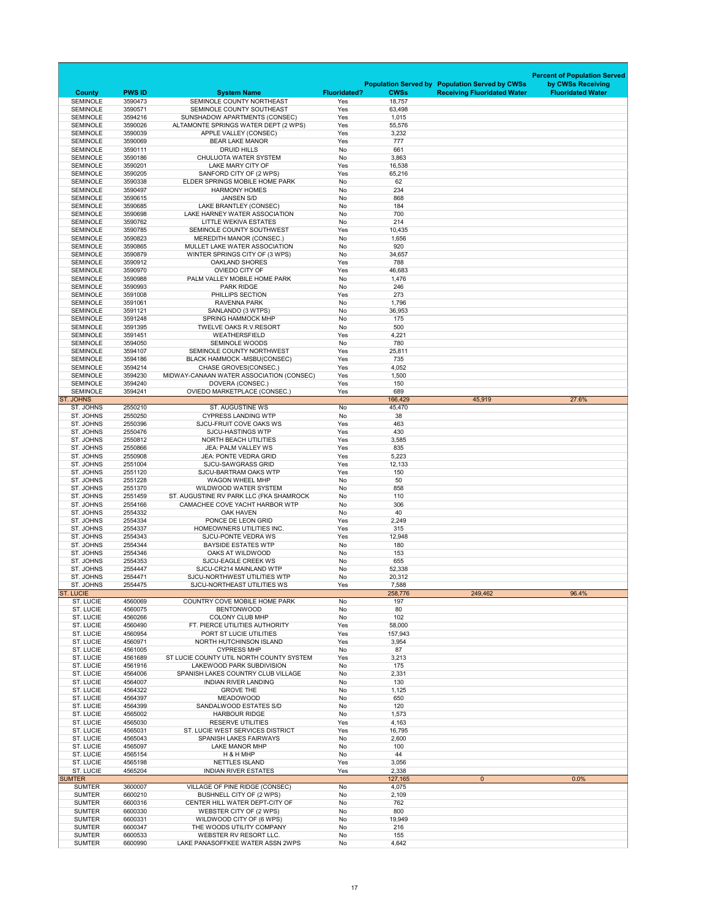| County | PWS ID | System Name | Fluoridated? | Population Served by CWSs | Population Served by CWSs Receiving Fluoridated Water | Percent of Population Served by CWSs Receiving Fluoridated Water |
|---|---|---|---|---|---|---|
| SEMINOLE | 3590473 | SEMINOLE COUNTY NORTHEAST | Yes | 18,757 | | |
| SEMINOLE | 3590571 | SEMINOLE COUNTY SOUTHEAST | Yes | 63,498 | | |
| SEMINOLE | 3594216 | SUNSHADOW APARTMENTS (CONSEC) | Yes | 1,015 | | |
| SEMINOLE | 3590026 | ALTAMONTE SPRINGS WATER DEPT (2 WPS) | Yes | 55,576 | | |
| SEMINOLE | 3590039 | APPLE VALLEY (CONSEC) | Yes | 3,232 | | |
| SEMINOLE | 3590069 | BEAR LAKE MANOR | Yes | 777 | | |
| SEMINOLE | 3590111 | DRUID HILLS | No | 661 | | |
| SEMINOLE | 3590186 | CHULUOTA WATER SYSTEM | No | 3,863 | | |
| SEMINOLE | 3590201 | LAKE MARY CITY OF | Yes | 16,538 | | |
| SEMINOLE | 3590205 | SANFORD CITY OF (2 WPS) | Yes | 65,216 | | |
| SEMINOLE | 3590338 | ELDER SPRINGS MOBILE HOME PARK | No | 62 | | |
| SEMINOLE | 3590497 | HARMONY HOMES | No | 234 | | |
| SEMINOLE | 3590615 | JANSEN S/D | No | 868 | | |
| SEMINOLE | 3590685 | LAKE BRANTLEY (CONSEC) | No | 184 | | |
| SEMINOLE | 3590698 | LAKE HARNEY WATER ASSOCIATION | No | 700 | | |
| SEMINOLE | 3590762 | LITTLE WEKIVA ESTATES | No | 214 | | |
| SEMINOLE | 3590785 | SEMINOLE COUNTY SOUTHWEST | Yes | 10,435 | | |
| SEMINOLE | 3590823 | MEREDITH MANOR (CONSEC.) | No | 1,656 | | |
| SEMINOLE | 3590865 | MULLET LAKE WATER ASSOCIATION | No | 920 | | |
| SEMINOLE | 3590879 | WINTER SPRINGS CITY OF (3 WPS) | No | 34,657 | | |
| SEMINOLE | 3590912 | OAKLAND SHORES | Yes | 788 | | |
| SEMINOLE | 3590970 | OVIEDO CITY OF | Yes | 46,683 | | |
| SEMINOLE | 3590988 | PALM VALLEY MOBILE HOME PARK | No | 1,476 | | |
| SEMINOLE | 3590993 | PARK RIDGE | No | 246 | | |
| SEMINOLE | 3591008 | PHILLIPS SECTION | Yes | 273 | | |
| SEMINOLE | 3591061 | RAVENNA PARK | No | 1,796 | | |
| SEMINOLE | 3591121 | SANLANDO (3 WTPS) | No | 36,953 | | |
| SEMINOLE | 3591248 | SPRING HAMMOCK MHP | No | 175 | | |
| SEMINOLE | 3591395 | TWELVE OAKS R.V.RESORT | No | 500 | | |
| SEMINOLE | 3591451 | WEATHERSFIELD | Yes | 4,221 | | |
| SEMINOLE | 3594050 | SEMINOLE WOODS | No | 780 | | |
| SEMINOLE | 3594107 | SEMINOLE COUNTY NORTHWEST | Yes | 25,811 | | |
| SEMINOLE | 3594186 | BLACK HAMMOCK -MSBU(CONSEC) | Yes | 735 | | |
| SEMINOLE | 3594214 | CHASE GROVES(CONSEC.) | Yes | 4,052 | | |
| SEMINOLE | 3594230 | MIDWAY-CANAAN WATER ASSOCIATION (CONSEC) | Yes | 1,500 | | |
| SEMINOLE | 3594240 | DOVERA (CONSEC.) | Yes | 150 | | |
| SEMINOLE | 3594241 | OVIEDO MARKETPLACE (CONSEC.) | Yes | 689 | | |
| ST. JOHNS | | | | 166,429 | 45,919 | 27.6% |
| ST. JOHNS | 2550210 | ST. AUGUSTINE WS | No | 45,470 | | |
| ST. JOHNS | 2550250 | CYPRESS LANDING WTP | No | 38 | | |
| ST. JOHNS | 2550396 | SJCU-FRUIT COVE OAKS WS | Yes | 463 | | |
| ST. JOHNS | 2550476 | SJCU-HASTINGS WTP | Yes | 430 | | |
| ST. JOHNS | 2550812 | NORTH BEACH UTILITIES | Yes | 3,585 | | |
| ST. JOHNS | 2550866 | JEA: PALM VALLEY WS | Yes | 835 | | |
| ST. JOHNS | 2550908 | JEA: PONTE VEDRA GRID | Yes | 5,223 | | |
| ST. JOHNS | 2551004 | SJCU-SAWGRASS GRID | Yes | 12,133 | | |
| ST. JOHNS | 2551120 | SJCU-BARTRAM OAKS WTP | Yes | 150 | | |
| ST. JOHNS | 2551228 | WAGON WHEEL MHP | No | 50 | | |
| ST. JOHNS | 2551370 | WILDWOOD WATER SYSTEM | No | 858 | | |
| ST. JOHNS | 2551459 | ST. AUGUSTINE RV PARK LLC (FKA SHAMROCK | No | 110 | | |
| ST. JOHNS | 2554166 | CAMACHEE COVE YACHT HARBOR WTP | No | 306 | | |
| ST. JOHNS | 2554332 | OAK HAVEN | No | 40 | | |
| ST. JOHNS | 2554334 | PONCE DE LEON GRID | Yes | 2,249 | | |
| ST. JOHNS | 2554337 | HOMEOWNERS UTILITIES INC. | Yes | 315 | | |
| ST. JOHNS | 2554343 | SJCU-PONTE VEDRA WS | Yes | 12,948 | | |
| ST. JOHNS | 2554344 | BAYSIDE ESTATES WTP | No | 180 | | |
| ST. JOHNS | 2554346 | OAKS AT WILDWOOD | No | 153 | | |
| ST. JOHNS | 2554353 | SJCU-EAGLE CREEK WS | No | 655 | | |
| ST. JOHNS | 2554447 | SJCU-CR214 MAINLAND WTP | No | 52,338 | | |
| ST. JOHNS | 2554471 | SJCU-NORTHWEST UTILITIES WTP | No | 20,312 | | |
| ST. JOHNS | 2554475 | SJCU-NORTHEAST UTILITIES WS | Yes | 7,588 | | |
| ST. LUCIE | | | | 258,776 | 249,462 | 96.4% |
| ST. LUCIE | 4560069 | COUNTRY COVE MOBILE HOME PARK | No | 197 | | |
| ST. LUCIE | 4560075 | BENTONWOOD | No | 80 | | |
| ST. LUCIE | 4560266 | COLONY CLUB MHP | No | 102 | | |
| ST. LUCIE | 4560490 | FT. PIERCE UTILITIES AUTHORITY | Yes | 58,000 | | |
| ST. LUCIE | 4560954 | PORT ST LUCIE UTILITIES | Yes | 157,943 | | |
| ST. LUCIE | 4560971 | NORTH HUTCHINSON ISLAND | Yes | 3,954 | | |
| ST. LUCIE | 4561005 | CYPRESS MHP | No | 87 | | |
| ST. LUCIE | 4561689 | ST LUCIE COUNTY UTIL NORTH COUNTY SYSTEM | Yes | 3,213 | | |
| ST. LUCIE | 4561916 | LAKEWOOD PARK SUBDIVISION | No | 175 | | |
| ST. LUCIE | 4564006 | SPANISH LAKES COUNTRY CLUB VILLAGE | No | 2,331 | | |
| ST. LUCIE | 4564007 | INDIAN RIVER LANDING | No | 130 | | |
| ST. LUCIE | 4564322 | GROVE THE | No | 1,125 | | |
| ST. LUCIE | 4564397 | MEADOWOOD | No | 650 | | |
| ST. LUCIE | 4564399 | SANDALWOOD ESTATES S/D | No | 120 | | |
| ST. LUCIE | 4565002 | HARBOUR RIDGE | No | 1,573 | | |
| ST. LUCIE | 4565030 | RESERVE UTILITIES | Yes | 4,163 | | |
| ST. LUCIE | 4565031 | ST. LUCIE WEST SERVICES DISTRICT | Yes | 16,795 | | |
| ST. LUCIE | 4565043 | SPANISH LAKES FAIRWAYS | No | 2,600 | | |
| ST. LUCIE | 4565097 | LAKE MANOR MHP | No | 100 | | |
| ST. LUCIE | 4565154 | H & H MHP | No | 44 | | |
| ST. LUCIE | 4565198 | NETTLES ISLAND | Yes | 3,056 | | |
| ST. LUCIE | 4565204 | INDIAN RIVER ESTATES | Yes | 2,338 | | |
| SUMTER | | | | 127,165 | 0 | 0.0% |
| SUMTER | 3600007 | VILLAGE OF PINE RIDGE (CONSEC) | No | 4,075 | | |
| SUMTER | 6600210 | BUSHNELL CITY OF (2 WPS) | No | 2,109 | | |
| SUMTER | 6600316 | CENTER HILL WATER DEPT-CITY OF | No | 762 | | |
| SUMTER | 6600330 | WEBSTER CITY OF (2 WPS) | No | 800 | | |
| SUMTER | 6600331 | WILDWOOD CITY OF (6 WPS) | No | 19,949 | | |
| SUMTER | 6600347 | THE WOODS UTILITY COMPANY | No | 216 | | |
| SUMTER | 6600533 | WEBSTER RV RESORT LLC. | No | 155 | | |
| SUMTER | 6600990 | LAKE PANASOFFKEE WATER ASSN 2WPS | No | 4,642 | | |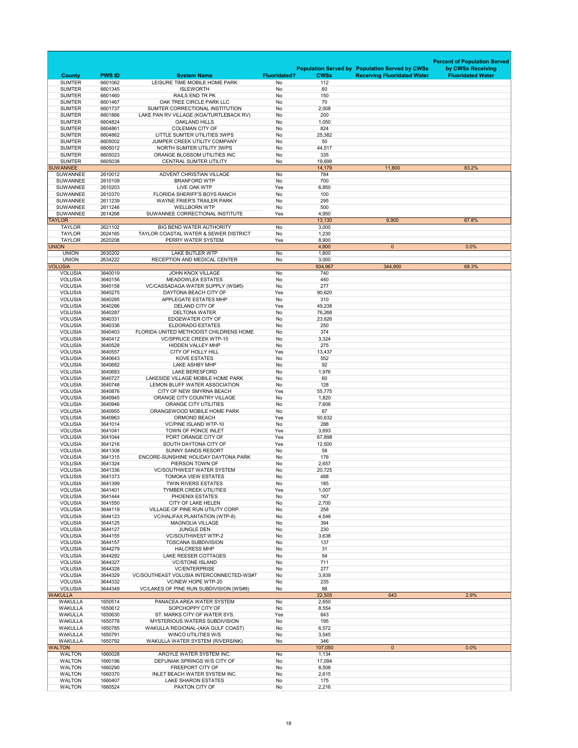| County | PWS ID | System Name | Fluoridated? | Population Served by CWSs | Population Served by CWSs Receiving Fluoridated Water | Percent of Population Served by CWSs Receiving Fluoridated Water |
|---|---|---|---|---|---|---|
| SUMTER | 6601062 | LEISURE TIME MOBILE HOME PARK | No | 112 | | |
| SUMTER | 6601345 | ISLEWORTH | No | 60 | | |
| SUMTER | 6601460 | RAILS END TR PK | No | 150 | | |
| SUMTER | 6601467 | OAK TREE CIRCLE PARK LLC | No | 70 | | |
| SUMTER | 6601737 | SUMTER CORRECTIONAL INSTITUTION | No | 2,008 | | |
| SUMTER | 6601866 | LAKE PAN RV VILLAGE (KOA/TURTLEBACK RV) | No | 200 | | |
| SUMTER | 6604824 | OAKLAND HILLS | No | 1,050 | | |
| SUMTER | 6604861 | COLEMAN CITY OF | No | 824 | | |
| SUMTER | 6604862 | LITTLE SUMTER UTILITIES 3WPS | No | 25,382 | | |
| SUMTER | 6605002 | JUMPER CREEK UTILITY COMPANY | No | 50 | | |
| SUMTER | 6605012 | NORTH SUMTER UTILITY 3WPS | No | 44,517 | | |
| SUMTER | 6605023 | ORANGE BLOSSOM UTILITIES INC | No | 335 | | |
| SUMTER | 6605038 | CENTRAL SUMTER UTILITY | No | 19,699 | | |
| SUWANNEE | | | | 14,179 | 11,800 | 83.2% |
| SUWANNEE | 2610012 | ADVENT CHRISTIAN VILLAGE | No | 784 | | |
| SUWANNEE | 2610109 | BRANFORD WTP | No | 700 | | |
| SUWANNEE | 2610203 | LIVE OAK WTP | Yes | 6,850 | | |
| SUWANNEE | 2610370 | FLORIDA SHERIFF'S BOYS RANCH | No | 100 | | |
| SUWANNEE | 2611239 | WAYNE FRIER'S TRAILER PARK | No | 295 | | |
| SUWANNEE | 2611246 | WELLBORN WTP | No | 500 | | |
| SUWANNEE | 2614268 | SUWANNEE CORRECTIONAL INSTITUTE | Yes | 4,950 | | |
| TAYLOR | | | | 13,130 | 8,900 | 67.8% |
| TAYLOR | 2621102 | BIG BEND WATER AUTHORITY | No | 3,000 | | |
| TAYLOR | 2624165 | TAYLOR COASTAL WATER & SEWER DISTRICT | No | 1,230 | | |
| TAYLOR | 2620208 | PERRY WATER SYSTEM | Yes | 8,900 | | |
| UNION | | | | 4,800 | 0 | 0.0% |
| UNION | 2630202 | LAKE BUTLER WTP | No | 1,800 | | |
| UNION | 2634222 | RECEPTION AND MEDICAL CENTER | No | 3,000 | | |
| VOLUSIA | | | | 504,967 | 344,800 | 68.3% |
| VOLUSIA | 3640019 | JOHN KNOX VILLAGE | No | 740 | | |
| VOLUSIA | 3640156 | MEADOWLEA ESTATES | No | 440 | | |
| VOLUSIA | 3640158 | VC/CASSADAGA WATER SUPPLY (WS#5) | No | 277 | | |
| VOLUSIA | 3640275 | DAYTONA BEACH CITY OF | Yes | 90,620 | | |
| VOLUSIA | 3640285 | APPLEGATE ESTATES MHP | No | 310 | | |
| VOLUSIA | 3640286 | DELAND CITY OF | Yes | 49,238 | | |
| VOLUSIA | 3640287 | DELTONA WATER | No | 76,268 | | |
| VOLUSIA | 3640331 | EDGEWATER CITY OF | No | 23,626 | | |
| VOLUSIA | 3640336 | ELDORADO ESTATES | No | 250 | | |
| VOLUSIA | 3640403 | FLORIDA UNITED METHODIST CHILDRENS HOME | No | 374 | | |
| VOLUSIA | 3640412 | VC/SPRUCE CREEK WTP-15 | No | 3,324 | | |
| VOLUSIA | 3640528 | HIDDEN VALLEY MHP | No | 275 | | |
| VOLUSIA | 3640557 | CITY OF HOLLY HILL | Yes | 13,437 | | |
| VOLUSIA | 3640643 | KOVE ESTATES | No | 552 | | |
| VOLUSIA | 3640682 | LAKE ASHBY MHP | No | 92 | | |
| VOLUSIA | 3640683 | LAKE BERESFORD | No | 1,976 | | |
| VOLUSIA | 3640727 | LAKESIDE VILLAGE MOBILE HOME PARK | No | 60 | | |
| VOLUSIA | 3640748 | LEMON BLUFF WATER ASSOCIATION | No | 128 | | |
| VOLUSIA | 3640876 | CITY OF NEW SMYRNA BEACH | Yes | 55,775 | | |
| VOLUSIA | 3640945 | ORANGE CITY COUNTRY VILLAGE | No | 1,820 | | |
| VOLUSIA | 3640946 | ORANGE CITY UTILITIES | No | 7,606 | | |
| VOLUSIA | 3640955 | ORANGEWOOD MOBILE HOME PARK | No | 67 | | |
| VOLUSIA | 3640963 | ORMOND BEACH | Yes | 50,632 | | |
| VOLUSIA | 3641014 | VC/PINE ISLAND WTP-10 | No | 288 | | |
| VOLUSIA | 3641041 | TOWN OF PONCE INLET | Yes | 3,693 | | |
| VOLUSIA | 3641044 | PORT ORANGE CITY OF | Yes | 67,898 | | |
| VOLUSIA | 3641216 | SOUTH DAYTONA CITY OF | Yes | 12,500 | | |
| VOLUSIA | 3641308 | SUNNY SANDS RESORT | No | 58 | | |
| VOLUSIA | 3641315 | ENCORE-SUNSHINE HOLIDAY DAYTONA PARK | No | 176 | | |
| VOLUSIA | 3641324 | PIERSON TOWN OF | No | 2,657 | | |
| VOLUSIA | 3641336 | VC/SOUTHWEST WATER SYSTEM | No | 20,725 | | |
| VOLUSIA | 3641373 | TOMOKA VIEW ESTATES | No | 488 | | |
| VOLUSIA | 3641399 | TWIN RIVERS ESTATES | No | 185 | | |
| VOLUSIA | 3641401 | TYMBER CREEK UTILITIES | Yes | 1,007 | | |
| VOLUSIA | 3641444 | PHOENIX ESTATES | No | 167 | | |
| VOLUSIA | 3641550 | CITY OF LAKE HELEN | No | 2,700 | | |
| VOLUSIA | 3644119 | VILLAGE OF PINE RUN UTILITY CORP. | No | 258 | | |
| VOLUSIA | 3644123 | VC/HALIFAX PLANTATION (WTP-8) | No | 4,546 | | |
| VOLUSIA | 3644125 | MAGNOLIA VILLAGE | No | 394 | | |
| VOLUSIA | 3644127 | JUNGLE DEN | No | 230 | | |
| VOLUSIA | 3644155 | VC/SOUTHWEST WTP-2 | No | 3,638 | | |
| VOLUSIA | 3644157 | TOSCANA SUBDIVISION | No | 137 | | |
| VOLUSIA | 3644279 | HALCRESS MHP | No | 31 | | |
| VOLUSIA | 3644292 | LAKE REESER COTTAGES | No | 54 | | |
| VOLUSIA | 3644327 | VC/STONE ISLAND | No | 711 | | |
| VOLUSIA | 3644328 | VC/ENTERPRISE | No | 277 | | |
| VOLUSIA | 3644329 | VC/SOUTHEAST VOLUSIA INTERCONNECTED-WS#7 | No | 3,939 | | |
| VOLUSIA | 3644332 | VC/NEW HOPE WTP-20 | No | 235 | | |
| VOLUSIA | 3644349 | VC/LAKES OF PINE RUN SUBDIVISION (WS#9) | No | 88 | | |
| WAKULLA | | | | 22,505 | 643 | 2.9% |
| WAKULLA | 1650514 | PANACEA AREA WATER SYSTEM | No | 2,650 | | |
| WAKULLA | 1650612 | SOPCHOPPY CITY OF | No | 8,554 | | |
| WAKULLA | 1650630 | ST. MARKS CITY OF WATER SYS. | Yes | 643 | | |
| WAKULLA | 1650778 | MYSTERIOUS WATERS SUBDIVISION | No | 195 | | |
| WAKULLA | 1650785 | WAKULLA REGIONAL-(AKA GULF COAST) | No | 6,572 | | |
| WAKULLA | 1650791 | WINCO UTILITIES W/S | No | 3,545 | | |
| WAKULLA | 1650792 | WAKULLA WATER SYSTEM (RIVERSINK) | No | 346 | | |
| WALTON | | | | 107,050 | 0 | 0.0% |
| WALTON | 1660028 | ARGYLE WATER SYSTEM INC. | No | 1,134 | | |
| WALTON | 1660196 | DEFUNIAK SPRINGS W/S CITY OF | No | 17,094 | | |
| WALTON | 1660290 | FREEPORT CITY OF | No | 8,508 | | |
| WALTON | 1660370 | INLET BEACH WATER SYSTEM INC. | No | 2,615 | | |
| WALTON | 1660407 | LAKE SHARON ESTATES | No | 175 | | |
| WALTON | 1660524 | PAXTON CITY OF | No | 2,216 | | |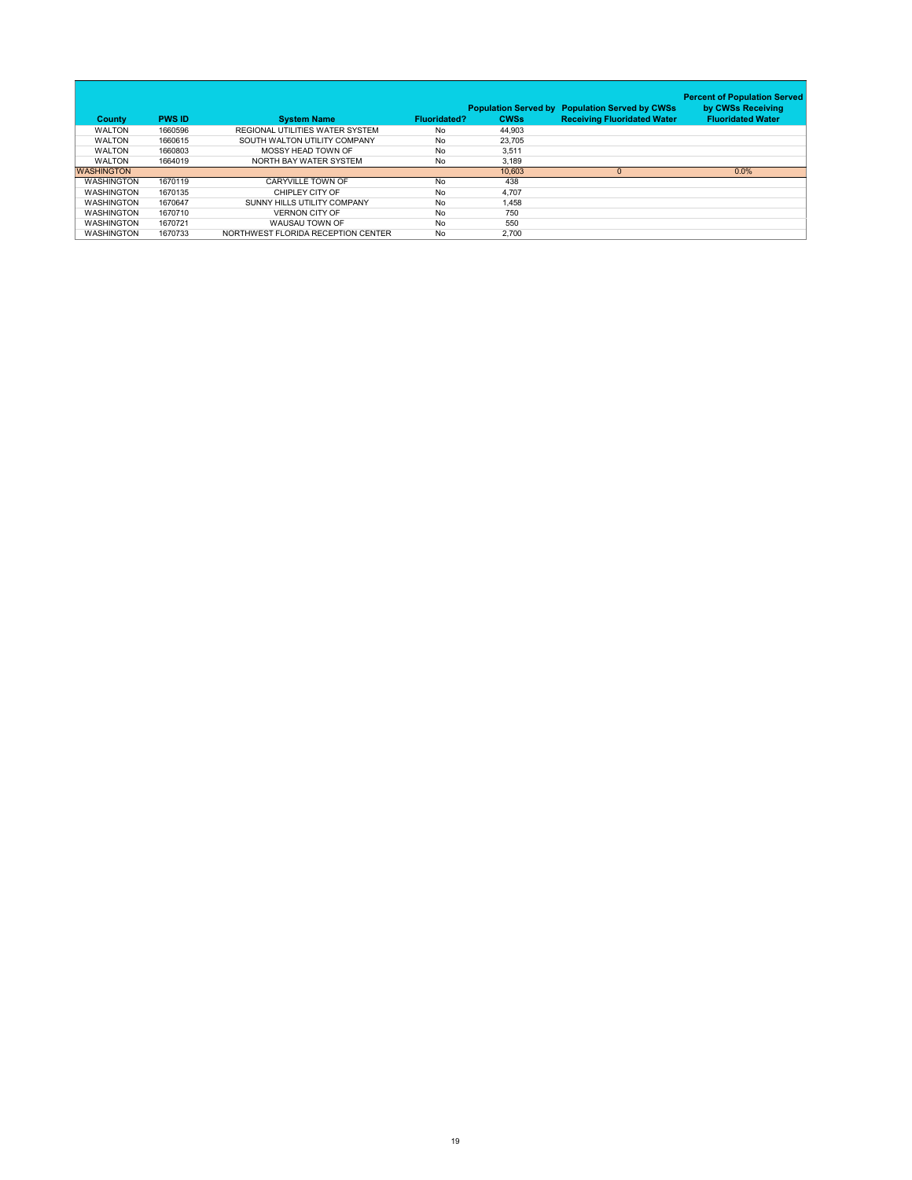| County | PWS ID | System Name | Fluoridated? | Population Served by CWSs | Population Served by CWSs Receiving Fluoridated Water | Percent of Population Served by CWSs Receiving Fluoridated Water |
|---|---|---|---|---|---|---|
| WALTON | 1660596 | REGIONAL UTILITIES WATER SYSTEM | No | 44,903 | | |
| WALTON | 1660615 | SOUTH WALTON UTILITY COMPANY | No | 23,705 | | |
| WALTON | 1660803 | MOSSY HEAD TOWN OF | No | 3,511 | | |
| WALTON | 1664019 | NORTH BAY WATER SYSTEM | No | 3,189 | | |
| WASHINGTON | | | | 10,603 | 0 | 0.0% |
| WASHINGTON | 1670119 | CARYVILLE TOWN OF | No | 438 | | |
| WASHINGTON | 1670135 | CHIPLEY CITY OF | No | 4,707 | | |
| WASHINGTON | 1670647 | SUNNY HILLS UTILITY COMPANY | No | 1,458 | | |
| WASHINGTON | 1670710 | VERNON CITY OF | No | 750 | | |
| WASHINGTON | 1670721 | WAUSAU TOWN OF | No | 550 | | |
| WASHINGTON | 1670733 | NORTHWEST FLORIDA RECEPTION CENTER | No | 2,700 | | |